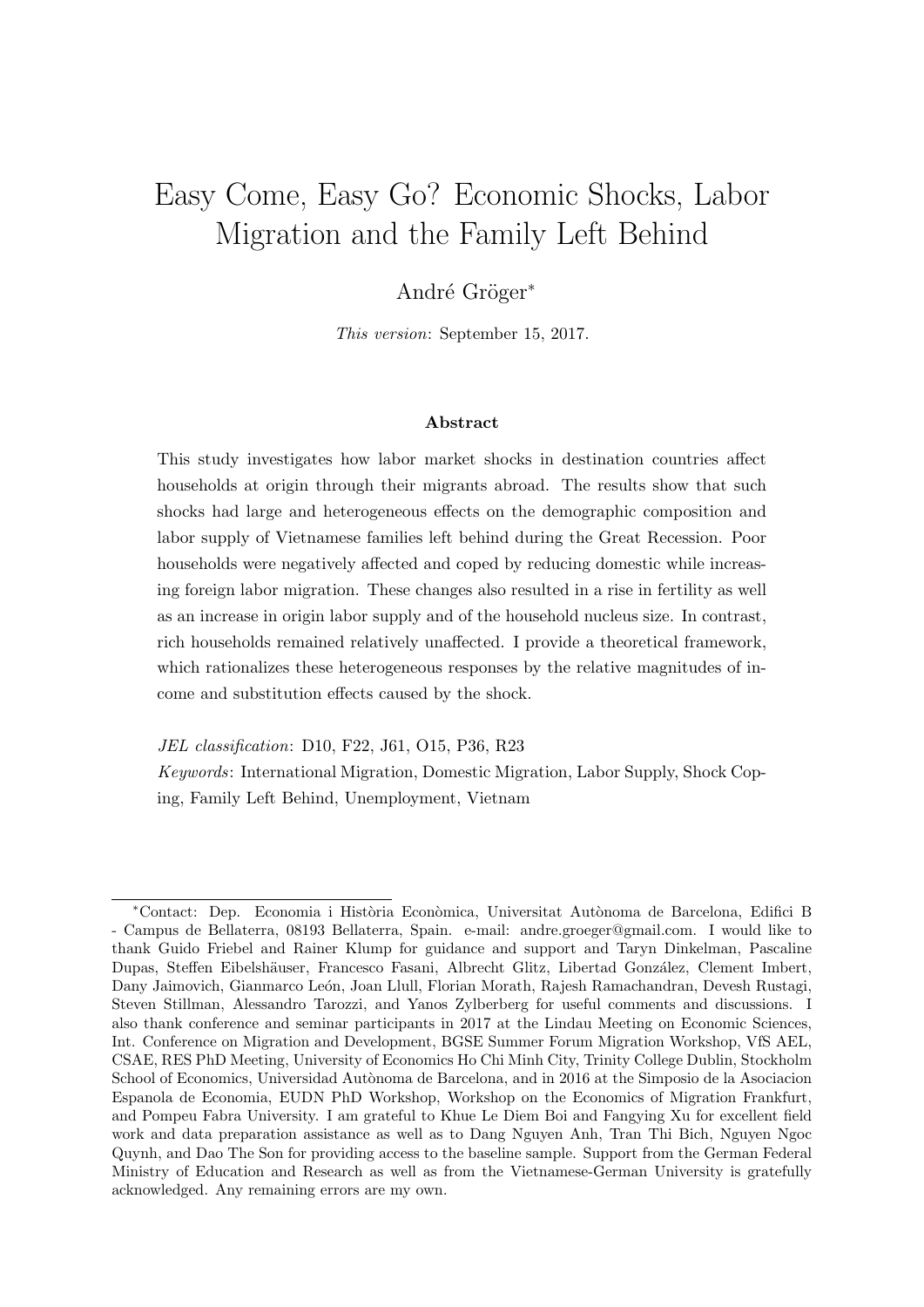# Easy Come, Easy Go? Economic Shocks, Labor Migration and the Family Left Behind

André Gröger*

*This version*: September 15, 2017.

### Abstract

This study investigates how labor market shocks in destination countries affect households at origin through their migrants abroad. The results show that such shocks had large and heterogeneous effects on the demographic composition and labor supply of Vietnamese families left behind during the Great Recession. Poor households were negatively affected and coped by reducing domestic while increasing foreign labor migration. These changes also resulted in a rise in fertility as well as an increase in origin labor supply and of the household nucleus size. In contrast, rich households remained relatively unaffected. I provide a theoretical framework, which rationalizes these heterogeneous responses by the relative magnitudes of income and substitution effects caused by the shock.

*JEL classification*: D10, F22, J61, O15, P36, R23

*Keywords*: International Migration, Domestic Migration, Labor Supply, Shock Coping, Family Left Behind, Unemployment, Vietnam

---

*Contact: Dep. Economia i Història Econòmica, Universitat Autònoma de Barcelona, Edifici B - Campus de Bellaterra, 08193 Bellaterra, Spain. e-mail: andre.groeger@gmail.com. I would like to thank Guido Friebel and Rainer Klump for guidance and support and Taryn Dinkelman, Pascaline Dupas, Steffen Eibelshäuser, Francesco Fasani, Albrecht Glitz, Libertad González, Clement Imbert, Dany Jaimovich, Gianmarco León, Joan Llull, Florian Morath, Rajesh Ramachandran, Devesh Rustagi, Steven Stillman, Alessandro Tarozzi, and Yanos Zylberberg for useful comments and discussions. I also thank conference and seminar participants in 2017 at the Lindau Meeting on Economic Sciences, Int. Conference on Migration and Development, BGSE Summer Forum Migration Workshop, VfS AEL, CSAE, RES PhD Meeting, University of Economics Ho Chi Minh City, Trinity College Dublin, Stockholm School of Economics, Universidad Autònoma de Barcelona, and in 2016 at the Simposio de la Asociacion Espanola de Economia, EUDN PhD Workshop, Workshop on the Economics of Migration Frankfurt, and Pompeu Fabra University. I am grateful to Khue Le Diem Boi and Fangying Xu for excellent field work and data preparation assistance as well as to Dang Nguyen Anh, Tran Thi Bich, Nguyen Ngoc Quynh, and Dao The Son for providing access to the baseline sample. Support from the German Federal Ministry of Education and Research as well as from the Vietnamese-German University is gratefully acknowledged. Any remaining errors are my own.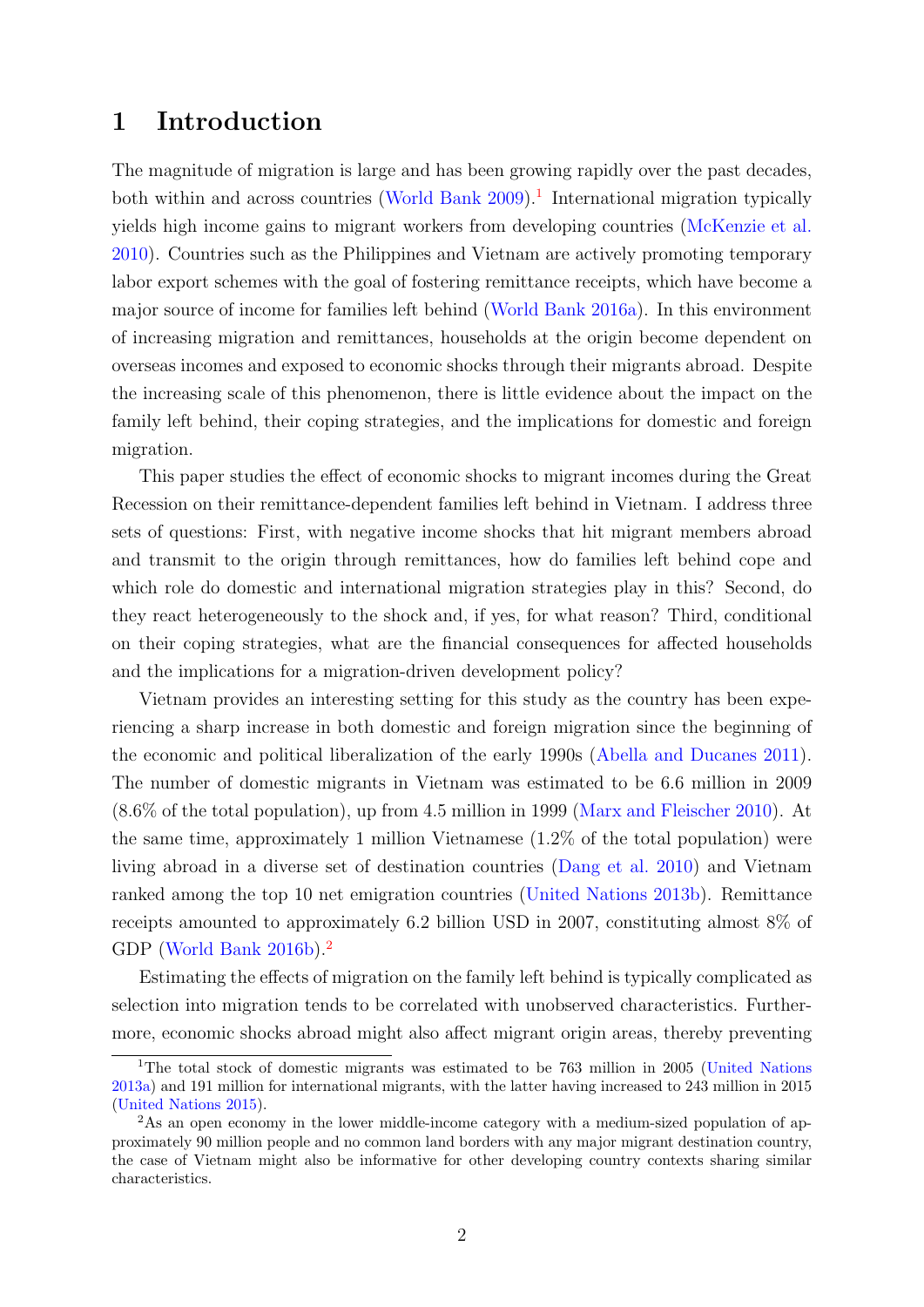# 1 Introduction

The magnitude of migration is large and has been growing rapidly over the past decades, both within and across countries (World Bank 2009).[1] International migration typically yields high income gains to migrant workers from developing countries (McKenzie et al. 2010). Countries such as the Philippines and Vietnam are actively promoting temporary labor export schemes with the goal of fostering remittance receipts, which have become a major source of income for families left behind (World Bank 2016a). In this environment of increasing migration and remittances, households at the origin become dependent on overseas incomes and exposed to economic shocks through their migrants abroad. Despite the increasing scale of this phenomenon, there is little evidence about the impact on the family left behind, their coping strategies, and the implications for domestic and foreign migration.

This paper studies the effect of economic shocks to migrant incomes during the Great Recession on their remittance-dependent families left behind in Vietnam. I address three sets of questions: First, with negative income shocks that hit migrant members abroad and transmit to the origin through remittances, how do families left behind cope and which role do domestic and international migration strategies play in this? Second, do they react heterogeneously to the shock and, if yes, for what reason? Third, conditional on their coping strategies, what are the financial consequences for affected households and the implications for a migration-driven development policy?

Vietnam provides an interesting setting for this study as the country has been experiencing a sharp increase in both domestic and foreign migration since the beginning of the economic and political liberalization of the early 1990s (Abella and Ducanes 2011). The number of domestic migrants in Vietnam was estimated to be 6.6 million in 2009 (8.6% of the total population), up from 4.5 million in 1999 (Marx and Fleischer 2010). At the same time, approximately 1 million Vietnamese (1.2% of the total population) were living abroad in a diverse set of destination countries (Dang et al. 2010) and Vietnam ranked among the top 10 net emigration countries (United Nations 2013b). Remittance receipts amounted to approximately 6.2 billion USD in 2007, constituting almost 8% of GDP (World Bank 2016b).[2]

Estimating the effects of migration on the family left behind is typically complicated as selection into migration tends to be correlated with unobserved characteristics. Furthermore, economic shocks abroad might also affect migrant origin areas, thereby preventing

---

[1] The total stock of domestic migrants was estimated to be 763 million in 2005 (United Nations 2013a) and 191 million for international migrants, with the latter having increased to 243 million in 2015 (United Nations 2015).

[2] As an open economy in the lower middle-income category with a medium-sized population of approximately 90 million people and no common land borders with any major migrant destination country, the case of Vietnam might also be informative for other developing country contexts sharing similar characteristics.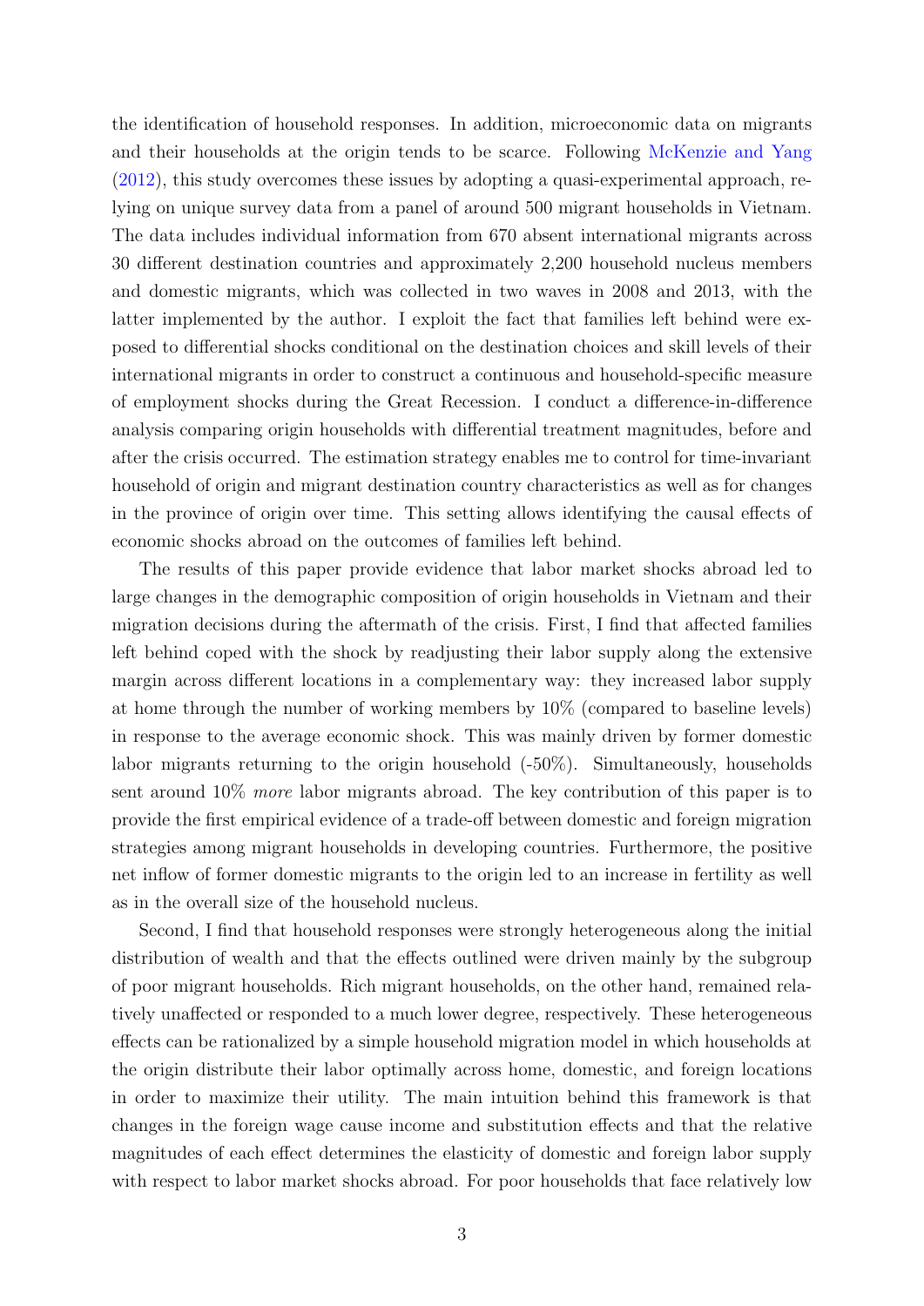the identification of household responses. In addition, microeconomic data on migrants and their households at the origin tends to be scarce. Following McKenzie and Yang (2012), this study overcomes these issues by adopting a quasi-experimental approach, relying on unique survey data from a panel of around 500 migrant households in Vietnam. The data includes individual information from 670 absent international migrants across 30 different destination countries and approximately 2,200 household nucleus members and domestic migrants, which was collected in two waves in 2008 and 2013, with the latter implemented by the author. I exploit the fact that families left behind were exposed to differential shocks conditional on the destination choices and skill levels of their international migrants in order to construct a continuous and household-specific measure of employment shocks during the Great Recession. I conduct a difference-in-difference analysis comparing origin households with differential treatment magnitudes, before and after the crisis occurred. The estimation strategy enables me to control for time-invariant household of origin and migrant destination country characteristics as well as for changes in the province of origin over time. This setting allows identifying the causal effects of economic shocks abroad on the outcomes of families left behind.

The results of this paper provide evidence that labor market shocks abroad led to large changes in the demographic composition of origin households in Vietnam and their migration decisions during the aftermath of the crisis. First, I find that affected families left behind coped with the shock by readjusting their labor supply along the extensive margin across different locations in a complementary way: they increased labor supply at home through the number of working members by 10% (compared to baseline levels) in response to the average economic shock. This was mainly driven by former domestic labor migrants returning to the origin household (-50%). Simultaneously, households sent around 10% *more* labor migrants abroad. The key contribution of this paper is to provide the first empirical evidence of a trade-off between domestic and foreign migration strategies among migrant households in developing countries. Furthermore, the positive net inflow of former domestic migrants to the origin led to an increase in fertility as well as in the overall size of the household nucleus.

Second, I find that household responses were strongly heterogeneous along the initial distribution of wealth and that the effects outlined were driven mainly by the subgroup of poor migrant households. Rich migrant households, on the other hand, remained relatively unaffected or responded to a much lower degree, respectively. These heterogeneous effects can be rationalized by a simple household migration model in which households at the origin distribute their labor optimally across home, domestic, and foreign locations in order to maximize their utility. The main intuition behind this framework is that changes in the foreign wage cause income and substitution effects and that the relative magnitudes of each effect determines the elasticity of domestic and foreign labor supply with respect to labor market shocks abroad. For poor households that face relatively low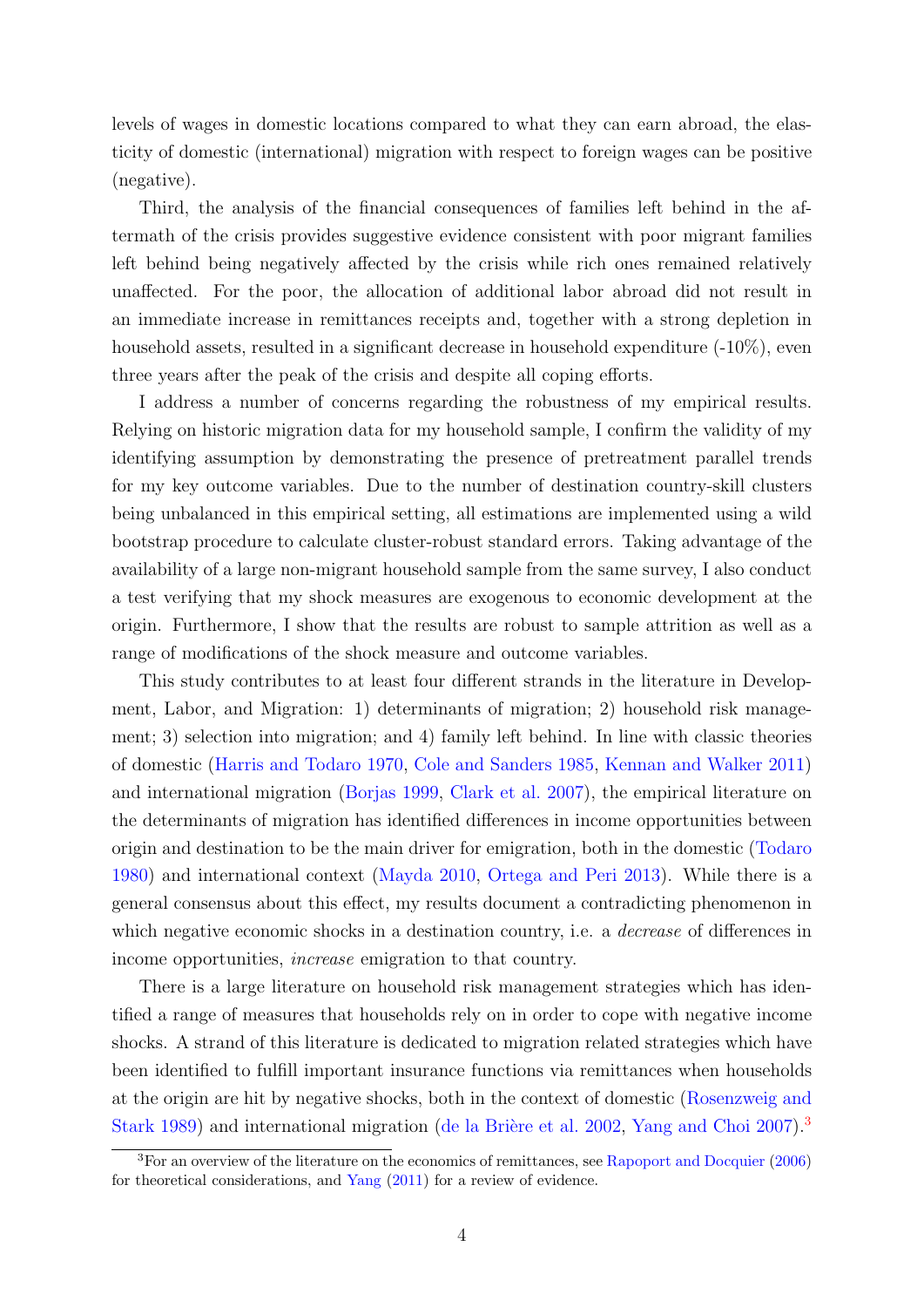levels of wages in domestic locations compared to what they can earn abroad, the elasticity of domestic (international) migration with respect to foreign wages can be positive (negative).

Third, the analysis of the financial consequences of families left behind in the aftermath of the crisis provides suggestive evidence consistent with poor migrant families left behind being negatively affected by the crisis while rich ones remained relatively unaffected. For the poor, the allocation of additional labor abroad did not result in an immediate increase in remittances receipts and, together with a strong depletion in household assets, resulted in a significant decrease in household expenditure (-10%), even three years after the peak of the crisis and despite all coping efforts.

I address a number of concerns regarding the robustness of my empirical results. Relying on historic migration data for my household sample, I confirm the validity of my identifying assumption by demonstrating the presence of pretreatment parallel trends for my key outcome variables. Due to the number of destination country-skill clusters being unbalanced in this empirical setting, all estimations are implemented using a wild bootstrap procedure to calculate cluster-robust standard errors. Taking advantage of the availability of a large non-migrant household sample from the same survey, I also conduct a test verifying that my shock measures are exogenous to economic development at the origin. Furthermore, I show that the results are robust to sample attrition as well as a range of modifications of the shock measure and outcome variables.

This study contributes to at least four different strands in the literature in Development, Labor, and Migration: 1) determinants of migration; 2) household risk management; 3) selection into migration; and 4) family left behind. In line with classic theories of domestic (Harris and Todaro 1970, Cole and Sanders 1985, Kennan and Walker 2011) and international migration (Borjas 1999, Clark et al. 2007), the empirical literature on the determinants of migration has identified differences in income opportunities between origin and destination to be the main driver for emigration, both in the domestic (Todaro 1980) and international context (Mayda 2010, Ortega and Peri 2013). While there is a general consensus about this effect, my results document a contradicting phenomenon in which negative economic shocks in a destination country, i.e. a *decrease* of differences in income opportunities, *increase* emigration to that country.

There is a large literature on household risk management strategies which has identified a range of measures that households rely on in order to cope with negative income shocks. A strand of this literature is dedicated to migration related strategies which have been identified to fulfill important insurance functions via remittances when households at the origin are hit by negative shocks, both in the context of domestic (Rosenzweig and Stark 1989) and international migration (de la Brière et al. 2002, Yang and Choi 2007).[3]

[3] For an overview of the literature on the economics of remittances, see Rapoport and Docquier (2006) for theoretical considerations, and Yang (2011) for a review of evidence.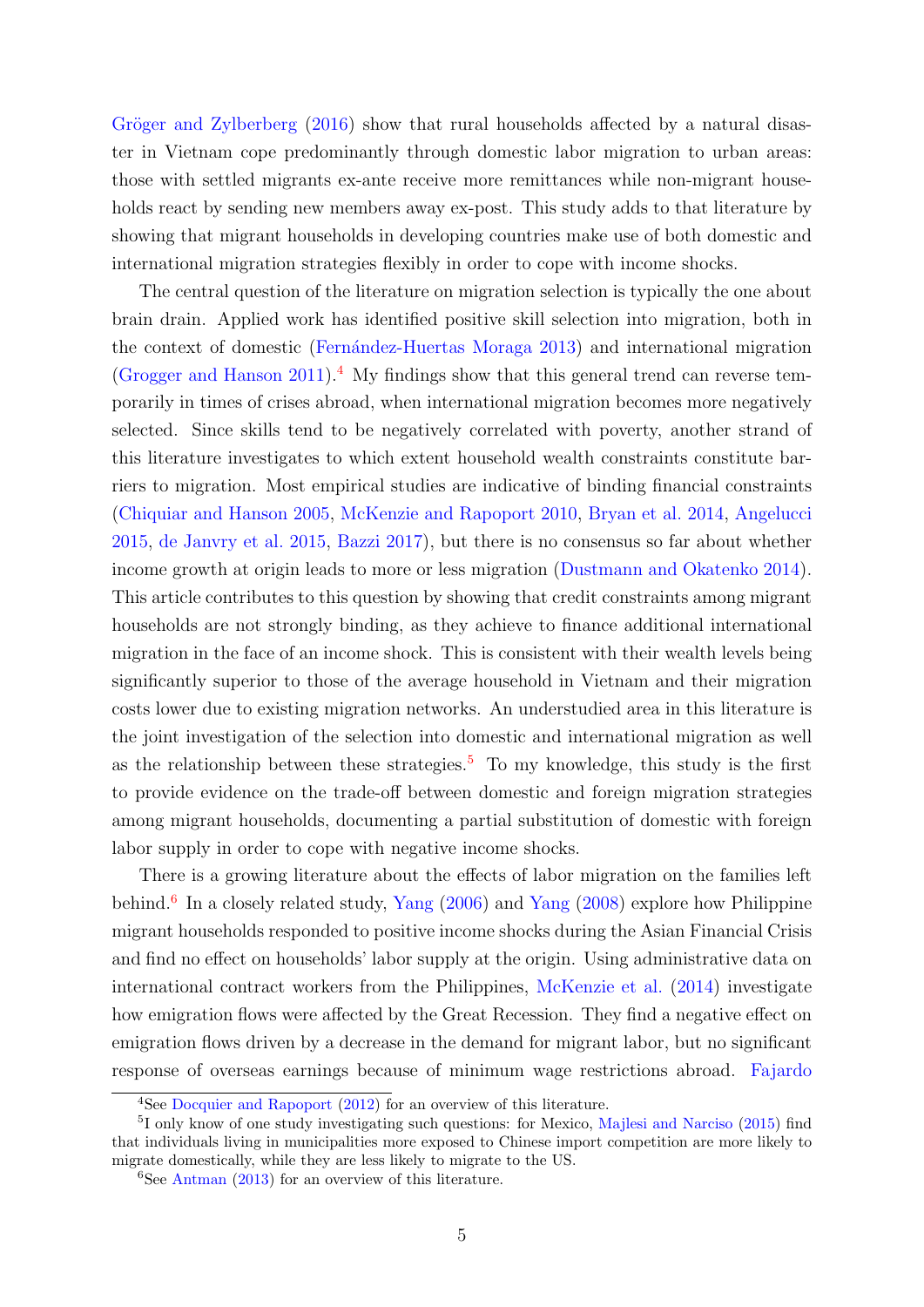Gröger and Zylberberg (2016) show that rural households affected by a natural disaster in Vietnam cope predominantly through domestic labor migration to urban areas: those with settled migrants ex-ante receive more remittances while non-migrant households react by sending new members away ex-post. This study adds to that literature by showing that migrant households in developing countries make use of both domestic and international migration strategies flexibly in order to cope with income shocks.

The central question of the literature on migration selection is typically the one about brain drain. Applied work has identified positive skill selection into migration, both in the context of domestic (Fernández-Huertas Moraga 2013) and international migration (Grogger and Hanson 2011).[4] My findings show that this general trend can reverse temporarily in times of crises abroad, when international migration becomes more negatively selected. Since skills tend to be negatively correlated with poverty, another strand of this literature investigates to which extent household wealth constraints constitute barriers to migration. Most empirical studies are indicative of binding financial constraints (Chiquiar and Hanson 2005, McKenzie and Rapoport 2010, Bryan et al. 2014, Angelucci 2015, de Janvry et al. 2015, Bazzi 2017), but there is no consensus so far about whether income growth at origin leads to more or less migration (Dustmann and Okatenko 2014). This article contributes to this question by showing that credit constraints among migrant households are not strongly binding, as they achieve to finance additional international migration in the face of an income shock. This is consistent with their wealth levels being significantly superior to those of the average household in Vietnam and their migration costs lower due to existing migration networks. An understudied area in this literature is the joint investigation of the selection into domestic and international migration as well as the relationship between these strategies.[5] To my knowledge, this study is the first to provide evidence on the trade-off between domestic and foreign migration strategies among migrant households, documenting a partial substitution of domestic with foreign labor supply in order to cope with negative income shocks.

There is a growing literature about the effects of labor migration on the families left behind.[6] In a closely related study, Yang (2006) and Yang (2008) explore how Philippine migrant households responded to positive income shocks during the Asian Financial Crisis and find no effect on households' labor supply at the origin. Using administrative data on international contract workers from the Philippines, McKenzie et al. (2014) investigate how emigration flows were affected by the Great Recession. They find a negative effect on emigration flows driven by a decrease in the demand for migrant labor, but no significant response of overseas earnings because of minimum wage restrictions abroad. Fajardo

[4] See Docquier and Rapoport (2012) for an overview of this literature.

[5] I only know of one study investigating such questions: for Mexico, Majlesi and Narciso (2015) find that individuals living in municipalities more exposed to Chinese import competition are more likely to migrate domestically, while they are less likely to migrate to the US.

[6] See Antman (2013) for an overview of this literature.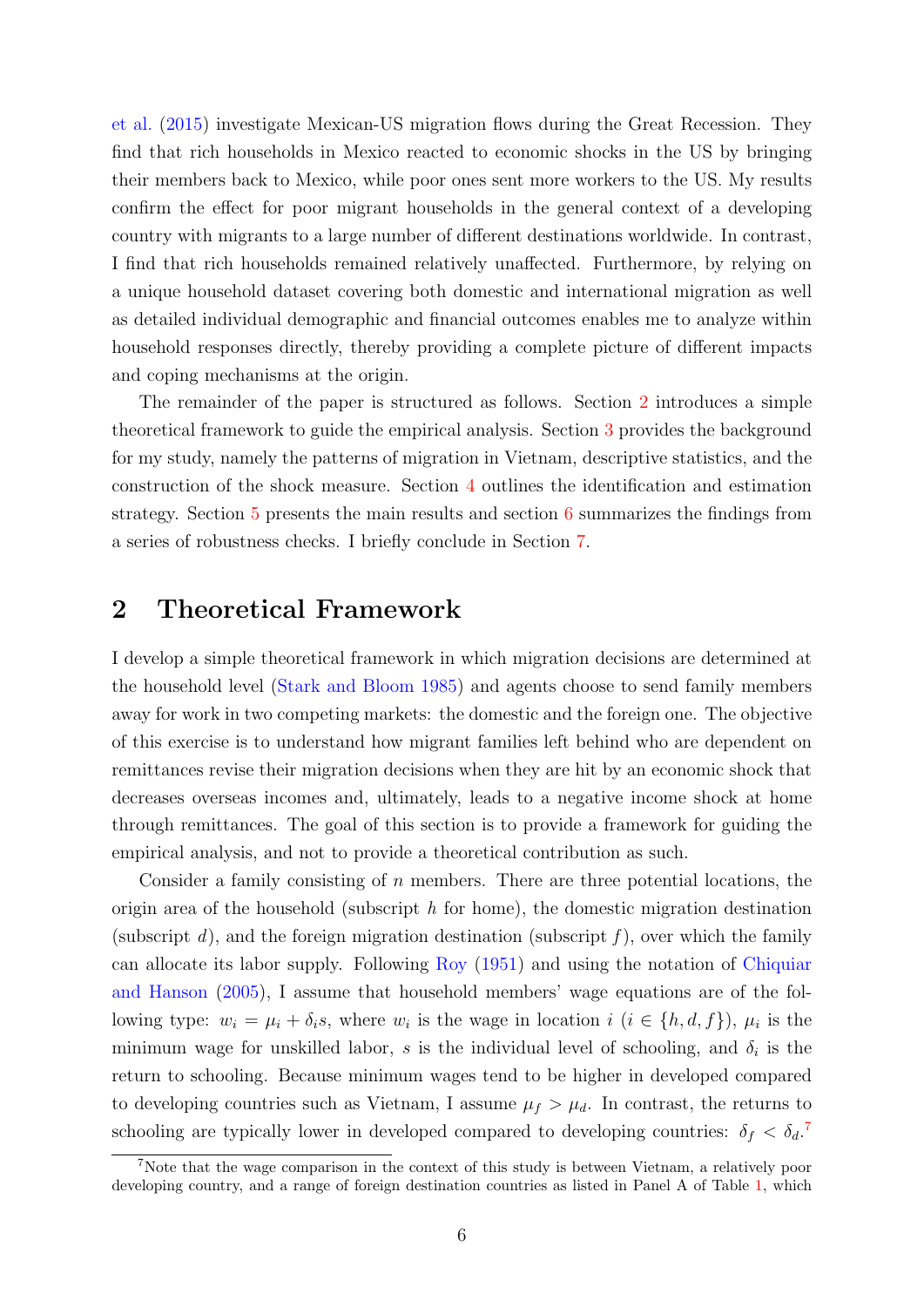et al. (2015) investigate Mexican-US migration flows during the Great Recession. They find that rich households in Mexico reacted to economic shocks in the US by bringing their members back to Mexico, while poor ones sent more workers to the US. My results confirm the effect for poor migrant households in the general context of a developing country with migrants to a large number of different destinations worldwide. In contrast, I find that rich households remained relatively unaffected. Furthermore, by relying on a unique household dataset covering both domestic and international migration as well as detailed individual demographic and financial outcomes enables me to analyze within household responses directly, thereby providing a complete picture of different impacts and coping mechanisms at the origin.

The remainder of the paper is structured as follows. Section 2 introduces a simple theoretical framework to guide the empirical analysis. Section 3 provides the background for my study, namely the patterns of migration in Vietnam, descriptive statistics, and the construction of the shock measure. Section 4 outlines the identification and estimation strategy. Section 5 presents the main results and section 6 summarizes the findings from a series of robustness checks. I briefly conclude in Section 7.

## 2 Theoretical Framework

I develop a simple theoretical framework in which migration decisions are determined at the household level (Stark and Bloom 1985) and agents choose to send family members away for work in two competing markets: the domestic and the foreign one. The objective of this exercise is to understand how migrant families left behind who are dependent on remittances revise their migration decisions when they are hit by an economic shock that decreases overseas incomes and, ultimately, leads to a negative income shock at home through remittances. The goal of this section is to provide a framework for guiding the empirical analysis, and not to provide a theoretical contribution as such.

Consider a family consisting of $n$ members. There are three potential locations, the origin area of the household (subscript $h$ for home), the domestic migration destination (subscript $d$), and the foreign migration destination (subscript $f$), over which the family can allocate its labor supply. Following Roy (1951) and using the notation of Chiquiar and Hanson (2005), I assume that household members' wage equations are of the following type: $w_i = \mu_i + \delta_i s$, where $w_i$ is the wage in location $i$ ($i \in \{h, d, f\}$), $\mu_i$ is the minimum wage for unskilled labor, $s$ is the individual level of schooling, and $\delta_i$ is the return to schooling. Because minimum wages tend to be higher in developed compared to developing countries such as Vietnam, I assume $\mu_f > \mu_d$. In contrast, the returns to schooling are typically lower in developed compared to developing countries: $\delta_f < \delta_d$.[7]

[7]Note that the wage comparison in the context of this study is between Vietnam, a relatively poor developing country, and a range of foreign destination countries as listed in Panel A of Table 1, which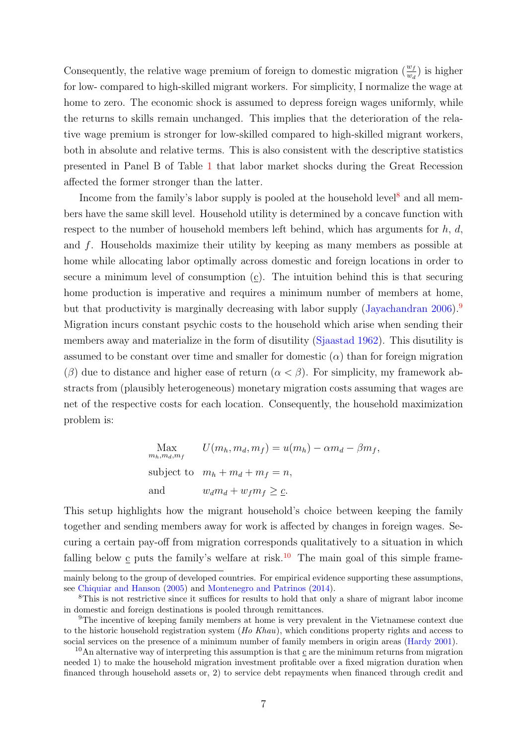Consequently, the relative wage premium of foreign to domestic migration ($\frac{w_f}{w_d}$) is higher for low- compared to high-skilled migrant workers. For simplicity, I normalize the wage at home to zero. The economic shock is assumed to depress foreign wages uniformly, while the returns to skills remain unchanged. This implies that the deterioration of the relative wage premium is stronger for low-skilled compared to high-skilled migrant workers, both in absolute and relative terms. This is also consistent with the descriptive statistics presented in Panel B of Table 1 that labor market shocks during the Great Recession affected the former stronger than the latter.

Income from the family's labor supply is pooled at the household level[8] and all members have the same skill level. Household utility is determined by a concave function with respect to the number of household members left behind, which has arguments for $h$, $d$, and $f$. Households maximize their utility by keeping as many members as possible at home while allocating labor optimally across domestic and foreign locations in order to secure a minimum level of consumption ($\underline{c}$). The intuition behind this is that securing home production is imperative and requires a minimum number of members at home, but that productivity is marginally decreasing with labor supply (Jayachandran 2006).[9] Migration incurs constant psychic costs to the household which arise when sending their members away and materialize in the form of disutility (Sjaastad 1962). This disutility is assumed to be constant over time and smaller for domestic ($\alpha$) than for foreign migration ($\beta$) due to distance and higher ease of return ($\alpha < \beta$). For simplicity, my framework abstracts from (plausibly heterogeneous) monetary migration costs assuming that wages are net of the respective costs for each location. Consequently, the household maximization problem is:

$$\begin{aligned}
\underset{m_h, m_d, m_f}{\text{Max}} \quad & U(m_h, m_d, m_f) = u(m_h) - \alpha m_d - \beta m_f, \\
\text{subject to} \quad & m_h + m_d + m_f = n, \\
\text{and} \quad & w_d m_d + w_f m_f \geq \underline{c}.
\end{aligned}$$

This setup highlights how the migrant household's choice between keeping the family together and sending members away for work is affected by changes in foreign wages. Securing a certain pay-off from migration corresponds qualitatively to a situation in which falling below $\underline{c}$ puts the family's welfare at risk.[10] The main goal of this simple frame-

---

mainly belong to the group of developed countries. For empirical evidence supporting these assumptions, see Chiquiar and Hanson (2005) and Montenegro and Patrinos (2014).

[8] This is not restrictive since it suffices for results to hold that only a share of migrant labor income in domestic and foreign destinations is pooled through remittances.

[9] The incentive of keeping family members at home is very prevalent in the Vietnamese context due to the historic household registration system (*Ho Khau*), which conditions property rights and access to social services on the presence of a minimum number of family members in origin areas (Hardy 2001).

[10] An alternative way of interpreting this assumption is that $\underline{c}$ are the minimum returns from migration needed 1) to make the household migration investment profitable over a fixed migration duration when financed through household assets or, 2) to service debt repayments when financed through credit and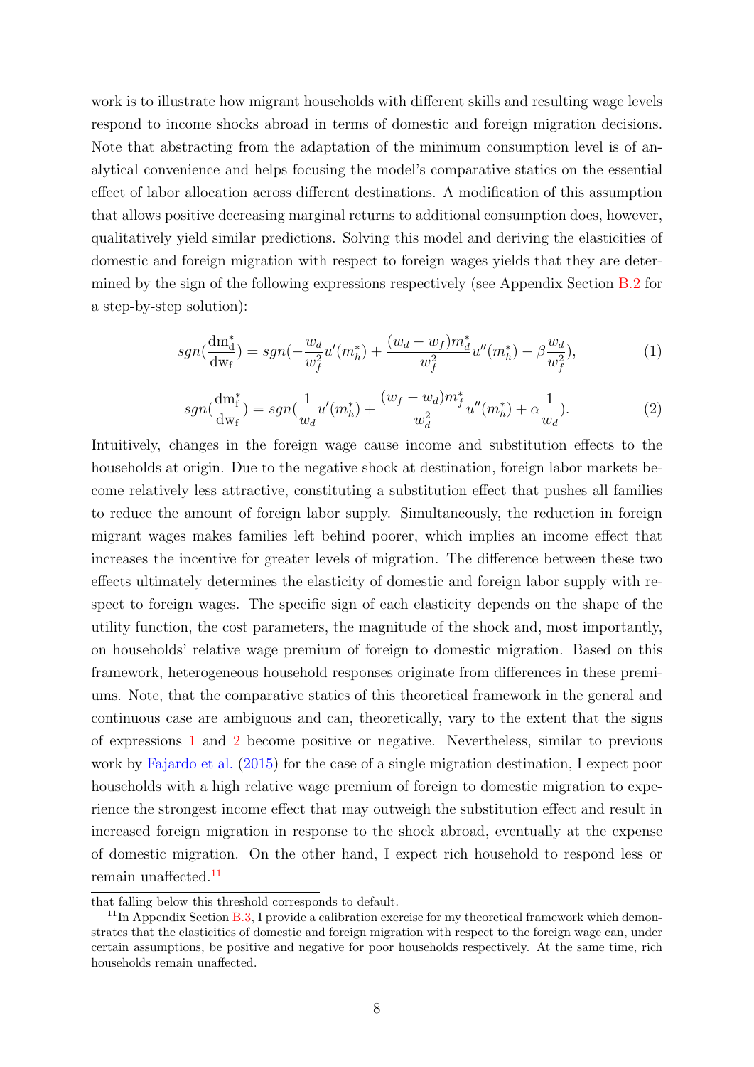work is to illustrate how migrant households with different skills and resulting wage levels respond to income shocks abroad in terms of domestic and foreign migration decisions. Note that abstracting from the adaptation of the minimum consumption level is of analytical convenience and helps focusing the model's comparative statics on the essential effect of labor allocation across different destinations. A modification of this assumption that allows positive decreasing marginal returns to additional consumption does, however, qualitatively yield similar predictions. Solving this model and deriving the elasticities of domestic and foreign migration with respect to foreign wages yields that they are determined by the sign of the following expressions respectively (see Appendix Section B.2 for a step-by-step solution):

$$sgn(\frac{\mathrm{dm}_{\mathrm{d}}^{*}}{\mathrm{dw}_{\mathrm{f}}}) = sgn(-\frac{w_d}{w_f^2}u'(m_h^*) + \frac{(w_d - w_f)m_d^*}{w_f^2}u''(m_h^*) - \beta\frac{w_d}{w_f^2}), \tag{1}$$

$$sgn(\frac{\mathrm{dm}_{\mathrm{f}}^{*}}{\mathrm{dw}_{\mathrm{f}}}) = sgn(\frac{1}{w_d}u'(m_h^*) + \frac{(w_f - w_d)m_f^*}{w_d^2}u''(m_h^*) + \alpha\frac{1}{w_d}). \tag{2}$$

Intuitively, changes in the foreign wage cause income and substitution effects to the households at origin. Due to the negative shock at destination, foreign labor markets become relatively less attractive, constituting a substitution effect that pushes all families to reduce the amount of foreign labor supply. Simultaneously, the reduction in foreign migrant wages makes families left behind poorer, which implies an income effect that increases the incentive for greater levels of migration. The difference between these two effects ultimately determines the elasticity of domestic and foreign labor supply with respect to foreign wages. The specific sign of each elasticity depends on the shape of the utility function, the cost parameters, the magnitude of the shock and, most importantly, on households' relative wage premium of foreign to domestic migration. Based on this framework, heterogeneous household responses originate from differences in these premiums. Note, that the comparative statics of this theoretical framework in the general and continuous case are ambiguous and can, theoretically, vary to the extent that the signs of expressions 1 and 2 become positive or negative. Nevertheless, similar to previous work by Fajardo et al. (2015) for the case of a single migration destination, I expect poor households with a high relative wage premium of foreign to domestic migration to experience the strongest income effect that may outweigh the substitution effect and result in increased foreign migration in response to the shock abroad, eventually at the expense of domestic migration. On the other hand, I expect rich household to respond less or remain unaffected.[11]

that falling below this threshold corresponds to default.

[11] In Appendix Section B.3, I provide a calibration exercise for my theoretical framework which demonstrates that the elasticities of domestic and foreign migration with respect to the foreign wage can, under certain assumptions, be positive and negative for poor households respectively. At the same time, rich households remain unaffected.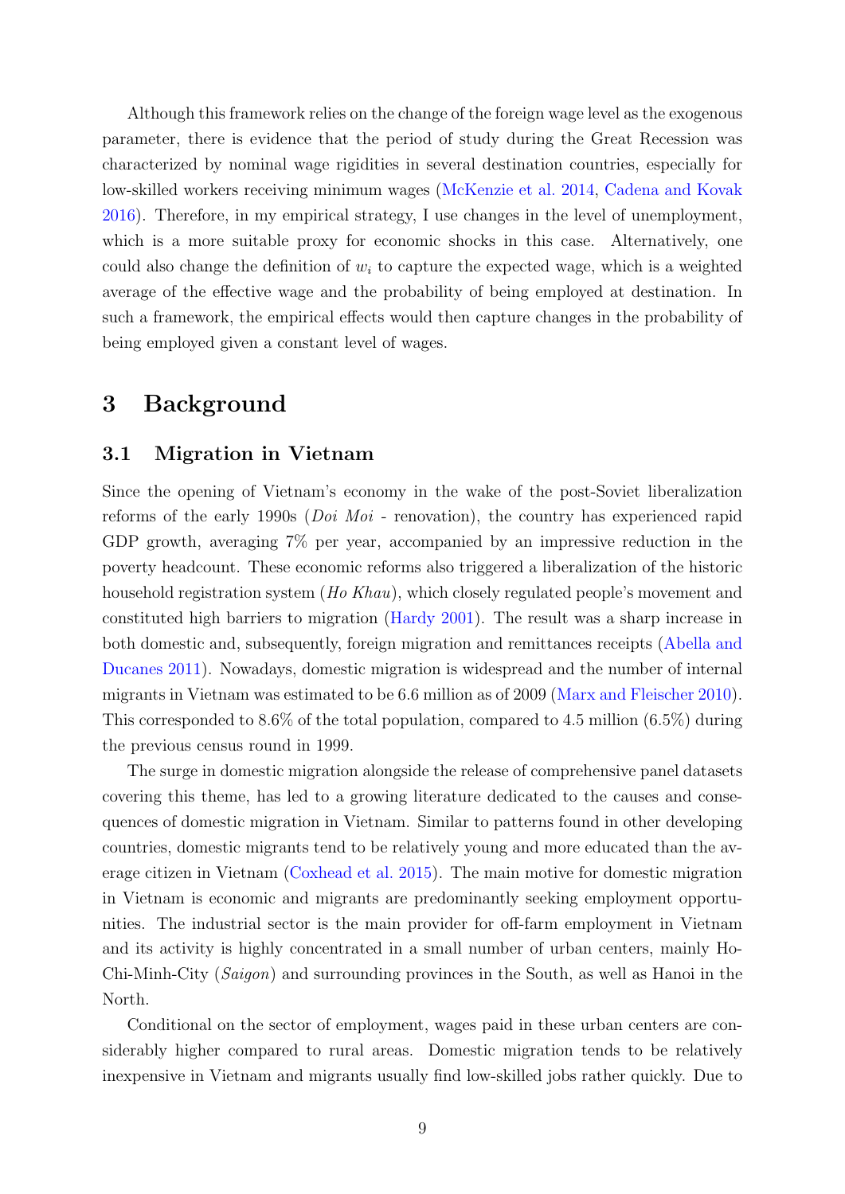Although this framework relies on the change of the foreign wage level as the exogenous parameter, there is evidence that the period of study during the Great Recession was characterized by nominal wage rigidities in several destination countries, especially for low-skilled workers receiving minimum wages (McKenzie et al. 2014, Cadena and Kovak 2016). Therefore, in my empirical strategy, I use changes in the level of unemployment, which is a more suitable proxy for economic shocks in this case. Alternatively, one could also change the definition of $w_i$ to capture the expected wage, which is a weighted average of the effective wage and the probability of being employed at destination. In such a framework, the empirical effects would then capture changes in the probability of being employed given a constant level of wages.

# 3 Background

## 3.1 Migration in Vietnam

Since the opening of Vietnam's economy in the wake of the post-Soviet liberalization reforms of the early 1990s (*Doi Moi* - renovation), the country has experienced rapid GDP growth, averaging 7% per year, accompanied by an impressive reduction in the poverty headcount. These economic reforms also triggered a liberalization of the historic household registration system (*Ho Khau*), which closely regulated people's movement and constituted high barriers to migration (Hardy 2001). The result was a sharp increase in both domestic and, subsequently, foreign migration and remittances receipts (Abella and Ducanes 2011). Nowadays, domestic migration is widespread and the number of internal migrants in Vietnam was estimated to be 6.6 million as of 2009 (Marx and Fleischer 2010). This corresponded to 8.6% of the total population, compared to 4.5 million (6.5%) during the previous census round in 1999.

The surge in domestic migration alongside the release of comprehensive panel datasets covering this theme, has led to a growing literature dedicated to the causes and consequences of domestic migration in Vietnam. Similar to patterns found in other developing countries, domestic migrants tend to be relatively young and more educated than the average citizen in Vietnam (Coxhead et al. 2015). The main motive for domestic migration in Vietnam is economic and migrants are predominantly seeking employment opportunities. The industrial sector is the main provider for off-farm employment in Vietnam and its activity is highly concentrated in a small number of urban centers, mainly Ho-Chi-Minh-City (*Saigon*) and surrounding provinces in the South, as well as Hanoi in the North.

Conditional on the sector of employment, wages paid in these urban centers are considerably higher compared to rural areas. Domestic migration tends to be relatively inexpensive in Vietnam and migrants usually find low-skilled jobs rather quickly. Due to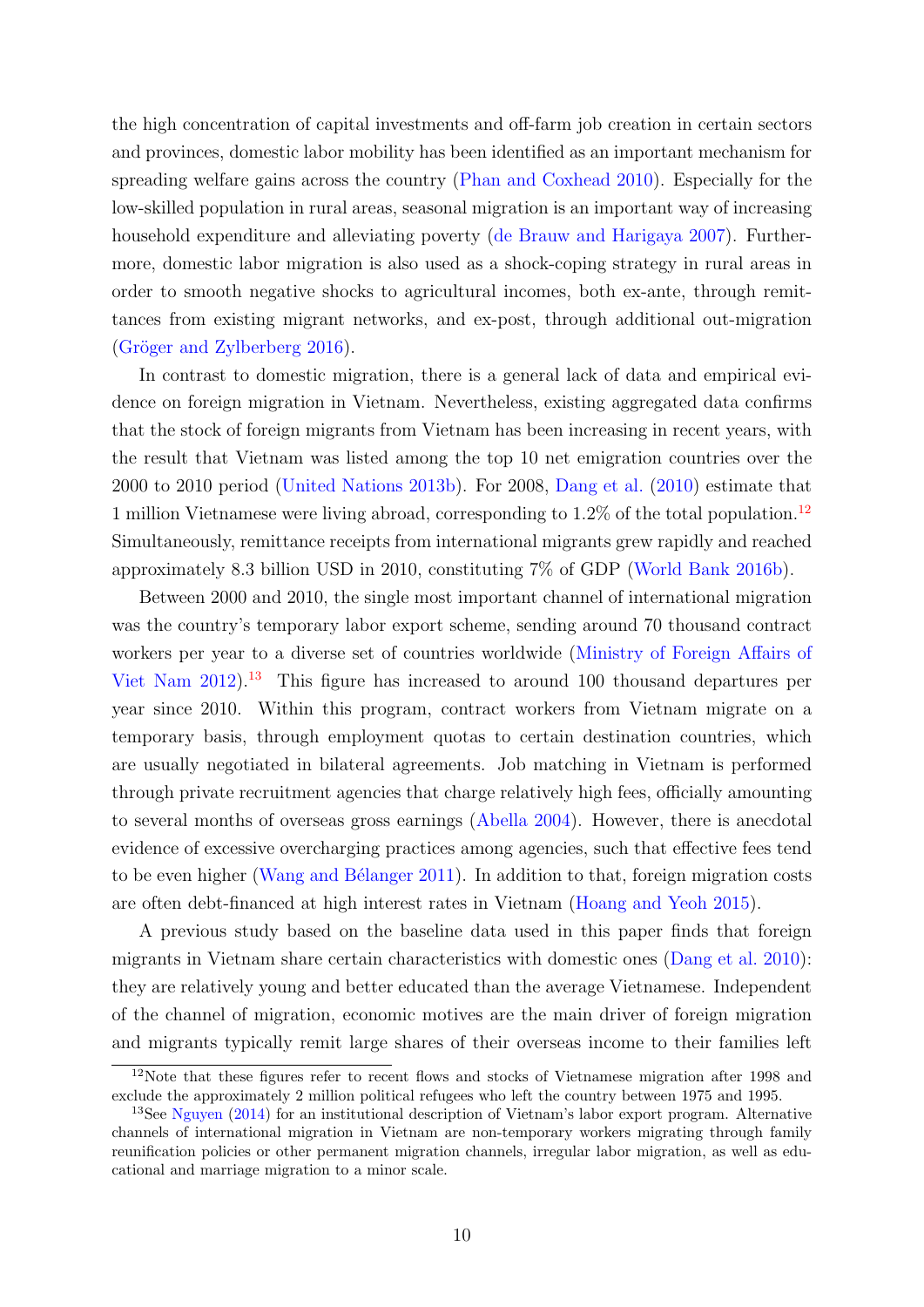the high concentration of capital investments and off-farm job creation in certain sectors and provinces, domestic labor mobility has been identified as an important mechanism for spreading welfare gains across the country (Phan and Coxhead 2010). Especially for the low-skilled population in rural areas, seasonal migration is an important way of increasing household expenditure and alleviating poverty (de Brauw and Harigaya 2007). Furthermore, domestic labor migration is also used as a shock-coping strategy in rural areas in order to smooth negative shocks to agricultural incomes, both ex-ante, through remittances from existing migrant networks, and ex-post, through additional out-migration (Gröger and Zylberberg 2016).

In contrast to domestic migration, there is a general lack of data and empirical evidence on foreign migration in Vietnam. Nevertheless, existing aggregated data confirms that the stock of foreign migrants from Vietnam has been increasing in recent years, with the result that Vietnam was listed among the top 10 net emigration countries over the 2000 to 2010 period (United Nations 2013b). For 2008, Dang et al. (2010) estimate that 1 million Vietnamese were living abroad, corresponding to 1.2% of the total population.[12] Simultaneously, remittance receipts from international migrants grew rapidly and reached approximately 8.3 billion USD in 2010, constituting 7% of GDP (World Bank 2016b).

Between 2000 and 2010, the single most important channel of international migration was the country's temporary labor export scheme, sending around 70 thousand contract workers per year to a diverse set of countries worldwide (Ministry of Foreign Affairs of Viet Nam 2012).[13] This figure has increased to around 100 thousand departures per year since 2010. Within this program, contract workers from Vietnam migrate on a temporary basis, through employment quotas to certain destination countries, which are usually negotiated in bilateral agreements. Job matching in Vietnam is performed through private recruitment agencies that charge relatively high fees, officially amounting to several months of overseas gross earnings (Abella 2004). However, there is anecdotal evidence of excessive overcharging practices among agencies, such that effective fees tend to be even higher (Wang and Bélanger 2011). In addition to that, foreign migration costs are often debt-financed at high interest rates in Vietnam (Hoang and Yeoh 2015).

A previous study based on the baseline data used in this paper finds that foreign migrants in Vietnam share certain characteristics with domestic ones (Dang et al. 2010): they are relatively young and better educated than the average Vietnamese. Independent of the channel of migration, economic motives are the main driver of foreign migration and migrants typically remit large shares of their overseas income to their families left

[12] Note that these figures refer to recent flows and stocks of Vietnamese migration after 1998 and exclude the approximately 2 million political refugees who left the country between 1975 and 1995.

[13] See Nguyen (2014) for an institutional description of Vietnam's labor export program. Alternative channels of international migration in Vietnam are non-temporary workers migrating through family reunification policies or other permanent migration channels, irregular labor migration, as well as educational and marriage migration to a minor scale.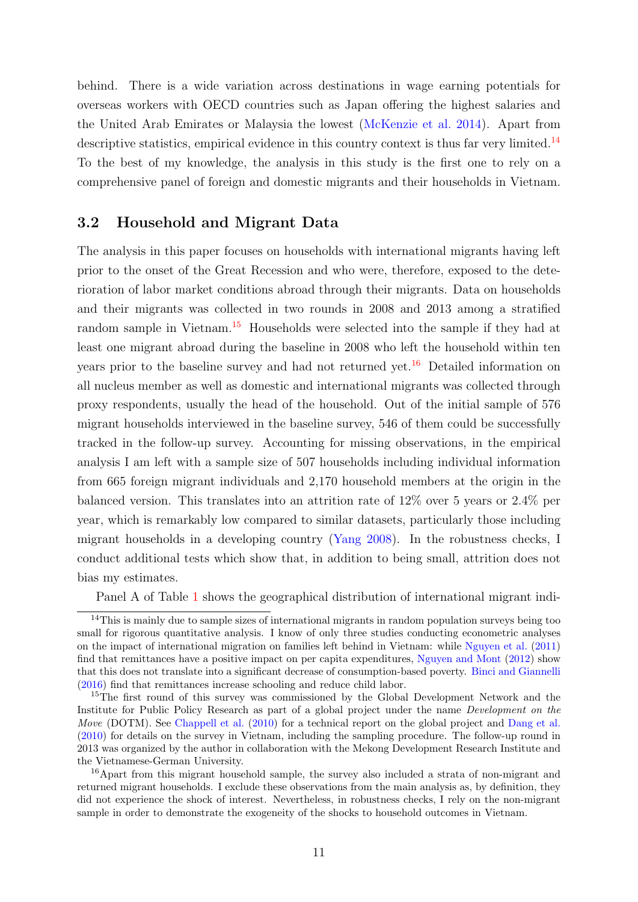behind. There is a wide variation across destinations in wage earning potentials for overseas workers with OECD countries such as Japan offering the highest salaries and the United Arab Emirates or Malaysia the lowest (McKenzie et al. 2014). Apart from descriptive statistics, empirical evidence in this country context is thus far very limited.[14] To the best of my knowledge, the analysis in this study is the first one to rely on a comprehensive panel of foreign and domestic migrants and their households in Vietnam.

## 3.2 Household and Migrant Data

The analysis in this paper focuses on households with international migrants having left prior to the onset of the Great Recession and who were, therefore, exposed to the deterioration of labor market conditions abroad through their migrants. Data on households and their migrants was collected in two rounds in 2008 and 2013 among a stratified random sample in Vietnam.[15] Households were selected into the sample if they had at least one migrant abroad during the baseline in 2008 who left the household within ten years prior to the baseline survey and had not returned yet.[16] Detailed information on all nucleus member as well as domestic and international migrants was collected through proxy respondents, usually the head of the household. Out of the initial sample of 576 migrant households interviewed in the baseline survey, 546 of them could be successfully tracked in the follow-up survey. Accounting for missing observations, in the empirical analysis I am left with a sample size of 507 households including individual information from 665 foreign migrant individuals and 2,170 household members at the origin in the balanced version. This translates into an attrition rate of 12% over 5 years or 2.4% per year, which is remarkably low compared to similar datasets, particularly those including migrant households in a developing country (Yang 2008). In the robustness checks, I conduct additional tests which show that, in addition to being small, attrition does not bias my estimates.

Panel A of Table 1 shows the geographical distribution of international migrant indi-

---

[14] This is mainly due to sample sizes of international migrants in random population surveys being too small for rigorous quantitative analysis. I know of only three studies conducting econometric analyses on the impact of international migration on families left behind in Vietnam: while Nguyen et al. (2011) find that remittances have a positive impact on per capita expenditures, Nguyen and Mont (2012) show that this does not translate into a significant decrease of consumption-based poverty. Binci and Giannelli (2016) find that remittances increase schooling and reduce child labor.

[15] The first round of this survey was commissioned by the Global Development Network and the Institute for Public Policy Research as part of a global project under the name *Development on the Move* (DOTM). See Chappell et al. (2010) for a technical report on the global project and Dang et al. (2010) for details on the survey in Vietnam, including the sampling procedure. The follow-up round in 2013 was organized by the author in collaboration with the Mekong Development Research Institute and the Vietnamese-German University.

[16] Apart from this migrant household sample, the survey also included a strata of non-migrant and returned migrant households. I exclude these observations from the main analysis as, by definition, they did not experience the shock of interest. Nevertheless, in robustness checks, I rely on the non-migrant sample in order to demonstrate the exogeneity of the shocks to household outcomes in Vietnam.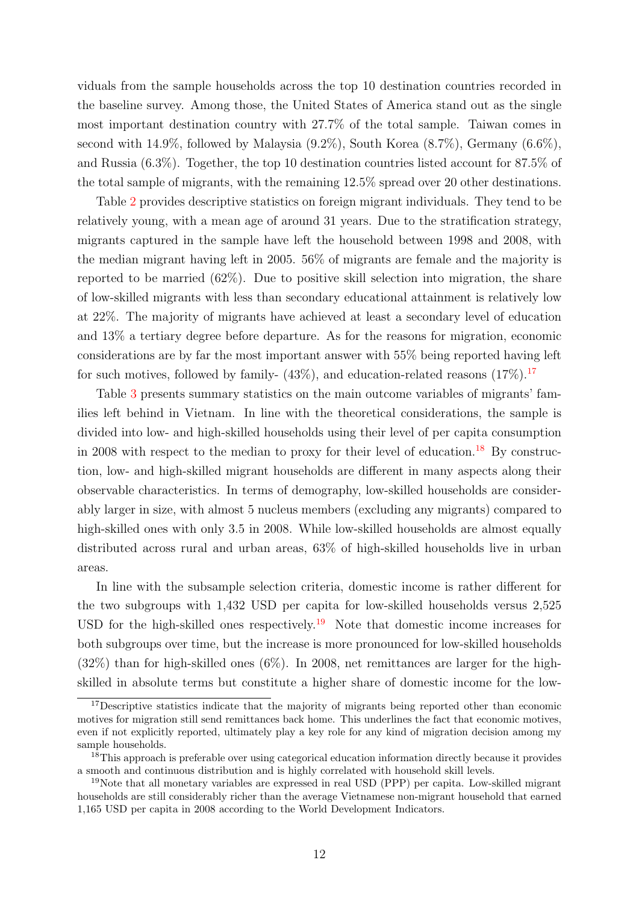viduals from the sample households across the top 10 destination countries recorded in the baseline survey. Among those, the United States of America stand out as the single most important destination country with 27.7% of the total sample. Taiwan comes in second with 14.9%, followed by Malaysia (9.2%), South Korea (8.7%), Germany (6.6%), and Russia (6.3%). Together, the top 10 destination countries listed account for 87.5% of the total sample of migrants, with the remaining 12.5% spread over 20 other destinations.

Table 2 provides descriptive statistics on foreign migrant individuals. They tend to be relatively young, with a mean age of around 31 years. Due to the stratification strategy, migrants captured in the sample have left the household between 1998 and 2008, with the median migrant having left in 2005. 56% of migrants are female and the majority is reported to be married (62%). Due to positive skill selection into migration, the share of low-skilled migrants with less than secondary educational attainment is relatively low at 22%. The majority of migrants have achieved at least a secondary level of education and 13% a tertiary degree before departure. As for the reasons for migration, economic considerations are by far the most important answer with 55% being reported having left for such motives, followed by family- (43%), and education-related reasons (17%).[17]

Table 3 presents summary statistics on the main outcome variables of migrants' families left behind in Vietnam. In line with the theoretical considerations, the sample is divided into low- and high-skilled households using their level of per capita consumption in 2008 with respect to the median to proxy for their level of education.[18] By construction, low- and high-skilled migrant households are different in many aspects along their observable characteristics. In terms of demography, low-skilled households are considerably larger in size, with almost 5 nucleus members (excluding any migrants) compared to high-skilled ones with only 3.5 in 2008. While low-skilled households are almost equally distributed across rural and urban areas, 63% of high-skilled households live in urban areas.

In line with the subsample selection criteria, domestic income is rather different for the two subgroups with 1,432 USD per capita for low-skilled households versus 2,525 USD for the high-skilled ones respectively.[19] Note that domestic income increases for both subgroups over time, but the increase is more pronounced for low-skilled households (32%) than for high-skilled ones (6%). In 2008, net remittances are larger for the high-skilled in absolute terms but constitute a higher share of domestic income for the low-

[17] Descriptive statistics indicate that the majority of migrants being reported other than economic motives for migration still send remittances back home. This underlines the fact that economic motives, even if not explicitly reported, ultimately play a key role for any kind of migration decision among my sample households.

[18] This approach is preferable over using categorical education information directly because it provides a smooth and continuous distribution and is highly correlated with household skill levels.

[19] Note that all monetary variables are expressed in real USD (PPP) per capita. Low-skilled migrant households are still considerably richer than the average Vietnamese non-migrant household that earned 1,165 USD per capita in 2008 according to the World Development Indicators.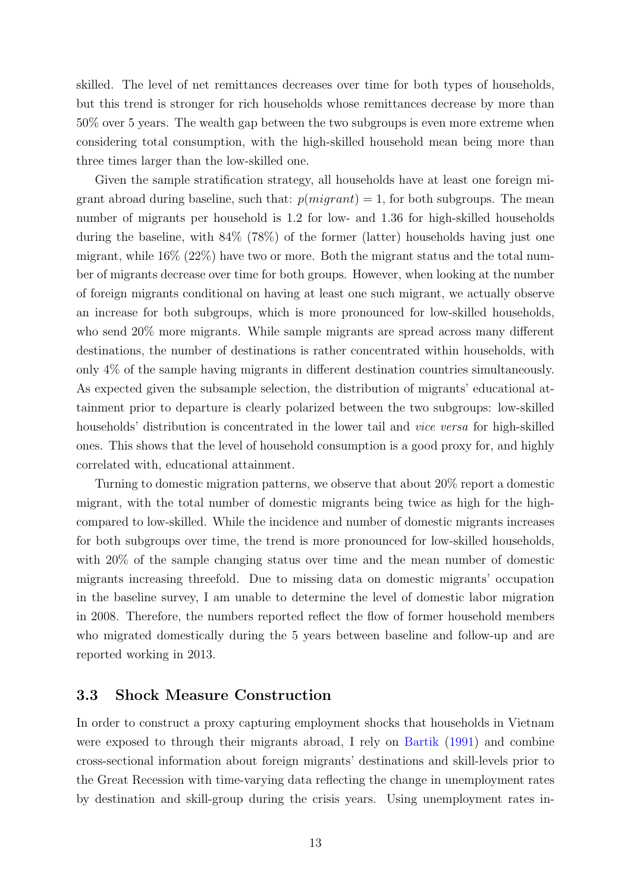skilled. The level of net remittances decreases over time for both types of households, but this trend is stronger for rich households whose remittances decrease by more than 50% over 5 years. The wealth gap between the two subgroups is even more extreme when considering total consumption, with the high-skilled household mean being more than three times larger than the low-skilled one.

Given the sample stratification strategy, all households have at least one foreign migrant abroad during baseline, such that: $p(migrant) = 1$, for both subgroups. The mean number of migrants per household is 1.2 for low- and 1.36 for high-skilled households during the baseline, with 84% (78%) of the former (latter) households having just one migrant, while 16% (22%) have two or more. Both the migrant status and the total number of migrants decrease over time for both groups. However, when looking at the number of foreign migrants conditional on having at least one such migrant, we actually observe an increase for both subgroups, which is more pronounced for low-skilled households, who send 20% more migrants. While sample migrants are spread across many different destinations, the number of destinations is rather concentrated within households, with only 4% of the sample having migrants in different destination countries simultaneously. As expected given the subsample selection, the distribution of migrants' educational attainment prior to departure is clearly polarized between the two subgroups: low-skilled households' distribution is concentrated in the lower tail and *vice versa* for high-skilled ones. This shows that the level of household consumption is a good proxy for, and highly correlated with, educational attainment.

Turning to domestic migration patterns, we observe that about 20% report a domestic migrant, with the total number of domestic migrants being twice as high for the high- compared to low-skilled. While the incidence and number of domestic migrants increases for both subgroups over time, the trend is more pronounced for low-skilled households, with 20% of the sample changing status over time and the mean number of domestic migrants increasing threefold. Due to missing data on domestic migrants' occupation in the baseline survey, I am unable to determine the level of domestic labor migration in 2008. Therefore, the numbers reported reflect the flow of former household members who migrated domestically during the 5 years between baseline and follow-up and are reported working in 2013.

### 3.3 Shock Measure Construction

In order to construct a proxy capturing employment shocks that households in Vietnam were exposed to through their migrants abroad, I rely on Bartik (1991) and combine cross-sectional information about foreign migrants' destinations and skill-levels prior to the Great Recession with time-varying data reflecting the change in unemployment rates by destination and skill-group during the crisis years. Using unemployment rates in-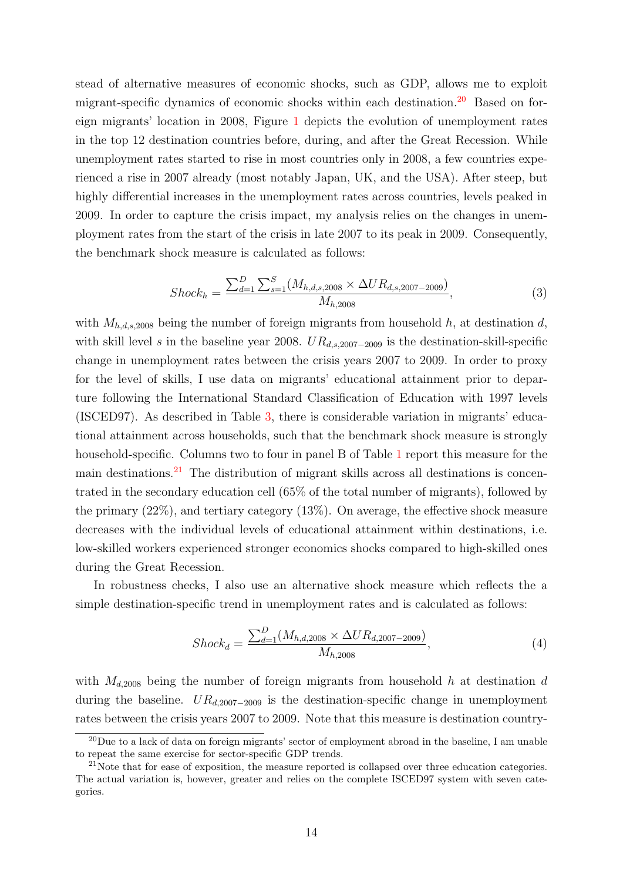stead of alternative measures of economic shocks, such as GDP, allows me to exploit migrant-specific dynamics of economic shocks within each destination.[20] Based on foreign migrants' location in 2008, Figure 1 depicts the evolution of unemployment rates in the top 12 destination countries before, during, and after the Great Recession. While unemployment rates started to rise in most countries only in 2008, a few countries experienced a rise in 2007 already (most notably Japan, UK, and the USA). After steep, but highly differential increases in the unemployment rates across countries, levels peaked in 2009. In order to capture the crisis impact, my analysis relies on the changes in unemployment rates from the start of the crisis in late 2007 to its peak in 2009. Consequently, the benchmark shock measure is calculated as follows:

$$Shock_h = \frac{\sum_{d=1}^{D} \sum_{s=1}^{S} (M_{h,d,s,2008} \times \Delta UR_{d,s,2007-2009})}{M_{h,2008}}, \tag{3}$$

with $M_{h,d,s,2008}$ being the number of foreign migrants from household $h$, at destination $d$, with skill level $s$ in the baseline year 2008. $UR_{d,s,2007-2009}$ is the destination-skill-specific change in unemployment rates between the crisis years 2007 to 2009. In order to proxy for the level of skills, I use data on migrants' educational attainment prior to departure following the International Standard Classification of Education with 1997 levels (ISCED97). As described in Table 3, there is considerable variation in migrants' educational attainment across households, such that the benchmark shock measure is strongly household-specific. Columns two to four in panel B of Table 1 report this measure for the main destinations.[21] The distribution of migrant skills across all destinations is concentrated in the secondary education cell (65% of the total number of migrants), followed by the primary (22%), and tertiary category (13%). On average, the effective shock measure decreases with the individual levels of educational attainment within destinations, i.e. low-skilled workers experienced stronger economics shocks compared to high-skilled ones during the Great Recession.

In robustness checks, I also use an alternative shock measure which reflects the a simple destination-specific trend in unemployment rates and is calculated as follows:

$$Shock_d = \frac{\sum_{d=1}^{D} (M_{h,d,2008} \times \Delta UR_{d,2007-2009})}{M_{h,2008}}, \tag{4}$$

with $M_{d,2008}$ being the number of foreign migrants from household $h$ at destination $d$ during the baseline. $UR_{d,2007-2009}$ is the destination-specific change in unemployment rates between the crisis years 2007 to 2009. Note that this measure is destination country-

[20] Due to a lack of data on foreign migrants' sector of employment abroad in the baseline, I am unable to repeat the same exercise for sector-specific GDP trends.

[21] Note that for ease of exposition, the measure reported is collapsed over three education categories. The actual variation is, however, greater and relies on the complete ISCED97 system with seven categories.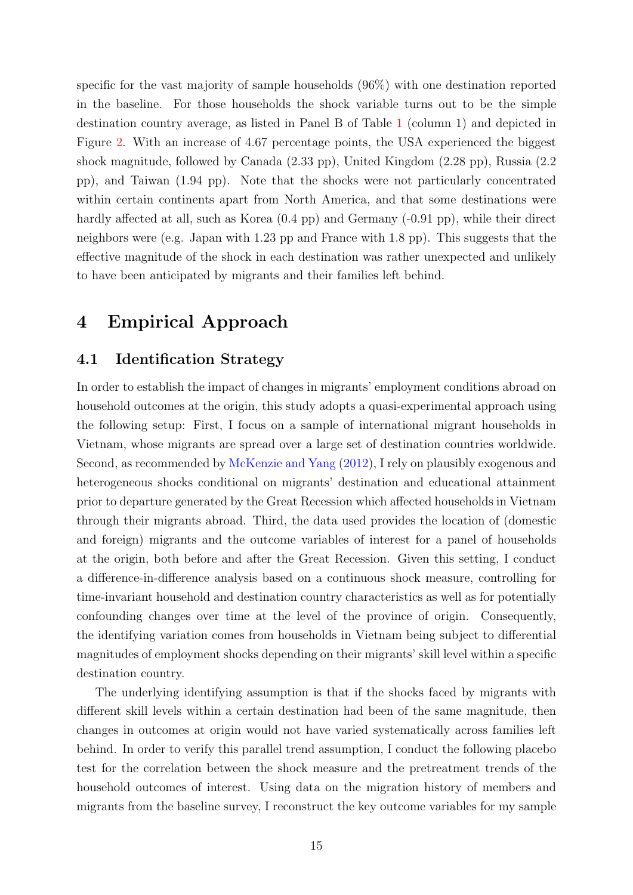specific for the vast majority of sample households (96%) with one destination reported in the baseline. For those households the shock variable turns out to be the simple destination country average, as listed in Panel B of Table 1 (column 1) and depicted in Figure 2. With an increase of 4.67 percentage points, the USA experienced the biggest shock magnitude, followed by Canada (2.33 pp), United Kingdom (2.28 pp), Russia (2.2 pp), and Taiwan (1.94 pp). Note that the shocks were not particularly concentrated within certain continents apart from North America, and that some destinations were hardly affected at all, such as Korea (0.4 pp) and Germany (-0.91 pp), while their direct neighbors were (e.g. Japan with 1.23 pp and France with 1.8 pp). This suggests that the effective magnitude of the shock in each destination was rather unexpected and unlikely to have been anticipated by migrants and their families left behind.

# 4 Empirical Approach

## 4.1 Identification Strategy

In order to establish the impact of changes in migrants' employment conditions abroad on household outcomes at the origin, this study adopts a quasi-experimental approach using the following setup: First, I focus on a sample of international migrant households in Vietnam, whose migrants are spread over a large set of destination countries worldwide. Second, as recommended by McKenzie and Yang (2012), I rely on plausibly exogenous and heterogeneous shocks conditional on migrants' destination and educational attainment prior to departure generated by the Great Recession which affected households in Vietnam through their migrants abroad. Third, the data used provides the location of (domestic and foreign) migrants and the outcome variables of interest for a panel of households at the origin, both before and after the Great Recession. Given this setting, I conduct a difference-in-difference analysis based on a continuous shock measure, controlling for time-invariant household and destination country characteristics as well as for potentially confounding changes over time at the level of the province of origin. Consequently, the identifying variation comes from households in Vietnam being subject to differential magnitudes of employment shocks depending on their migrants' skill level within a specific destination country.

The underlying identifying assumption is that if the shocks faced by migrants with different skill levels within a certain destination had been of the same magnitude, then changes in outcomes at origin would not have varied systematically across families left behind. In order to verify this parallel trend assumption, I conduct the following placebo test for the correlation between the shock measure and the pretreatment trends of the household outcomes of interest. Using data on the migration history of members and migrants from the baseline survey, I reconstruct the key outcome variables for my sample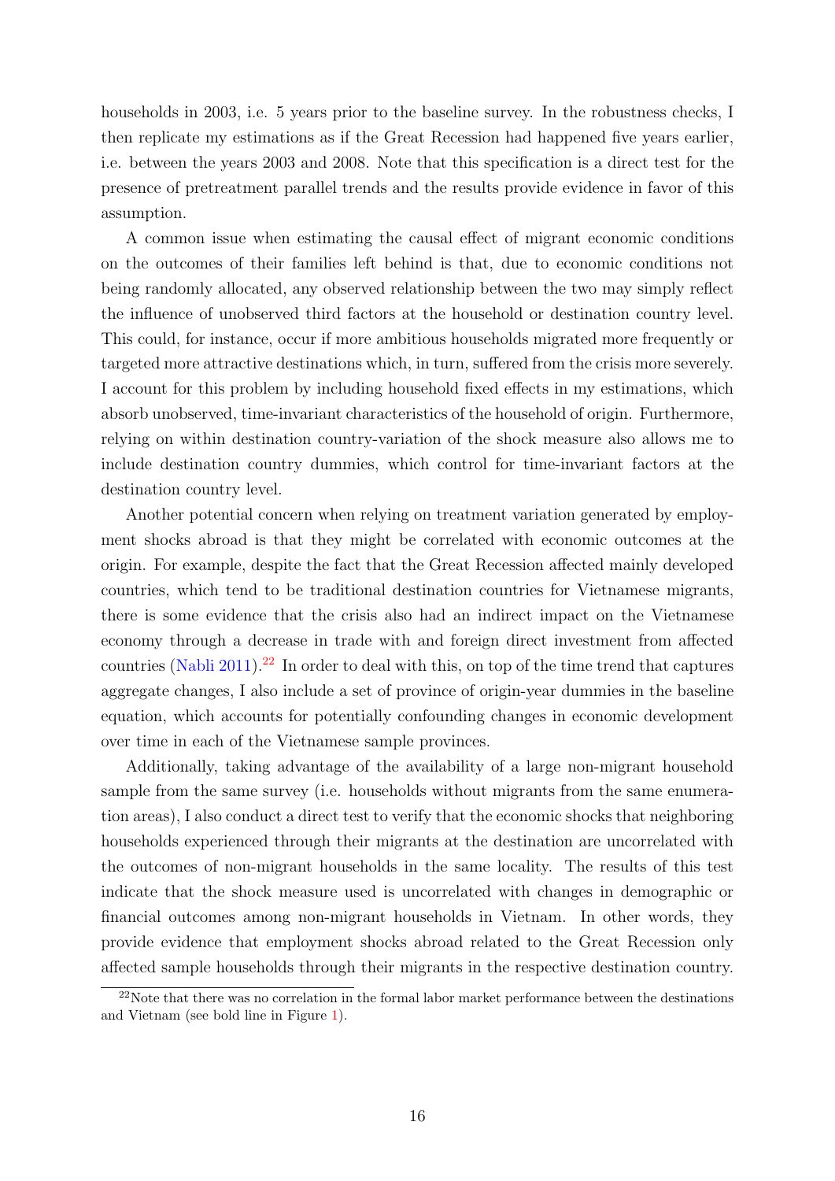households in 2003, i.e. 5 years prior to the baseline survey. In the robustness checks, I then replicate my estimations as if the Great Recession had happened five years earlier, i.e. between the years 2003 and 2008. Note that this specification is a direct test for the presence of pretreatment parallel trends and the results provide evidence in favor of this assumption.

A common issue when estimating the causal effect of migrant economic conditions on the outcomes of their families left behind is that, due to economic conditions not being randomly allocated, any observed relationship between the two may simply reflect the influence of unobserved third factors at the household or destination country level. This could, for instance, occur if more ambitious households migrated more frequently or targeted more attractive destinations which, in turn, suffered from the crisis more severely. I account for this problem by including household fixed effects in my estimations, which absorb unobserved, time-invariant characteristics of the household of origin. Furthermore, relying on within destination country-variation of the shock measure also allows me to include destination country dummies, which control for time-invariant factors at the destination country level.

Another potential concern when relying on treatment variation generated by employment shocks abroad is that they might be correlated with economic outcomes at the origin. For example, despite the fact that the Great Recession affected mainly developed countries, which tend to be traditional destination countries for Vietnamese migrants, there is some evidence that the crisis also had an indirect impact on the Vietnamese economy through a decrease in trade with and foreign direct investment from affected countries (Nabli 2011).[22] In order to deal with this, on top of the time trend that captures aggregate changes, I also include a set of province of origin-year dummies in the baseline equation, which accounts for potentially confounding changes in economic development over time in each of the Vietnamese sample provinces.

Additionally, taking advantage of the availability of a large non-migrant household sample from the same survey (i.e. households without migrants from the same enumeration areas), I also conduct a direct test to verify that the economic shocks that neighboring households experienced through their migrants at the destination are uncorrelated with the outcomes of non-migrant households in the same locality. The results of this test indicate that the shock measure used is uncorrelated with changes in demographic or financial outcomes among non-migrant households in Vietnam. In other words, they provide evidence that employment shocks abroad related to the Great Recession only affected sample households through their migrants in the respective destination country.

[22] Note that there was no correlation in the formal labor market performance between the destinations and Vietnam (see bold line in Figure 1).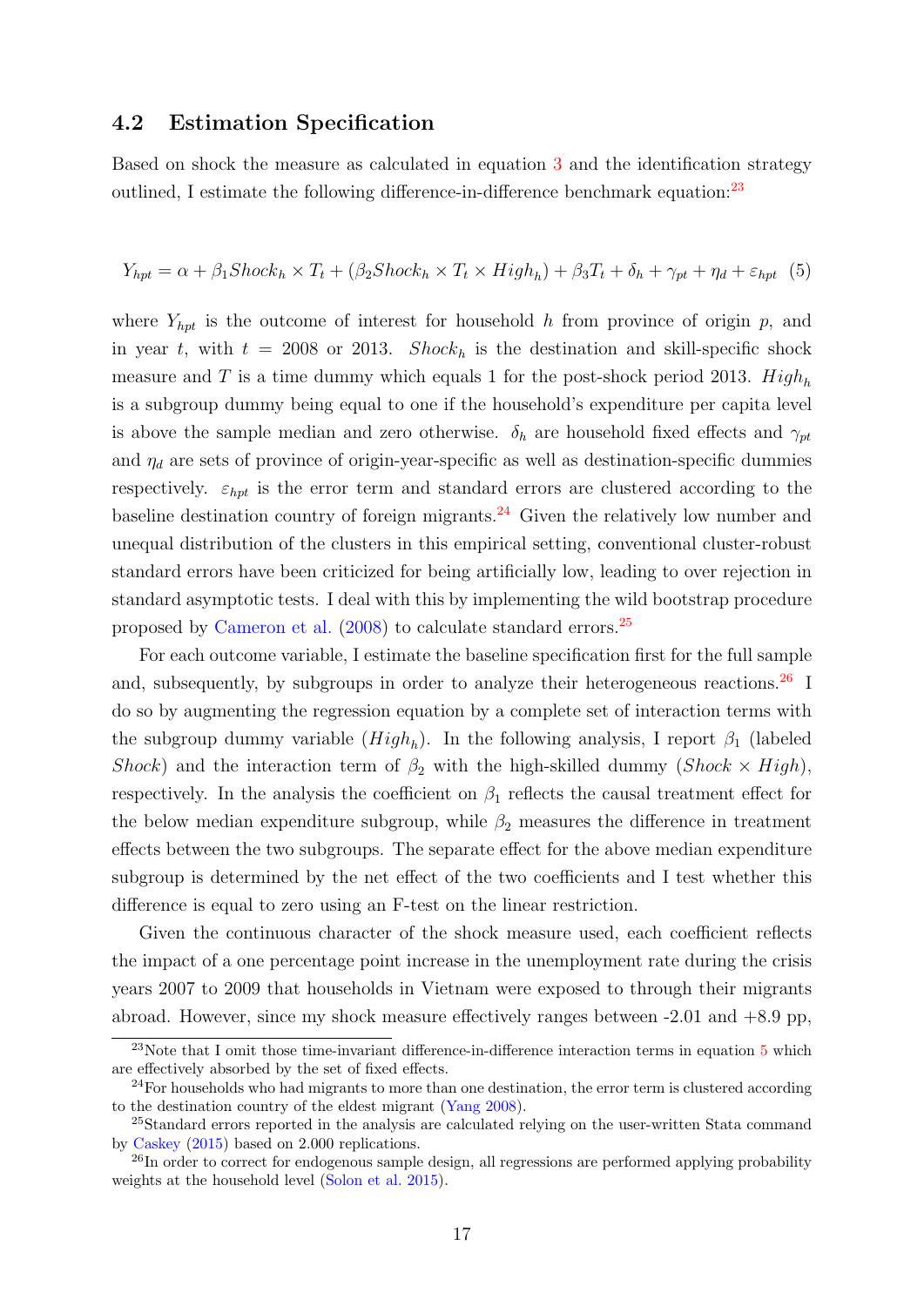### 4.2 Estimation Specification

Based on shock the measure as calculated in equation 3 and the identification strategy outlined, I estimate the following difference-in-difference benchmark equation:[23]

$$Y_{hpt} = \alpha + \beta_1 Shock_h \times T_t + (\beta_2 Shock_h \times T_t \times High_h) + \beta_3 T_t + \delta_h + \gamma_{pt} + \eta_d + \varepsilon_{hpt} \quad (5)$$

where $Y_{hpt}$ is the outcome of interest for household $h$ from province of origin $p$, and in year $t$, with $t$ = 2008 or 2013. $Shock_h$ is the destination and skill-specific shock measure and $T$ is a time dummy which equals 1 for the post-shock period 2013. $High_h$ is a subgroup dummy being equal to one if the household's expenditure per capita level is above the sample median and zero otherwise. $\delta_h$ are household fixed effects and $\gamma_{pt}$ and $\eta_d$ are sets of province of origin-year-specific as well as destination-specific dummies respectively. $\varepsilon_{hpt}$ is the error term and standard errors are clustered according to the baseline destination country of foreign migrants.[24] Given the relatively low number and unequal distribution of the clusters in this empirical setting, conventional cluster-robust standard errors have been criticized for being artificially low, leading to over rejection in standard asymptotic tests. I deal with this by implementing the wild bootstrap procedure proposed by Cameron et al. (2008) to calculate standard errors.[25]

For each outcome variable, I estimate the baseline specification first for the full sample and, subsequently, by subgroups in order to analyze their heterogeneous reactions.[26] I do so by augmenting the regression equation by a complete set of interaction terms with the subgroup dummy variable ($High_h$). In the following analysis, I report $\beta_1$ (labeled *Shock*) and the interaction term of $\beta_2$ with the high-skilled dummy (*Shock* × *High*), respectively. In the analysis the coefficient on $\beta_1$ reflects the causal treatment effect for the below median expenditure subgroup, while $\beta_2$ measures the difference in treatment effects between the two subgroups. The separate effect for the above median expenditure subgroup is determined by the net effect of the two coefficients and I test whether this difference is equal to zero using an F-test on the linear restriction.

Given the continuous character of the shock measure used, each coefficient reflects the impact of a one percentage point increase in the unemployment rate during the crisis years 2007 to 2009 that households in Vietnam were exposed to through their migrants abroad. However, since my shock measure effectively ranges between -2.01 and +8.9 pp,

[23] Note that I omit those time-invariant difference-in-difference interaction terms in equation 5 which are effectively absorbed by the set of fixed effects.

[24] For households who had migrants to more than one destination, the error term is clustered according to the destination country of the eldest migrant (Yang 2008).

[25] Standard errors reported in the analysis are calculated relying on the user-written Stata command by Caskey (2015) based on 2.000 replications.

[26] In order to correct for endogenous sample design, all regressions are performed applying probability weights at the household level (Solon et al. 2015).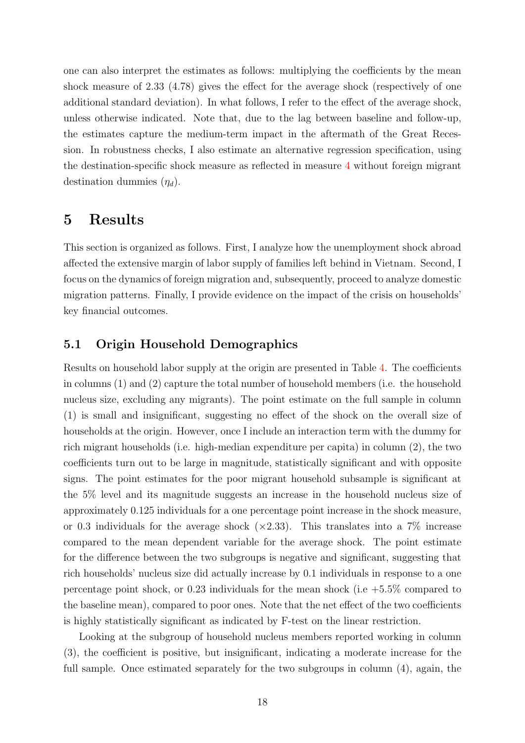one can also interpret the estimates as follows: multiplying the coefficients by the mean shock measure of 2.33 (4.78) gives the effect for the average shock (respectively of one additional standard deviation). In what follows, I refer to the effect of the average shock, unless otherwise indicated. Note that, due to the lag between baseline and follow-up, the estimates capture the medium-term impact in the aftermath of the Great Recession. In robustness checks, I also estimate an alternative regression specification, using the destination-specific shock measure as reflected in measure 4 without foreign migrant destination dummies ($\eta_d$).

## 5 Results

This section is organized as follows. First, I analyze how the unemployment shock abroad affected the extensive margin of labor supply of families left behind in Vietnam. Second, I focus on the dynamics of foreign migration and, subsequently, proceed to analyze domestic migration patterns. Finally, I provide evidence on the impact of the crisis on households' key financial outcomes.

### 5.1 Origin Household Demographics

Results on household labor supply at the origin are presented in Table 4. The coefficients in columns (1) and (2) capture the total number of household members (i.e. the household nucleus size, excluding any migrants). The point estimate on the full sample in column (1) is small and insignificant, suggesting no effect of the shock on the overall size of households at the origin. However, once I include an interaction term with the dummy for rich migrant households (i.e. high-median expenditure per capita) in column (2), the two coefficients turn out to be large in magnitude, statistically significant and with opposite signs. The point estimates for the poor migrant household subsample is significant at the 5% level and its magnitude suggests an increase in the household nucleus size of approximately 0.125 individuals for a one percentage point increase in the shock measure, or 0.3 individuals for the average shock ($\times 2.33$). This translates into a 7% increase compared to the mean dependent variable for the average shock. The point estimate for the difference between the two subgroups is negative and significant, suggesting that rich households' nucleus size did actually increase by 0.1 individuals in response to a one percentage point shock, or 0.23 individuals for the mean shock (i.e +5.5% compared to the baseline mean), compared to poor ones. Note that the net effect of the two coefficients is highly statistically significant as indicated by F-test on the linear restriction.

Looking at the subgroup of household nucleus members reported working in column (3), the coefficient is positive, but insignificant, indicating a moderate increase for the full sample. Once estimated separately for the two subgroups in column (4), again, the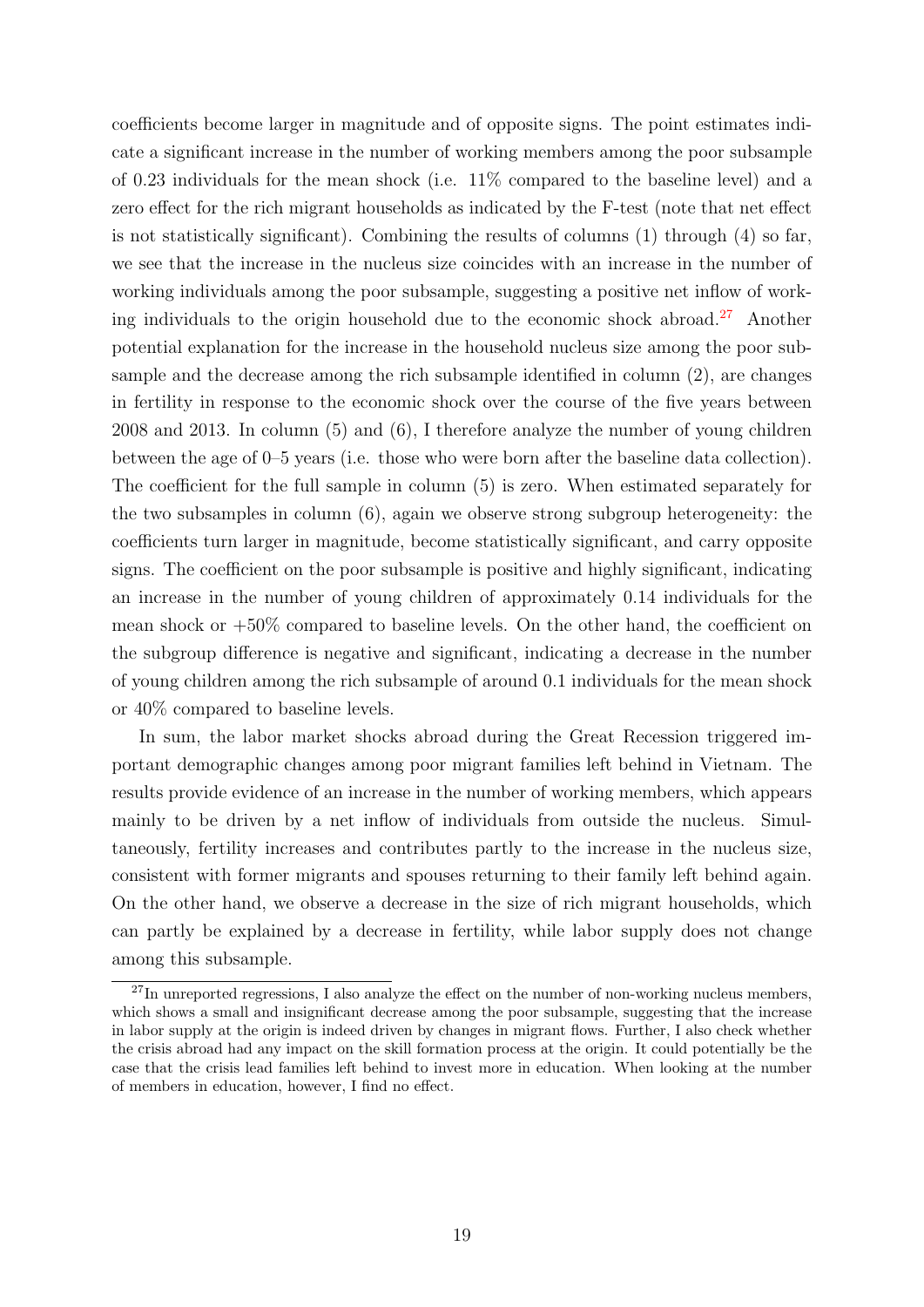coefficients become larger in magnitude and of opposite signs. The point estimates indicate a significant increase in the number of working members among the poor subsample of 0.23 individuals for the mean shock (i.e. 11% compared to the baseline level) and a zero effect for the rich migrant households as indicated by the F-test (note that net effect is not statistically significant). Combining the results of columns (1) through (4) so far, we see that the increase in the nucleus size coincides with an increase in the number of working individuals among the poor subsample, suggesting a positive net inflow of working individuals to the origin household due to the economic shock abroad.[27] Another potential explanation for the increase in the household nucleus size among the poor subsample and the decrease among the rich subsample identified in column (2), are changes in fertility in response to the economic shock over the course of the five years between 2008 and 2013. In column (5) and (6), I therefore analyze the number of young children between the age of 0–5 years (i.e. those who were born after the baseline data collection). The coefficient for the full sample in column (5) is zero. When estimated separately for the two subsamples in column (6), again we observe strong subgroup heterogeneity: the coefficients turn larger in magnitude, become statistically significant, and carry opposite signs. The coefficient on the poor subsample is positive and highly significant, indicating an increase in the number of young children of approximately 0.14 individuals for the mean shock or +50% compared to baseline levels. On the other hand, the coefficient on the subgroup difference is negative and significant, indicating a decrease in the number of young children among the rich subsample of around 0.1 individuals for the mean shock or 40% compared to baseline levels.

In sum, the labor market shocks abroad during the Great Recession triggered important demographic changes among poor migrant families left behind in Vietnam. The results provide evidence of an increase in the number of working members, which appears mainly to be driven by a net inflow of individuals from outside the nucleus. Simultaneously, fertility increases and contributes partly to the increase in the nucleus size, consistent with former migrants and spouses returning to their family left behind again. On the other hand, we observe a decrease in the size of rich migrant households, which can partly be explained by a decrease in fertility, while labor supply does not change among this subsample.

[27] In unreported regressions, I also analyze the effect on the number of non-working nucleus members, which shows a small and insignificant decrease among the poor subsample, suggesting that the increase in labor supply at the origin is indeed driven by changes in migrant flows. Further, I also check whether the crisis abroad had any impact on the skill formation process at the origin. It could potentially be the case that the crisis lead families left behind to invest more in education. When looking at the number of members in education, however, I find no effect.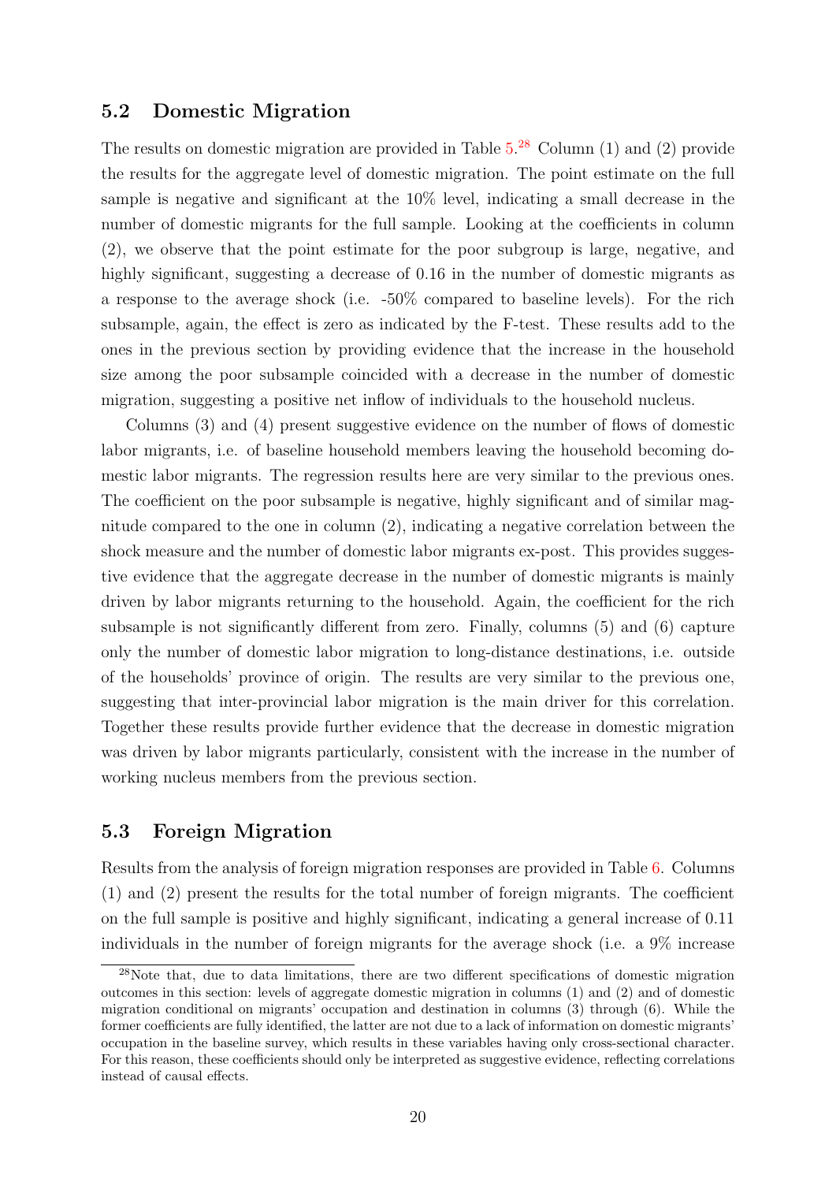## 5.2 Domestic Migration

The results on domestic migration are provided in Table 5.[28] Column (1) and (2) provide the results for the aggregate level of domestic migration. The point estimate on the full sample is negative and significant at the 10% level, indicating a small decrease in the number of domestic migrants for the full sample. Looking at the coefficients in column (2), we observe that the point estimate for the poor subgroup is large, negative, and highly significant, suggesting a decrease of 0.16 in the number of domestic migrants as a response to the average shock (i.e. -50% compared to baseline levels). For the rich subsample, again, the effect is zero as indicated by the F-test. These results add to the ones in the previous section by providing evidence that the increase in the household size among the poor subsample coincided with a decrease in the number of domestic migration, suggesting a positive net inflow of individuals to the household nucleus.

Columns (3) and (4) present suggestive evidence on the number of flows of domestic labor migrants, i.e. of baseline household members leaving the household becoming domestic labor migrants. The regression results here are very similar to the previous ones. The coefficient on the poor subsample is negative, highly significant and of similar magnitude compared to the one in column (2), indicating a negative correlation between the shock measure and the number of domestic labor migrants ex-post. This provides suggestive evidence that the aggregate decrease in the number of domestic migrants is mainly driven by labor migrants returning to the household. Again, the coefficient for the rich subsample is not significantly different from zero. Finally, columns (5) and (6) capture only the number of domestic labor migration to long-distance destinations, i.e. outside of the households' province of origin. The results are very similar to the previous one, suggesting that inter-provincial labor migration is the main driver for this correlation. Together these results provide further evidence that the decrease in domestic migration was driven by labor migrants particularly, consistent with the increase in the number of working nucleus members from the previous section.

## 5.3 Foreign Migration

Results from the analysis of foreign migration responses are provided in Table 6. Columns (1) and (2) present the results for the total number of foreign migrants. The coefficient on the full sample is positive and highly significant, indicating a general increase of 0.11 individuals in the number of foreign migrants for the average shock (i.e. a 9% increase

[28] Note that, due to data limitations, there are two different specifications of domestic migration outcomes in this section: levels of aggregate domestic migration in columns (1) and (2) and of domestic migration conditional on migrants' occupation and destination in columns (3) through (6). While the former coefficients are fully identified, the latter are not due to a lack of information on domestic migrants' occupation in the baseline survey, which results in these variables having only cross-sectional character. For this reason, these coefficients should only be interpreted as suggestive evidence, reflecting correlations instead of causal effects.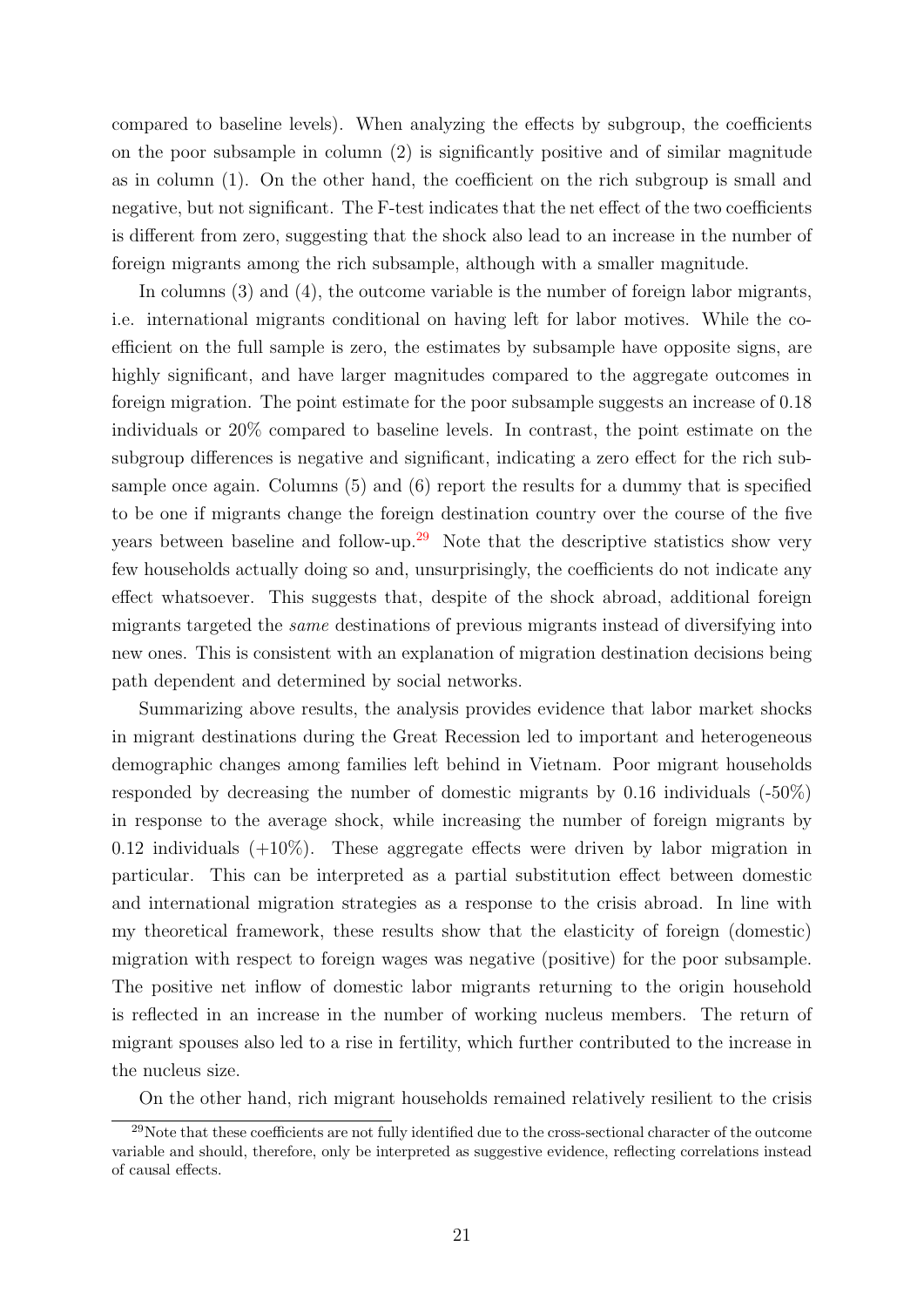compared to baseline levels). When analyzing the effects by subgroup, the coefficients on the poor subsample in column (2) is significantly positive and of similar magnitude as in column (1). On the other hand, the coefficient on the rich subgroup is small and negative, but not significant. The F-test indicates that the net effect of the two coefficients is different from zero, suggesting that the shock also lead to an increase in the number of foreign migrants among the rich subsample, although with a smaller magnitude.

In columns (3) and (4), the outcome variable is the number of foreign labor migrants, i.e. international migrants conditional on having left for labor motives. While the coefficient on the full sample is zero, the estimates by subsample have opposite signs, are highly significant, and have larger magnitudes compared to the aggregate outcomes in foreign migration. The point estimate for the poor subsample suggests an increase of 0.18 individuals or 20% compared to baseline levels. In contrast, the point estimate on the subgroup differences is negative and significant, indicating a zero effect for the rich subsample once again. Columns (5) and (6) report the results for a dummy that is specified to be one if migrants change the foreign destination country over the course of the five years between baseline and follow-up.[29] Note that the descriptive statistics show very few households actually doing so and, unsurprisingly, the coefficients do not indicate any effect whatsoever. This suggests that, despite of the shock abroad, additional foreign migrants targeted the *same* destinations of previous migrants instead of diversifying into new ones. This is consistent with an explanation of migration destination decisions being path dependent and determined by social networks.

Summarizing above results, the analysis provides evidence that labor market shocks in migrant destinations during the Great Recession led to important and heterogeneous demographic changes among families left behind in Vietnam. Poor migrant households responded by decreasing the number of domestic migrants by 0.16 individuals (-50%) in response to the average shock, while increasing the number of foreign migrants by 0.12 individuals (+10%). These aggregate effects were driven by labor migration in particular. This can be interpreted as a partial substitution effect between domestic and international migration strategies as a response to the crisis abroad. In line with my theoretical framework, these results show that the elasticity of foreign (domestic) migration with respect to foreign wages was negative (positive) for the poor subsample. The positive net inflow of domestic labor migrants returning to the origin household is reflected in an increase in the number of working nucleus members. The return of migrant spouses also led to a rise in fertility, which further contributed to the increase in the nucleus size.

On the other hand, rich migrant households remained relatively resilient to the crisis

[29]Note that these coefficients are not fully identified due to the cross-sectional character of the outcome variable and should, therefore, only be interpreted as suggestive evidence, reflecting correlations instead of causal effects.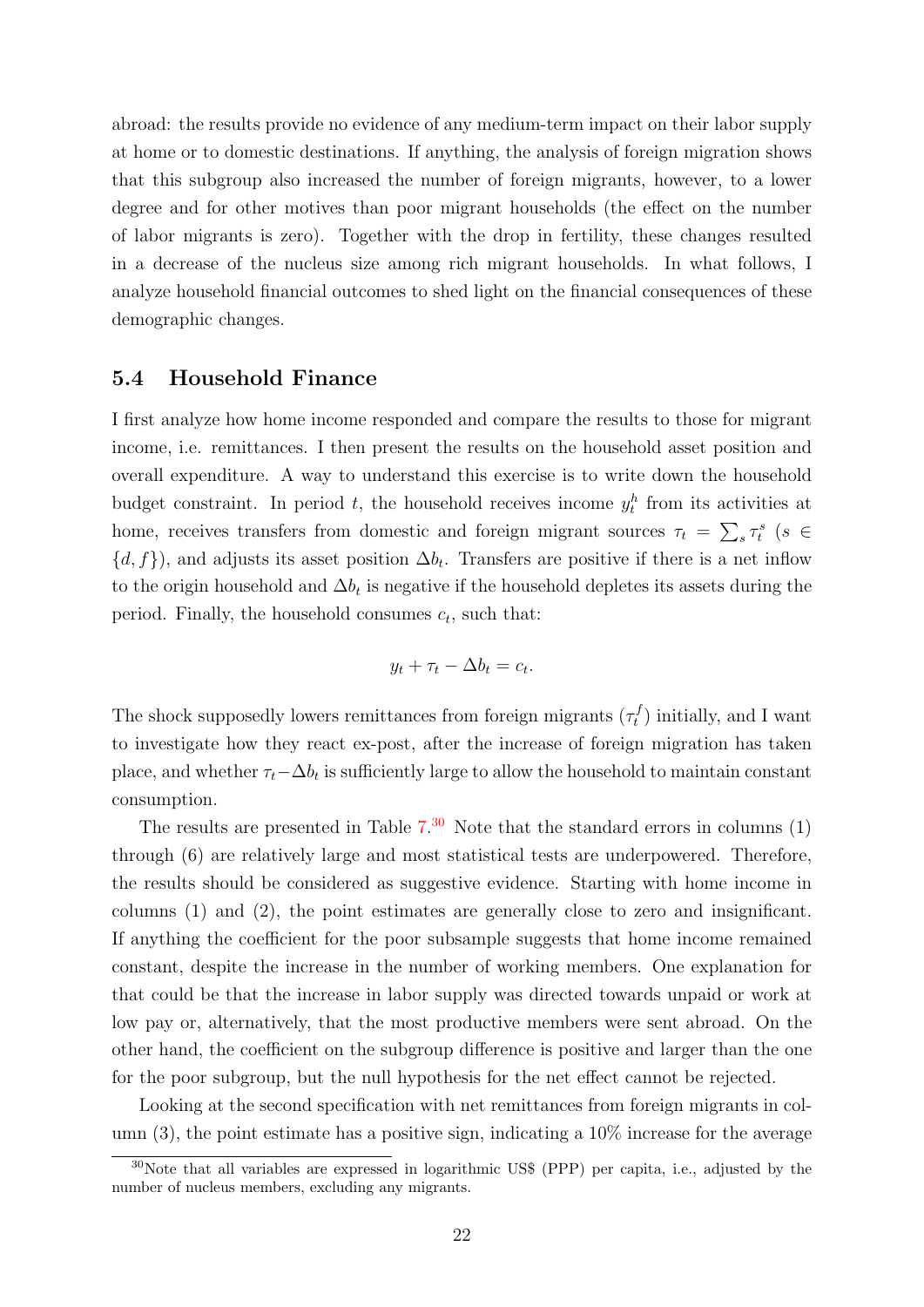abroad: the results provide no evidence of any medium-term impact on their labor supply at home or to domestic destinations. If anything, the analysis of foreign migration shows that this subgroup also increased the number of foreign migrants, however, to a lower degree and for other motives than poor migrant households (the effect on the number of labor migrants is zero). Together with the drop in fertility, these changes resulted in a decrease of the nucleus size among rich migrant households. In what follows, I analyze household financial outcomes to shed light on the financial consequences of these demographic changes.

### 5.4 Household Finance

I first analyze how home income responded and compare the results to those for migrant income, i.e. remittances. I then present the results on the household asset position and overall expenditure. A way to understand this exercise is to write down the household budget constraint. In period $t$, the household receives income $y_t^h$ from its activities at home, receives transfers from domestic and foreign migrant sources $\tau_t = \sum_s \tau_t^s$ ($s \in \{d, f\}$), and adjusts its asset position $\Delta b_t$. Transfers are positive if there is a net inflow to the origin household and $\Delta b_t$ is negative if the household depletes its assets during the period. Finally, the household consumes $c_t$, such that:

$$y_t + \tau_t - \Delta b_t = c_t.$$

The shock supposedly lowers remittances from foreign migrants ($\tau_t^f$) initially, and I want to investigate how they react ex-post, after the increase of foreign migration has taken place, and whether $\tau_t - \Delta b_t$ is sufficiently large to allow the household to maintain constant consumption.

The results are presented in Table 7.[30] Note that the standard errors in columns (1) through (6) are relatively large and most statistical tests are underpowered. Therefore, the results should be considered as suggestive evidence. Starting with home income in columns (1) and (2), the point estimates are generally close to zero and insignificant. If anything the coefficient for the poor subsample suggests that home income remained constant, despite the increase in the number of working members. One explanation for that could be that the increase in labor supply was directed towards unpaid or work at low pay or, alternatively, that the most productive members were sent abroad. On the other hand, the coefficient on the subgroup difference is positive and larger than the one for the poor subgroup, but the null hypothesis for the net effect cannot be rejected.

Looking at the second specification with net remittances from foreign migrants in column (3), the point estimate has a positive sign, indicating a 10% increase for the average

[30] Note that all variables are expressed in logarithmic US$ (PPP) per capita, i.e., adjusted by the number of nucleus members, excluding any migrants.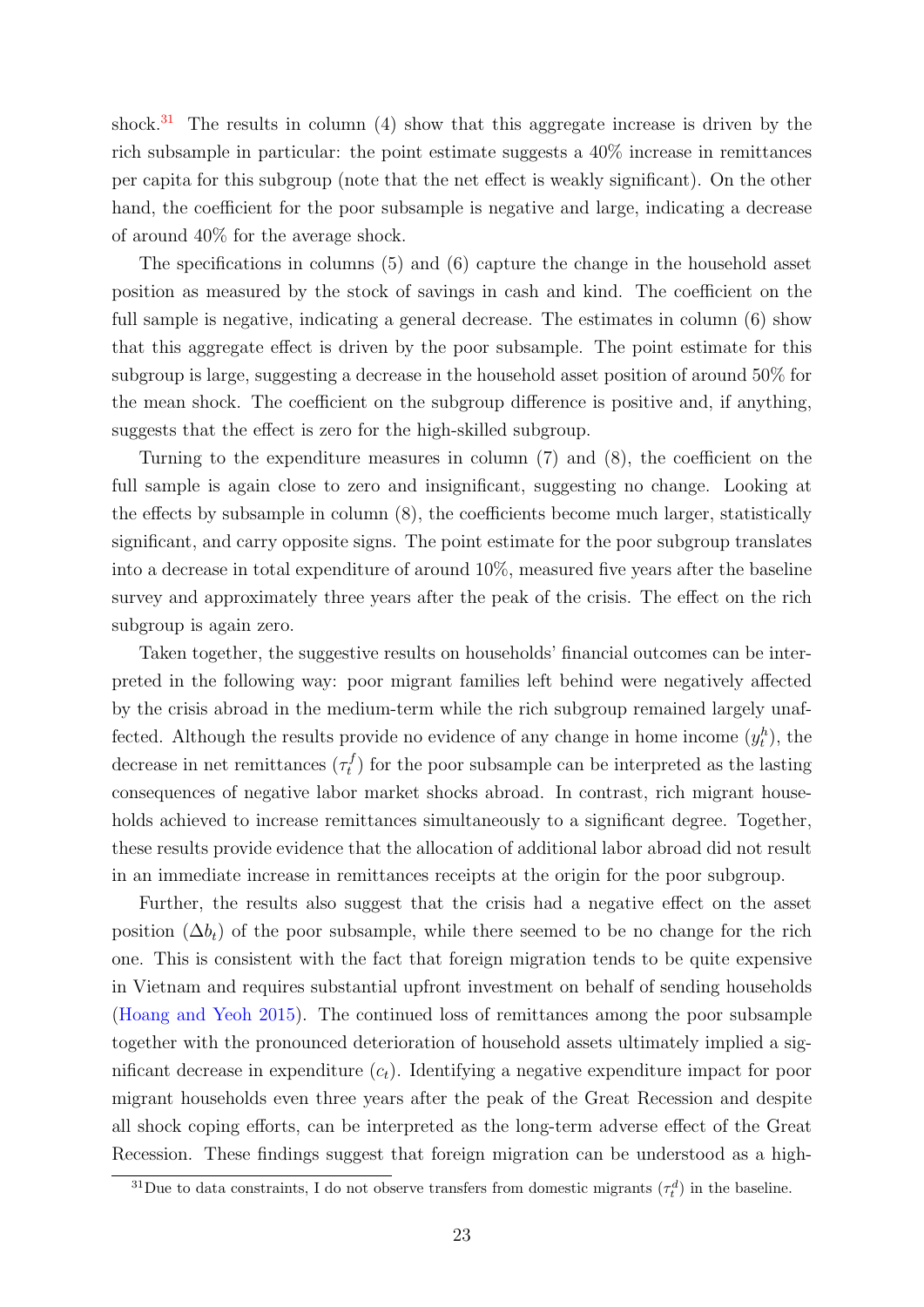shock.[31] The results in column (4) show that this aggregate increase is driven by the rich subsample in particular: the point estimate suggests a 40% increase in remittances per capita for this subgroup (note that the net effect is weakly significant). On the other hand, the coefficient for the poor subsample is negative and large, indicating a decrease of around 40% for the average shock.

The specifications in columns (5) and (6) capture the change in the household asset position as measured by the stock of savings in cash and kind. The coefficient on the full sample is negative, indicating a general decrease. The estimates in column (6) show that this aggregate effect is driven by the poor subsample. The point estimate for this subgroup is large, suggesting a decrease in the household asset position of around 50% for the mean shock. The coefficient on the subgroup difference is positive and, if anything, suggests that the effect is zero for the high-skilled subgroup.

Turning to the expenditure measures in column (7) and (8), the coefficient on the full sample is again close to zero and insignificant, suggesting no change. Looking at the effects by subsample in column (8), the coefficients become much larger, statistically significant, and carry opposite signs. The point estimate for the poor subgroup translates into a decrease in total expenditure of around 10%, measured five years after the baseline survey and approximately three years after the peak of the crisis. The effect on the rich subgroup is again zero.

Taken together, the suggestive results on households' financial outcomes can be interpreted in the following way: poor migrant families left behind were negatively affected by the crisis abroad in the medium-term while the rich subgroup remained largely unaffected. Although the results provide no evidence of any change in home income ($y_t^h$), the decrease in net remittances ($\tau_t^f$) for the poor subsample can be interpreted as the lasting consequences of negative labor market shocks abroad. In contrast, rich migrant households achieved to increase remittances simultaneously to a significant degree. Together, these results provide evidence that the allocation of additional labor abroad did not result in an immediate increase in remittances receipts at the origin for the poor subgroup.

Further, the results also suggest that the crisis had a negative effect on the asset position ($\Delta b_t$) of the poor subsample, while there seemed to be no change for the rich one. This is consistent with the fact that foreign migration tends to be quite expensive in Vietnam and requires substantial upfront investment on behalf of sending households (Hoang and Yeoh 2015). The continued loss of remittances among the poor subsample together with the pronounced deterioration of household assets ultimately implied a significant decrease in expenditure ($c_t$). Identifying a negative expenditure impact for poor migrant households even three years after the peak of the Great Recession and despite all shock coping efforts, can be interpreted as the long-term adverse effect of the Great Recession. These findings suggest that foreign migration can be understood as a high-

[31] Due to data constraints, I do not observe transfers from domestic migrants ($\tau_t^d$) in the baseline.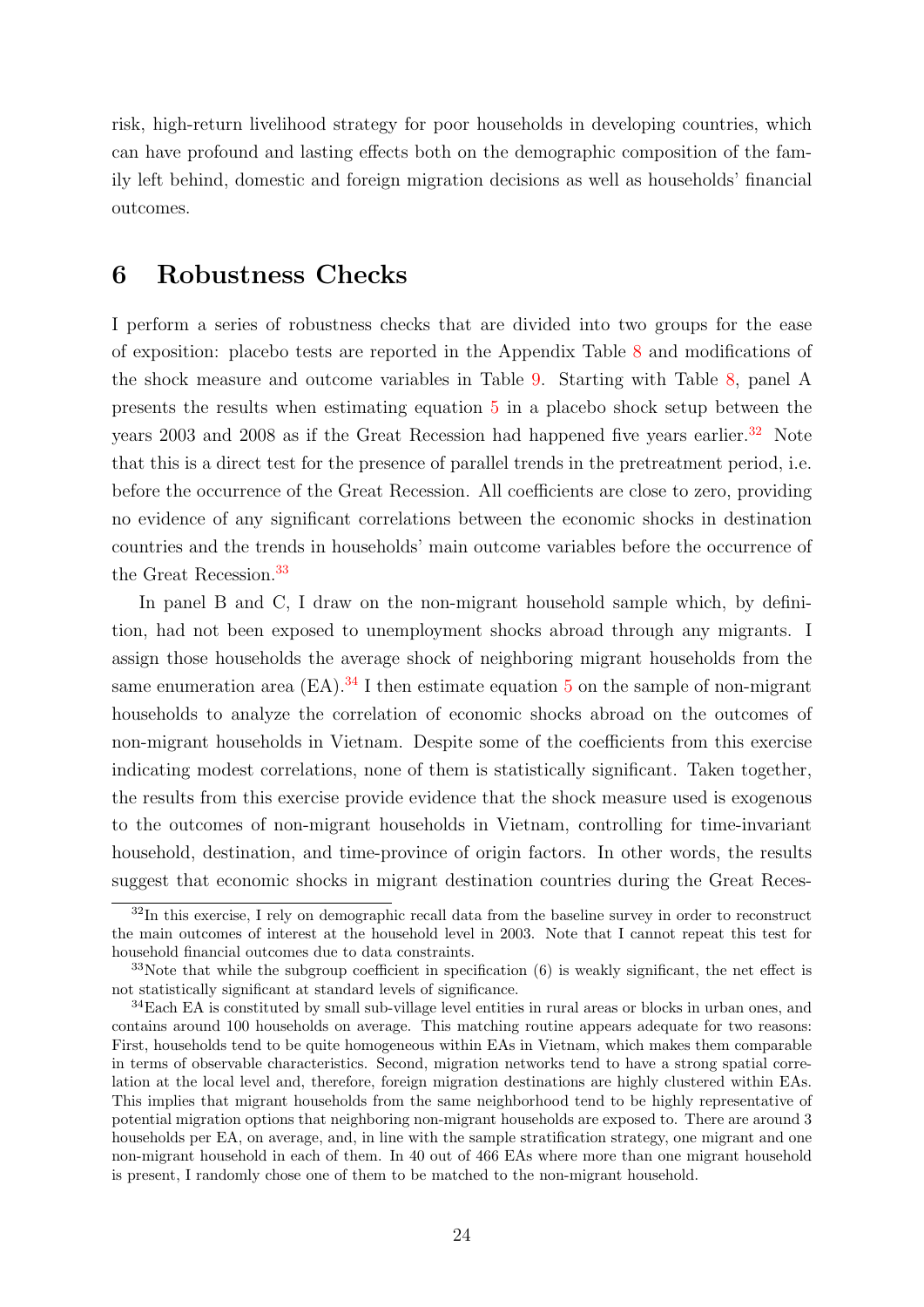risk, high-return livelihood strategy for poor households in developing countries, which can have profound and lasting effects both on the demographic composition of the family left behind, domestic and foreign migration decisions as well as households' financial outcomes.

# 6 Robustness Checks

I perform a series of robustness checks that are divided into two groups for the ease of exposition: placebo tests are reported in the Appendix Table 8 and modifications of the shock measure and outcome variables in Table 9. Starting with Table 8, panel A presents the results when estimating equation 5 in a placebo shock setup between the years 2003 and 2008 as if the Great Recession had happened five years earlier.[32] Note that this is a direct test for the presence of parallel trends in the pretreatment period, i.e. before the occurrence of the Great Recession. All coefficients are close to zero, providing no evidence of any significant correlations between the economic shocks in destination countries and the trends in households' main outcome variables before the occurrence of the Great Recession.[33]

In panel B and C, I draw on the non-migrant household sample which, by definition, had not been exposed to unemployment shocks abroad through any migrants. I assign those households the average shock of neighboring migrant households from the same enumeration area (EA).[34] I then estimate equation 5 on the sample of non-migrant households to analyze the correlation of economic shocks abroad on the outcomes of non-migrant households in Vietnam. Despite some of the coefficients from this exercise indicating modest correlations, none of them is statistically significant. Taken together, the results from this exercise provide evidence that the shock measure used is exogenous to the outcomes of non-migrant households in Vietnam, controlling for time-invariant household, destination, and time-province of origin factors. In other words, the results suggest that economic shocks in migrant destination countries during the Great Reces-

[32]In this exercise, I rely on demographic recall data from the baseline survey in order to reconstruct the main outcomes of interest at the household level in 2003. Note that I cannot repeat this test for household financial outcomes due to data constraints.

[33]Note that while the subgroup coefficient in specification (6) is weakly significant, the net effect is not statistically significant at standard levels of significance.

[34]Each EA is constituted by small sub-village level entities in rural areas or blocks in urban ones, and contains around 100 households on average. This matching routine appears adequate for two reasons: First, households tend to be quite homogeneous within EAs in Vietnam, which makes them comparable in terms of observable characteristics. Second, migration networks tend to have a strong spatial correlation at the local level and, therefore, foreign migration destinations are highly clustered within EAs. This implies that migrant households from the same neighborhood tend to be highly representative of potential migration options that neighboring non-migrant households are exposed to. There are around 3 households per EA, on average, and, in line with the sample stratification strategy, one migrant and one non-migrant household in each of them. In 40 out of 466 EAs where more than one migrant household is present, I randomly chose one of them to be matched to the non-migrant household.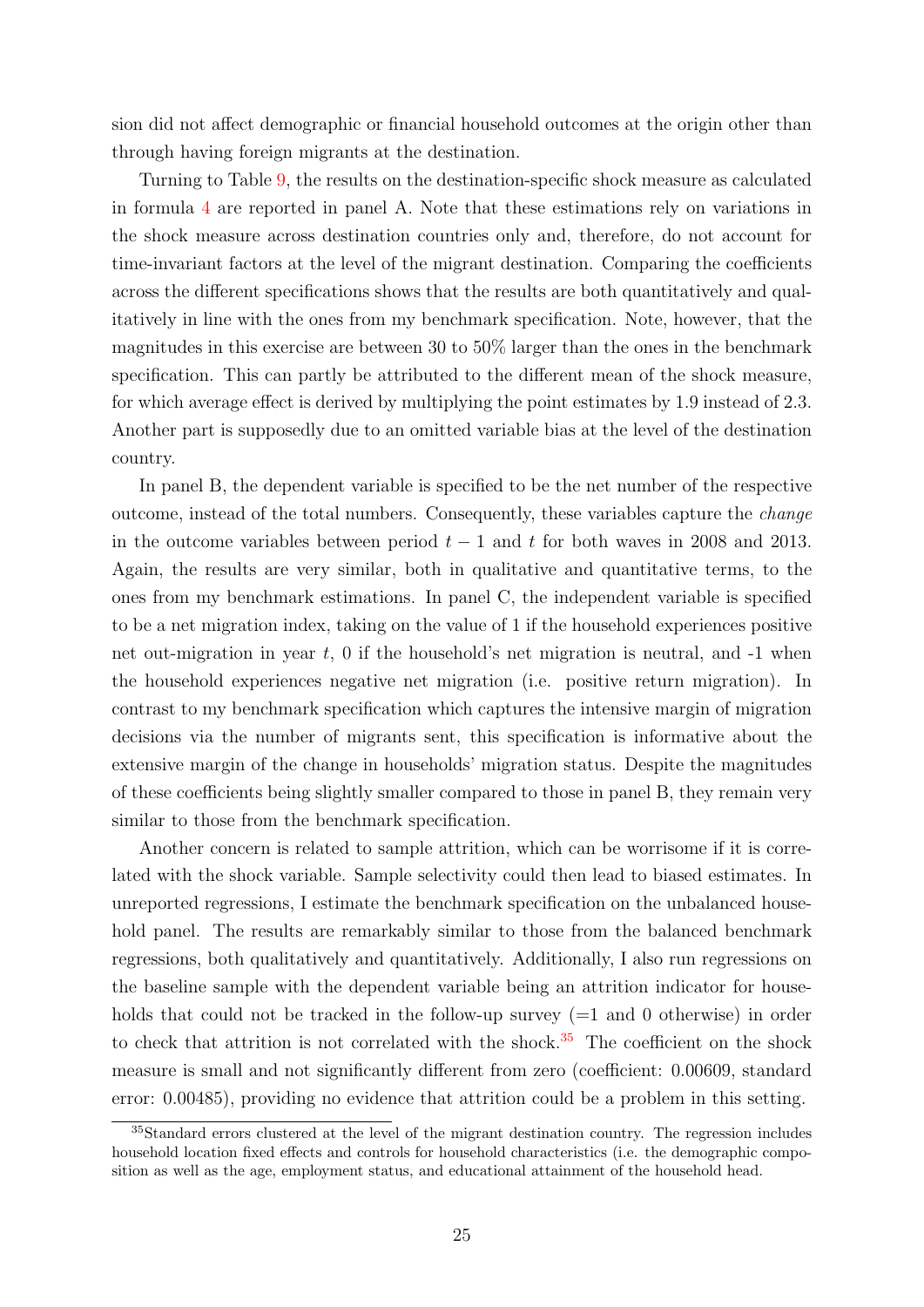sion did not affect demographic or financial household outcomes at the origin other than through having foreign migrants at the destination.

Turning to Table 9, the results on the destination-specific shock measure as calculated in formula 4 are reported in panel A. Note that these estimations rely on variations in the shock measure across destination countries only and, therefore, do not account for time-invariant factors at the level of the migrant destination. Comparing the coefficients across the different specifications shows that the results are both quantitatively and qualitatively in line with the ones from my benchmark specification. Note, however, that the magnitudes in this exercise are between 30 to 50% larger than the ones in the benchmark specification. This can partly be attributed to the different mean of the shock measure, for which average effect is derived by multiplying the point estimates by 1.9 instead of 2.3. Another part is supposedly due to an omitted variable bias at the level of the destination country.

In panel B, the dependent variable is specified to be the net number of the respective outcome, instead of the total numbers. Consequently, these variables capture the *change* in the outcome variables between period $t-1$ and $t$ for both waves in 2008 and 2013. Again, the results are very similar, both in qualitative and quantitative terms, to the ones from my benchmark estimations. In panel C, the independent variable is specified to be a net migration index, taking on the value of 1 if the household experiences positive net out-migration in year $t$, 0 if the household's net migration is neutral, and -1 when the household experiences negative net migration (i.e. positive return migration). In contrast to my benchmark specification which captures the intensive margin of migration decisions via the number of migrants sent, this specification is informative about the extensive margin of the change in households' migration status. Despite the magnitudes of these coefficients being slightly smaller compared to those in panel B, they remain very similar to those from the benchmark specification.

Another concern is related to sample attrition, which can be worrisome if it is correlated with the shock variable. Sample selectivity could then lead to biased estimates. In unreported regressions, I estimate the benchmark specification on the unbalanced household panel. The results are remarkably similar to those from the balanced benchmark regressions, both qualitatively and quantitatively. Additionally, I also run regressions on the baseline sample with the dependent variable being an attrition indicator for households that could not be tracked in the follow-up survey (=1 and 0 otherwise) in order to check that attrition is not correlated with the shock.[35] The coefficient on the shock measure is small and not significantly different from zero (coefficient: 0.00609, standard error: 0.00485), providing no evidence that attrition could be a problem in this setting.

[35]Standard errors clustered at the level of the migrant destination country. The regression includes household location fixed effects and controls for household characteristics (i.e. the demographic composition as well as the age, employment status, and educational attainment of the household head.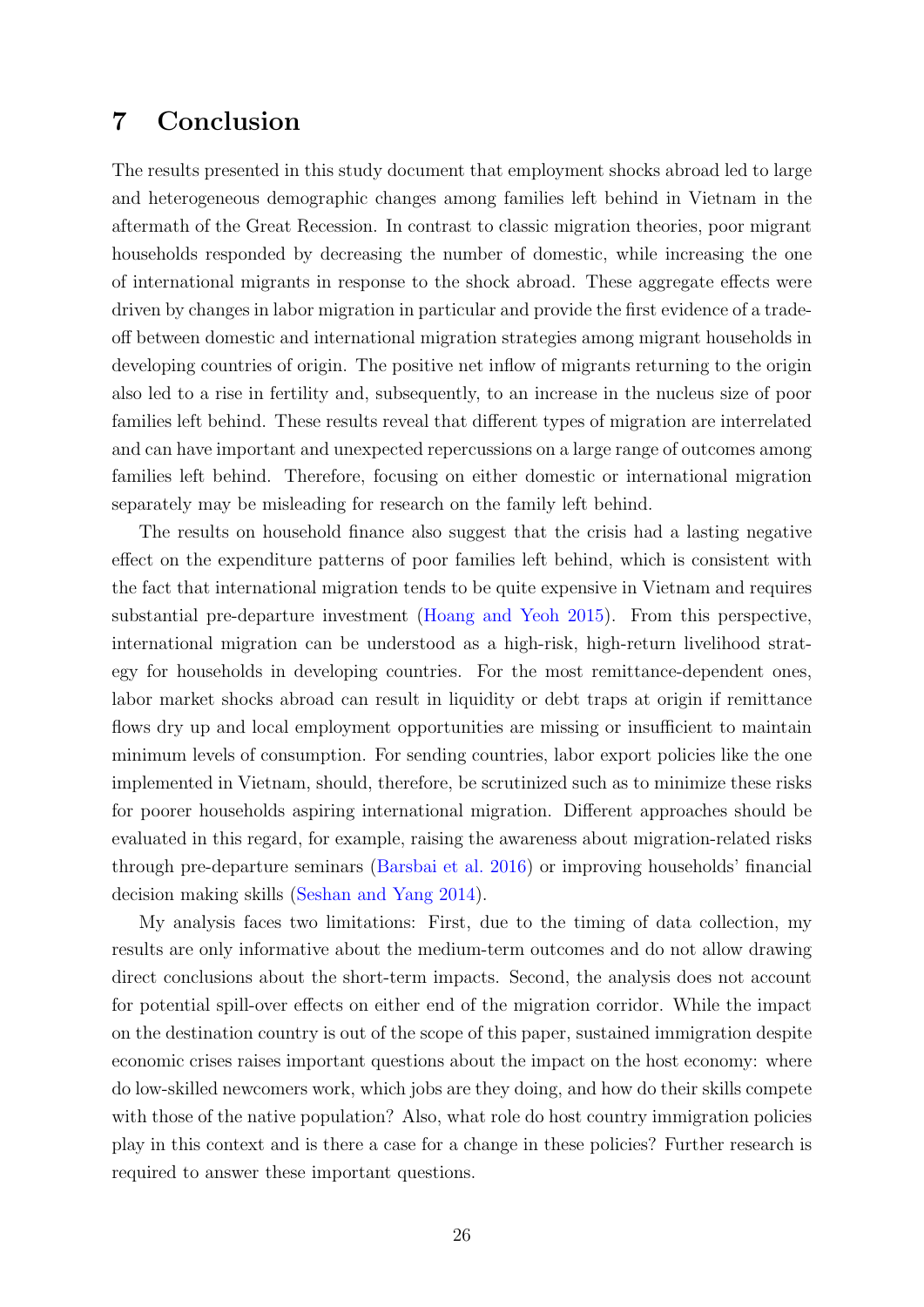## 7 Conclusion

The results presented in this study document that employment shocks abroad led to large and heterogeneous demographic changes among families left behind in Vietnam in the aftermath of the Great Recession. In contrast to classic migration theories, poor migrant households responded by decreasing the number of domestic, while increasing the one of international migrants in response to the shock abroad. These aggregate effects were driven by changes in labor migration in particular and provide the first evidence of a trade-off between domestic and international migration strategies among migrant households in developing countries of origin. The positive net inflow of migrants returning to the origin also led to a rise in fertility and, subsequently, to an increase in the nucleus size of poor families left behind. These results reveal that different types of migration are interrelated and can have important and unexpected repercussions on a large range of outcomes among families left behind. Therefore, focusing on either domestic or international migration separately may be misleading for research on the family left behind.

The results on household finance also suggest that the crisis had a lasting negative effect on the expenditure patterns of poor families left behind, which is consistent with the fact that international migration tends to be quite expensive in Vietnam and requires substantial pre-departure investment (Hoang and Yeoh 2015). From this perspective, international migration can be understood as a high-risk, high-return livelihood strategy for households in developing countries. For the most remittance-dependent ones, labor market shocks abroad can result in liquidity or debt traps at origin if remittance flows dry up and local employment opportunities are missing or insufficient to maintain minimum levels of consumption. For sending countries, labor export policies like the one implemented in Vietnam, should, therefore, be scrutinized such as to minimize these risks for poorer households aspiring international migration. Different approaches should be evaluated in this regard, for example, raising the awareness about migration-related risks through pre-departure seminars (Barsbai et al. 2016) or improving households' financial decision making skills (Seshan and Yang 2014).

My analysis faces two limitations: First, due to the timing of data collection, my results are only informative about the medium-term outcomes and do not allow drawing direct conclusions about the short-term impacts. Second, the analysis does not account for potential spill-over effects on either end of the migration corridor. While the impact on the destination country is out of the scope of this paper, sustained immigration despite economic crises raises important questions about the impact on the host economy: where do low-skilled newcomers work, which jobs are they doing, and how do their skills compete with those of the native population? Also, what role do host country immigration policies play in this context and is there a case for a change in these policies? Further research is required to answer these important questions.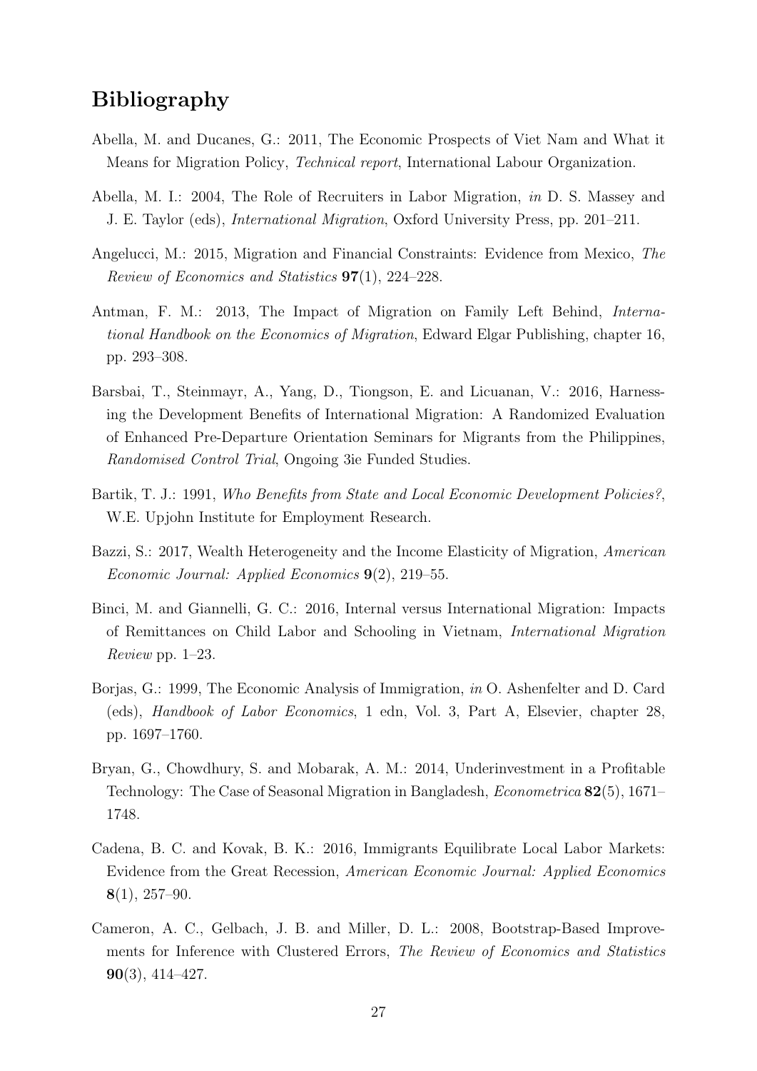# Bibliography

Abella, M. and Ducanes, G.: 2011, The Economic Prospects of Viet Nam and What it Means for Migration Policy, *Technical report*, International Labour Organization.

Abella, M. I.: 2004, The Role of Recruiters in Labor Migration, *in* D. S. Massey and J. E. Taylor (eds), *International Migration*, Oxford University Press, pp. 201–211.

Angelucci, M.: 2015, Migration and Financial Constraints: Evidence from Mexico, *The Review of Economics and Statistics* **97**(1), 224–228.

Antman, F. M.: 2013, The Impact of Migration on Family Left Behind, *International Handbook on the Economics of Migration*, Edward Elgar Publishing, chapter 16, pp. 293–308.

Barsbai, T., Steinmayr, A., Yang, D., Tiongson, E. and Licuanan, V.: 2016, Harnessing the Development Benefits of International Migration: A Randomized Evaluation of Enhanced Pre-Departure Orientation Seminars for Migrants from the Philippines, *Randomised Control Trial*, Ongoing 3ie Funded Studies.

Bartik, T. J.: 1991, *Who Benefits from State and Local Economic Development Policies?*, W.E. Upjohn Institute for Employment Research.

Bazzi, S.: 2017, Wealth Heterogeneity and the Income Elasticity of Migration, *American Economic Journal: Applied Economics* **9**(2), 219–55.

Binci, M. and Giannelli, G. C.: 2016, Internal versus International Migration: Impacts of Remittances on Child Labor and Schooling in Vietnam, *International Migration Review* pp. 1–23.

Borjas, G.: 1999, The Economic Analysis of Immigration, *in* O. Ashenfelter and D. Card (eds), *Handbook of Labor Economics*, 1 edn, Vol. 3, Part A, Elsevier, chapter 28, pp. 1697–1760.

Bryan, G., Chowdhury, S. and Mobarak, A. M.: 2014, Underinvestment in a Profitable Technology: The Case of Seasonal Migration in Bangladesh, *Econometrica* **82**(5), 1671–1748.

Cadena, B. C. and Kovak, B. K.: 2016, Immigrants Equilibrate Local Labor Markets: Evidence from the Great Recession, *American Economic Journal: Applied Economics* **8**(1), 257–90.

Cameron, A. C., Gelbach, J. B. and Miller, D. L.: 2008, Bootstrap-Based Improvements for Inference with Clustered Errors, *The Review of Economics and Statistics* **90**(3), 414–427.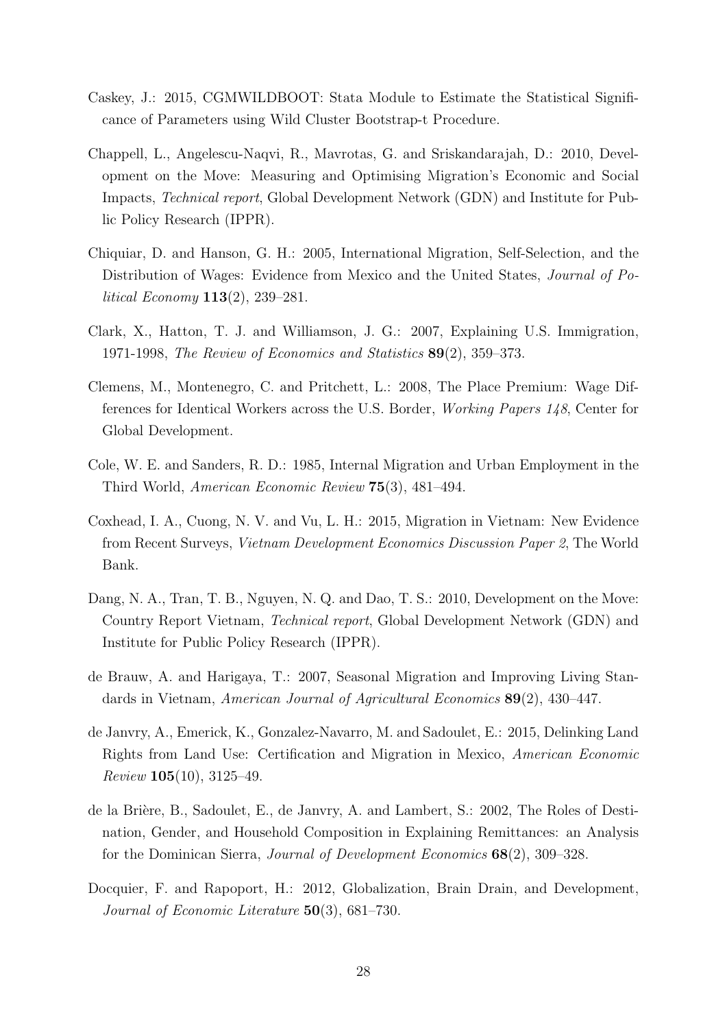Caskey, J.: 2015, CGMWILDBOOT: Stata Module to Estimate the Statistical Significance of Parameters using Wild Cluster Bootstrap-t Procedure.

Chappell, L., Angelescu-Naqvi, R., Mavrotas, G. and Sriskandarajah, D.: 2010, Development on the Move: Measuring and Optimising Migration's Economic and Social Impacts, *Technical report*, Global Development Network (GDN) and Institute for Public Policy Research (IPPR).

Chiquiar, D. and Hanson, G. H.: 2005, International Migration, Self-Selection, and the Distribution of Wages: Evidence from Mexico and the United States, *Journal of Political Economy* **113**(2), 239–281.

Clark, X., Hatton, T. J. and Williamson, J. G.: 2007, Explaining U.S. Immigration, 1971-1998, *The Review of Economics and Statistics* **89**(2), 359–373.

Clemens, M., Montenegro, C. and Pritchett, L.: 2008, The Place Premium: Wage Differences for Identical Workers across the U.S. Border, *Working Papers 148*, Center for Global Development.

Cole, W. E. and Sanders, R. D.: 1985, Internal Migration and Urban Employment in the Third World, *American Economic Review* **75**(3), 481–494.

Coxhead, I. A., Cuong, N. V. and Vu, L. H.: 2015, Migration in Vietnam: New Evidence from Recent Surveys, *Vietnam Development Economics Discussion Paper 2*, The World Bank.

Dang, N. A., Tran, T. B., Nguyen, N. Q. and Dao, T. S.: 2010, Development on the Move: Country Report Vietnam, *Technical report*, Global Development Network (GDN) and Institute for Public Policy Research (IPPR).

de Brauw, A. and Harigaya, T.: 2007, Seasonal Migration and Improving Living Standards in Vietnam, *American Journal of Agricultural Economics* **89**(2), 430–447.

de Janvry, A., Emerick, K., Gonzalez-Navarro, M. and Sadoulet, E.: 2015, Delinking Land Rights from Land Use: Certification and Migration in Mexico, *American Economic Review* **105**(10), 3125–49.

de la Brière, B., Sadoulet, E., de Janvry, A. and Lambert, S.: 2002, The Roles of Destination, Gender, and Household Composition in Explaining Remittances: an Analysis for the Dominican Sierra, *Journal of Development Economics* **68**(2), 309–328.

Docquier, F. and Rapoport, H.: 2012, Globalization, Brain Drain, and Development, *Journal of Economic Literature* **50**(3), 681–730.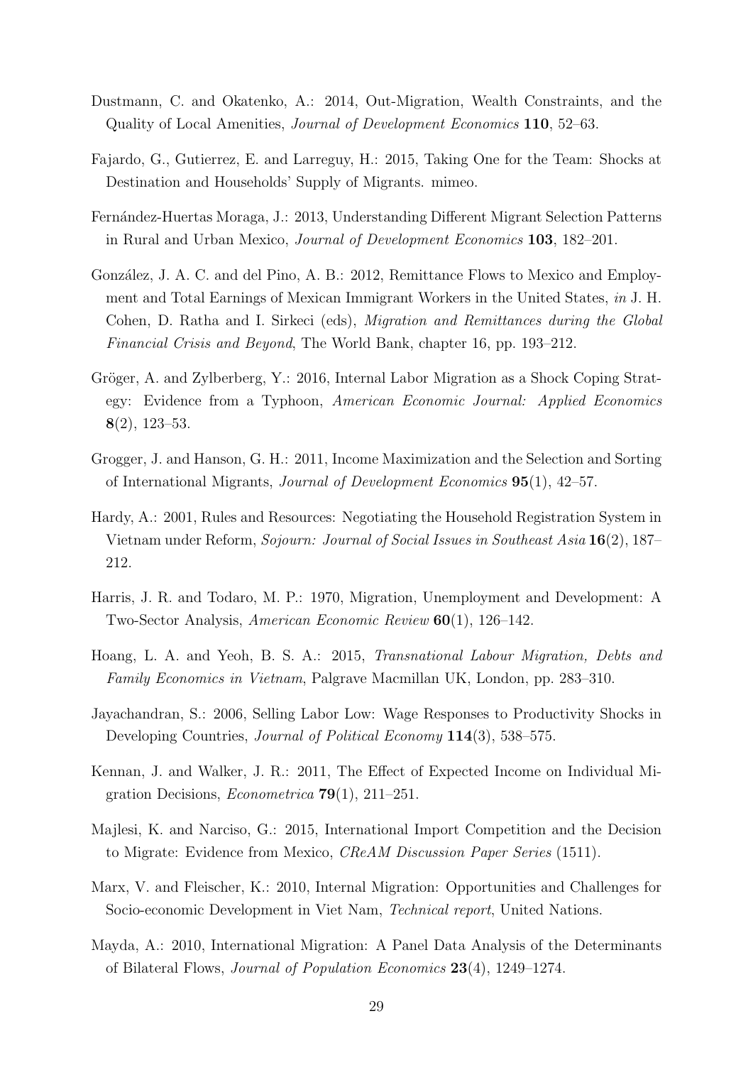Dustmann, C. and Okatenko, A.: 2014, Out-Migration, Wealth Constraints, and the Quality of Local Amenities, *Journal of Development Economics* **110**, 52–63.

Fajardo, G., Gutierrez, E. and Larreguy, H.: 2015, Taking One for the Team: Shocks at Destination and Households' Supply of Migrants. mimeo.

Fernández-Huertas Moraga, J.: 2013, Understanding Different Migrant Selection Patterns in Rural and Urban Mexico, *Journal of Development Economics* **103**, 182–201.

González, J. A. C. and del Pino, A. B.: 2012, Remittance Flows to Mexico and Employment and Total Earnings of Mexican Immigrant Workers in the United States, *in* J. H. Cohen, D. Ratha and I. Sirkeci (eds), *Migration and Remittances during the Global Financial Crisis and Beyond*, The World Bank, chapter 16, pp. 193–212.

Gröger, A. and Zylberberg, Y.: 2016, Internal Labor Migration as a Shock Coping Strategy: Evidence from a Typhoon, *American Economic Journal: Applied Economics* **8**(2), 123–53.

Grogger, J. and Hanson, G. H.: 2011, Income Maximization and the Selection and Sorting of International Migrants, *Journal of Development Economics* **95**(1), 42–57.

Hardy, A.: 2001, Rules and Resources: Negotiating the Household Registration System in Vietnam under Reform, *Sojourn: Journal of Social Issues in Southeast Asia* **16**(2), 187–212.

Harris, J. R. and Todaro, M. P.: 1970, Migration, Unemployment and Development: A Two-Sector Analysis, *American Economic Review* **60**(1), 126–142.

Hoang, L. A. and Yeoh, B. S. A.: 2015, *Transnational Labour Migration, Debts and Family Economics in Vietnam*, Palgrave Macmillan UK, London, pp. 283–310.

Jayachandran, S.: 2006, Selling Labor Low: Wage Responses to Productivity Shocks in Developing Countries, *Journal of Political Economy* **114**(3), 538–575.

Kennan, J. and Walker, J. R.: 2011, The Effect of Expected Income on Individual Migration Decisions, *Econometrica* **79**(1), 211–251.

Majlesi, K. and Narciso, G.: 2015, International Import Competition and the Decision to Migrate: Evidence from Mexico, *CReAM Discussion Paper Series* (1511).

Marx, V. and Fleischer, K.: 2010, Internal Migration: Opportunities and Challenges for Socio-economic Development in Viet Nam, *Technical report*, United Nations.

Mayda, A.: 2010, International Migration: A Panel Data Analysis of the Determinants of Bilateral Flows, *Journal of Population Economics* **23**(4), 1249–1274.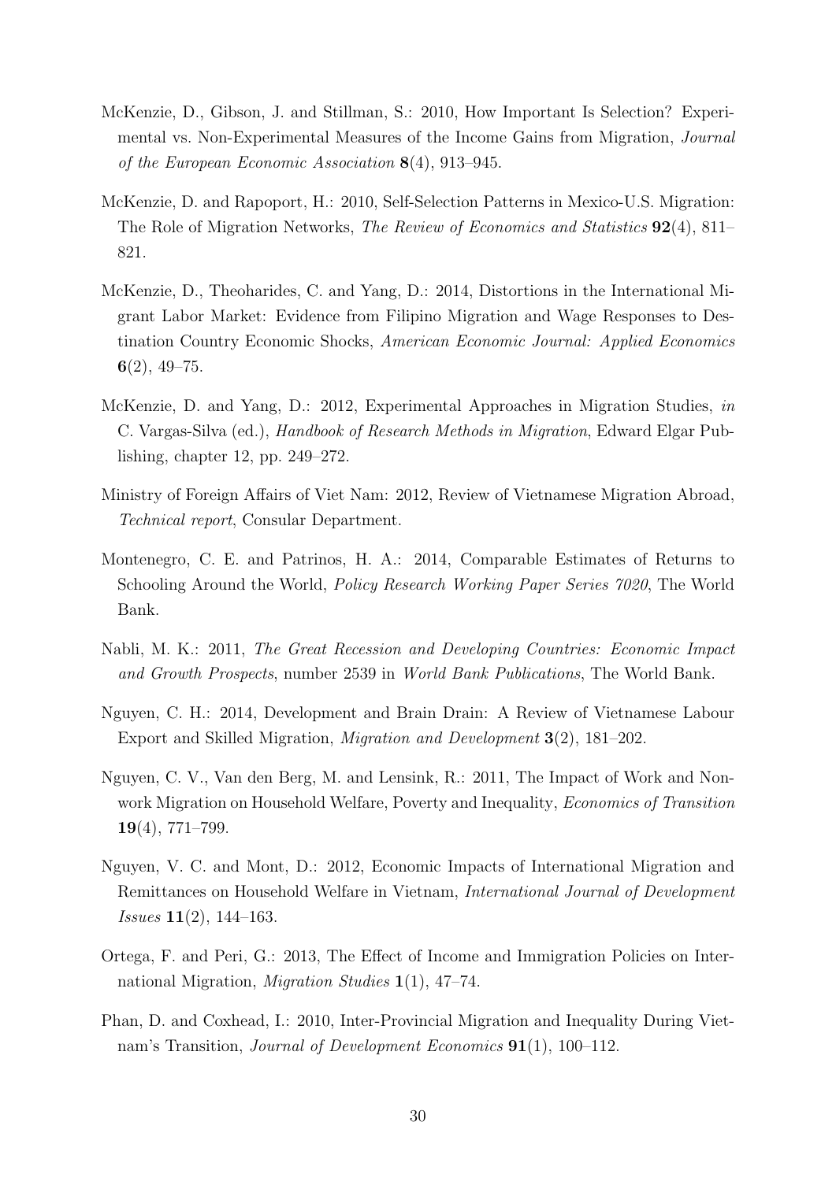McKenzie, D., Gibson, J. and Stillman, S.: 2010, How Important Is Selection? Experimental vs. Non-Experimental Measures of the Income Gains from Migration, *Journal of the European Economic Association* **8**(4), 913–945.

McKenzie, D. and Rapoport, H.: 2010, Self-Selection Patterns in Mexico-U.S. Migration: The Role of Migration Networks, *The Review of Economics and Statistics* **92**(4), 811–821.

McKenzie, D., Theoharides, C. and Yang, D.: 2014, Distortions in the International Migrant Labor Market: Evidence from Filipino Migration and Wage Responses to Destination Country Economic Shocks, *American Economic Journal: Applied Economics* **6**(2), 49–75.

McKenzie, D. and Yang, D.: 2012, Experimental Approaches in Migration Studies, *in* C. Vargas-Silva (ed.), *Handbook of Research Methods in Migration*, Edward Elgar Publishing, chapter 12, pp. 249–272.

Ministry of Foreign Affairs of Viet Nam: 2012, Review of Vietnamese Migration Abroad, *Technical report*, Consular Department.

Montenegro, C. E. and Patrinos, H. A.: 2014, Comparable Estimates of Returns to Schooling Around the World, *Policy Research Working Paper Series 7020*, The World Bank.

Nabli, M. K.: 2011, *The Great Recession and Developing Countries: Economic Impact and Growth Prospects*, number 2539 in *World Bank Publications*, The World Bank.

Nguyen, C. H.: 2014, Development and Brain Drain: A Review of Vietnamese Labour Export and Skilled Migration, *Migration and Development* **3**(2), 181–202.

Nguyen, C. V., Van den Berg, M. and Lensink, R.: 2011, The Impact of Work and Non-work Migration on Household Welfare, Poverty and Inequality, *Economics of Transition* **19**(4), 771–799.

Nguyen, V. C. and Mont, D.: 2012, Economic Impacts of International Migration and Remittances on Household Welfare in Vietnam, *International Journal of Development Issues* **11**(2), 144–163.

Ortega, F. and Peri, G.: 2013, The Effect of Income and Immigration Policies on International Migration, *Migration Studies* **1**(1), 47–74.

Phan, D. and Coxhead, I.: 2010, Inter-Provincial Migration and Inequality During Vietnam's Transition, *Journal of Development Economics* **91**(1), 100–112.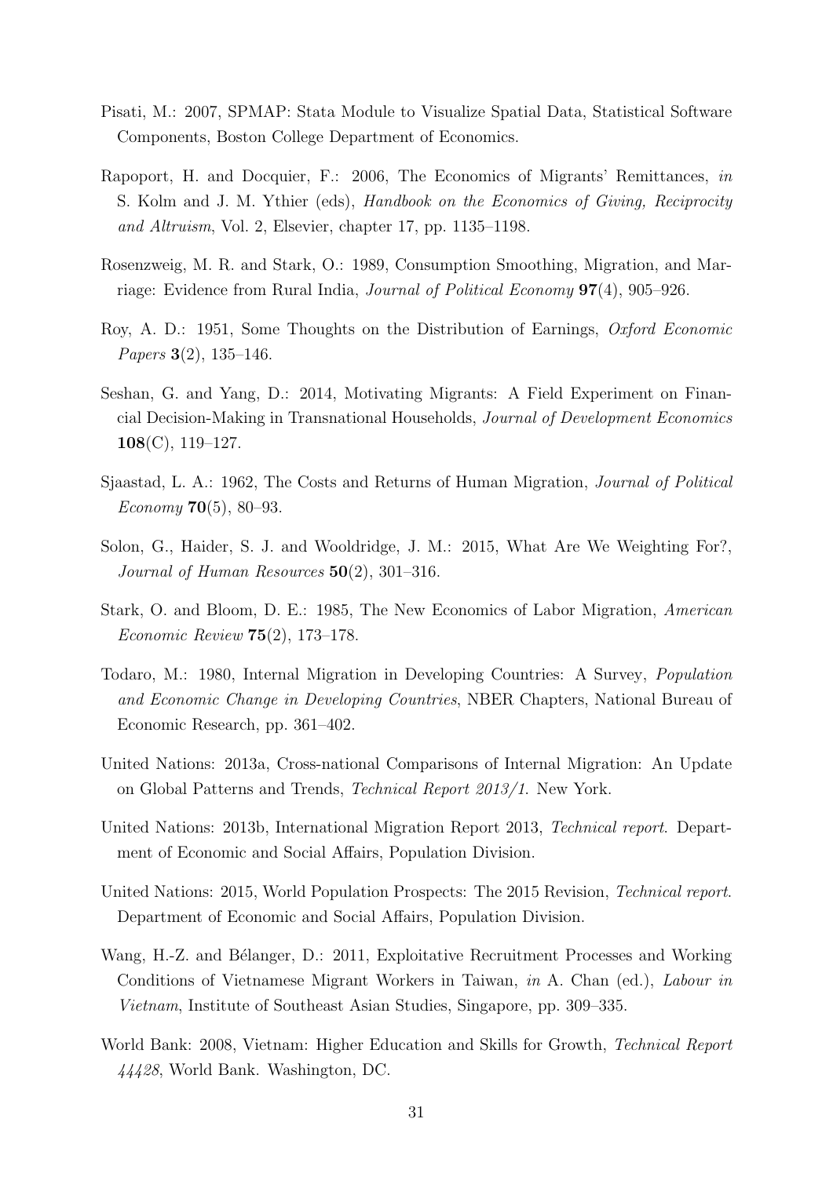Pisati, M.: 2007, SPMAP: Stata Module to Visualize Spatial Data, Statistical Software Components, Boston College Department of Economics.

Rapoport, H. and Docquier, F.: 2006, The Economics of Migrants' Remittances, *in* S. Kolm and J. M. Ythier (eds), *Handbook on the Economics of Giving, Reciprocity and Altruism*, Vol. 2, Elsevier, chapter 17, pp. 1135–1198.

Rosenzweig, M. R. and Stark, O.: 1989, Consumption Smoothing, Migration, and Marriage: Evidence from Rural India, *Journal of Political Economy* **97**(4), 905–926.

Roy, A. D.: 1951, Some Thoughts on the Distribution of Earnings, *Oxford Economic Papers* **3**(2), 135–146.

Seshan, G. and Yang, D.: 2014, Motivating Migrants: A Field Experiment on Financial Decision-Making in Transnational Households, *Journal of Development Economics* **108**(C), 119–127.

Sjaastad, L. A.: 1962, The Costs and Returns of Human Migration, *Journal of Political Economy* **70**(5), 80–93.

Solon, G., Haider, S. J. and Wooldridge, J. M.: 2015, What Are We Weighting For?, *Journal of Human Resources* **50**(2), 301–316.

Stark, O. and Bloom, D. E.: 1985, The New Economics of Labor Migration, *American Economic Review* **75**(2), 173–178.

Todaro, M.: 1980, Internal Migration in Developing Countries: A Survey, *Population and Economic Change in Developing Countries*, NBER Chapters, National Bureau of Economic Research, pp. 361–402.

United Nations: 2013a, Cross-national Comparisons of Internal Migration: An Update on Global Patterns and Trends, *Technical Report 2013/1*. New York.

United Nations: 2013b, International Migration Report 2013, *Technical report*. Department of Economic and Social Affairs, Population Division.

United Nations: 2015, World Population Prospects: The 2015 Revision, *Technical report*. Department of Economic and Social Affairs, Population Division.

Wang, H.-Z. and Bélanger, D.: 2011, Exploitative Recruitment Processes and Working Conditions of Vietnamese Migrant Workers in Taiwan, *in* A. Chan (ed.), *Labour in Vietnam*, Institute of Southeast Asian Studies, Singapore, pp. 309–335.

World Bank: 2008, Vietnam: Higher Education and Skills for Growth, *Technical Report 44428*, World Bank. Washington, DC.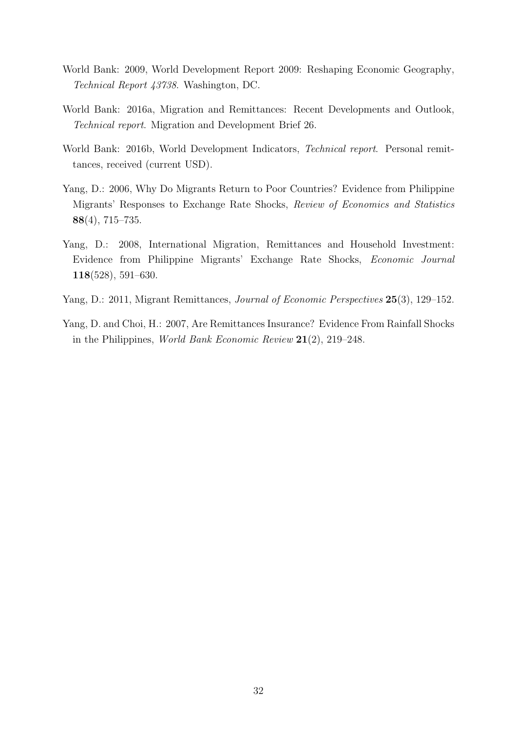World Bank: 2009, World Development Report 2009: Reshaping Economic Geography, *Technical Report 43738*. Washington, DC.

World Bank: 2016a, Migration and Remittances: Recent Developments and Outlook, *Technical report*. Migration and Development Brief 26.

World Bank: 2016b, World Development Indicators, *Technical report*. Personal remittances, received (current USD).

Yang, D.: 2006, Why Do Migrants Return to Poor Countries? Evidence from Philippine Migrants' Responses to Exchange Rate Shocks, *Review of Economics and Statistics* **88**(4), 715–735.

Yang, D.: 2008, International Migration, Remittances and Household Investment: Evidence from Philippine Migrants' Exchange Rate Shocks, *Economic Journal* **118**(528), 591–630.

Yang, D.: 2011, Migrant Remittances, *Journal of Economic Perspectives* **25**(3), 129–152.

Yang, D. and Choi, H.: 2007, Are Remittances Insurance? Evidence From Rainfall Shocks in the Philippines, *World Bank Economic Review* **21**(2), 219–248.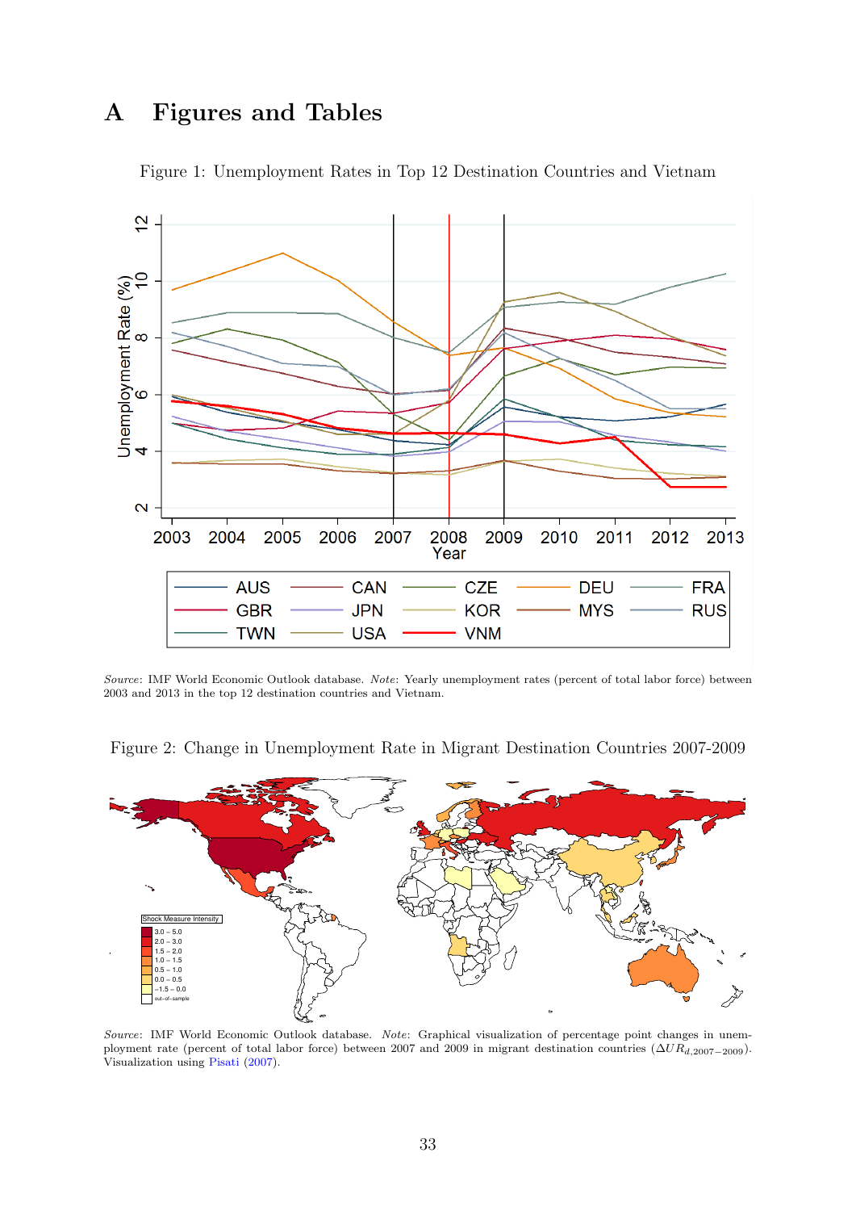# A Figures and Tables

Figure 1: Unemployment Rates in Top 12 Destination Countries and Vietnam

*Source*: IMF World Economic Outlook database. *Note*: Yearly unemployment rates (percent of total labor force) between 2003 and 2013 in the top 12 destination countries and Vietnam.

Figure 2: Change in Unemployment Rate in Migrant Destination Countries 2007-2009

*Source*: IMF World Economic Outlook database. *Note*: Graphical visualization of percentage point changes in unemployment rate (percent of total labor force) between 2007 and 2009 in migrant destination countries ($\Delta UR_{d,2007-2009}$). Visualization using Pisati (2007).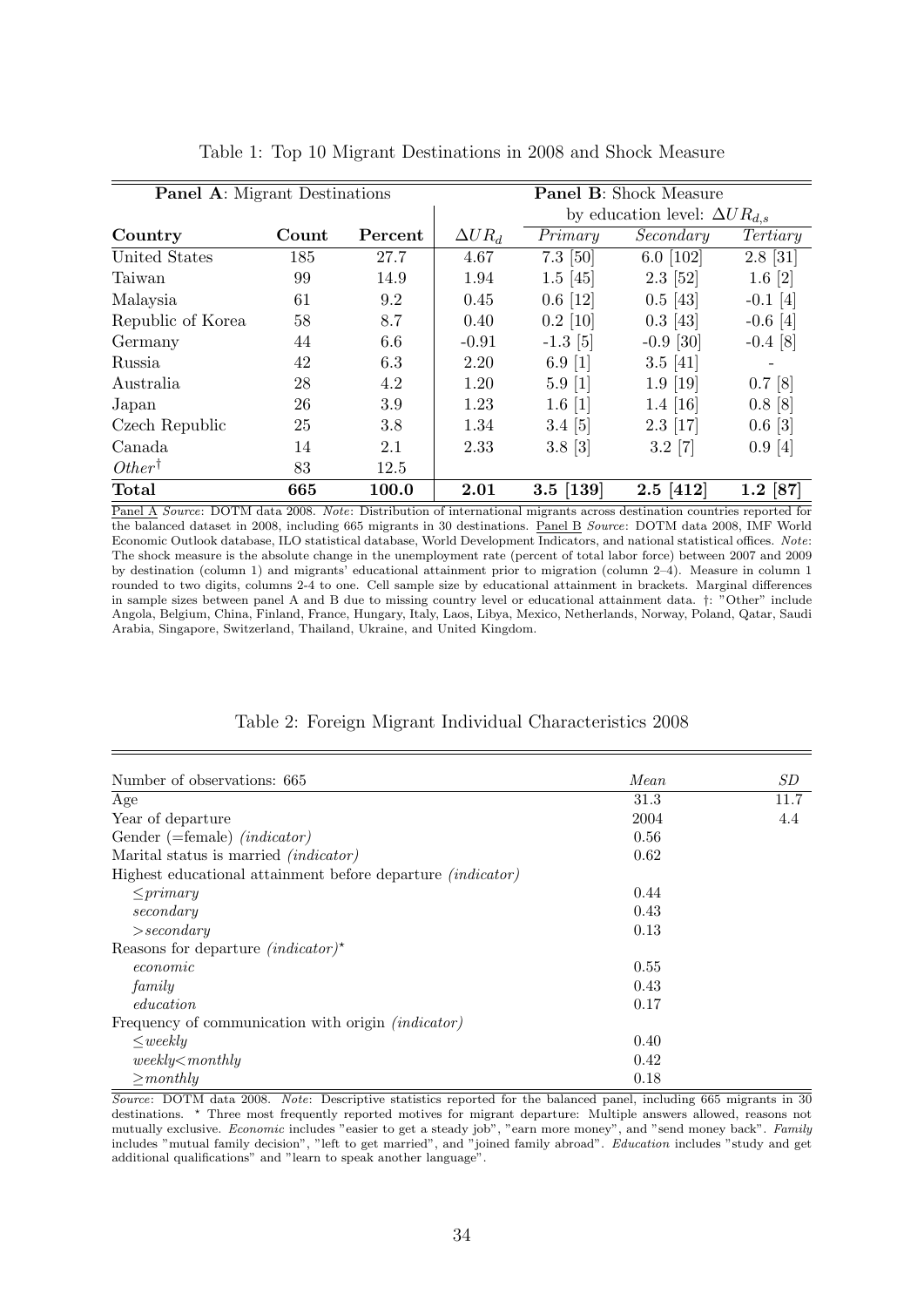Table 1: Top 10 Migrant Destinations in 2008 and Shock Measure

| **Panel A**: Migrant Destinations | | | **Panel B**: Shock Measure | | | |
|---|---|---|---|---|---|---|
| | | | | by education level: $\Delta UR_{d,s}$ | | |
| **Country** | **Count** | **Percent** | $\Delta UR_d$ | *Primary* | *Secondary* | *Tertiary* |
| United States | 185 | 27.7 | 4.67 | 7.3 [50] | 6.0 [102] | 2.8 [31] |
| Taiwan | 99 | 14.9 | 1.94 | 1.5 [45] | 2.3 [52] | 1.6 [2] |
| Malaysia | 61 | 9.2 | 0.45 | 0.6 [12] | 0.5 [43] | -0.1 [4] |
| Republic of Korea | 58 | 8.7 | 0.40 | 0.2 [10] | 0.3 [43] | -0.6 [4] |
| Germany | 44 | 6.6 | -0.91 | -1.3 [5] | -0.9 [30] | -0.4 [8] |
| Russia | 42 | 6.3 | 2.20 | 6.9 [1] | 3.5 [41] | - |
| Australia | 28 | 4.2 | 1.20 | 5.9 [1] | 1.9 [19] | 0.7 [8] |
| Japan | 26 | 3.9 | 1.23 | 1.6 [1] | 1.4 [16] | 0.8 [8] |
| Czech Republic | 25 | 3.8 | 1.34 | 3.4 [5] | 2.3 [17] | 0.6 [3] |
| Canada | 14 | 2.1 | 2.33 | 3.8 [3] | 3.2 [7] | 0.9 [4] |
| *Other*† | 83 | 12.5 | | | | |
| **Total** | **665** | **100.0** | **2.01** | **3.5 [139]** | **2.5 [412]** | **1.2 [87]** |

Panel A *Source*: DOTM data 2008. *Note*: Distribution of international migrants across destination countries reported for the balanced dataset in 2008, including 665 migrants in 30 destinations. Panel B *Source*: DOTM data 2008, IMF World Economic Outlook database, ILO statistical database, World Development Indicators, and national statistical offices. *Note*: The shock measure is the absolute change in the unemployment rate (percent of total labor force) between 2007 and 2009 by destination (column 1) and migrants' educational attainment prior to migration (column 2–4). Measure in column 1 rounded to two digits, columns 2-4 to one. Cell sample size by educational attainment in brackets. Marginal differences in sample sizes between panel A and B due to missing country level or educational attainment data. †: "Other" include Angola, Belgium, China, Finland, France, Hungary, Italy, Laos, Libya, Mexico, Netherlands, Norway, Poland, Qatar, Saudi Arabia, Singapore, Switzerland, Thailand, Ukraine, and United Kingdom.

Table 2: Foreign Migrant Individual Characteristics 2008

| Number of observations: 665 | *Mean* | *SD* |
|---|---|---|
| Age | 31.3 | 11.7 |
| Year of departure | 2004 | 4.4 |
| Gender (=female) *(indicator)* | 0.56 | |
| Marital status is married *(indicator)* | 0.62 | |
| Highest educational attainment before departure *(indicator)* | | |
| *≤primary* | 0.44 | |
| *secondary* | 0.43 | |
| *>secondary* | 0.13 | |
| Reasons for departure *(indicator)*⋆ | | |
| *economic* | 0.55 | |
| *family* | 0.43 | |
| *education* | 0.17 | |
| Frequency of communication with origin *(indicator)* | | |
| *≤weekly* | 0.40 | |
| *weekly<monthly* | 0.42 | |
| *≥monthly* | 0.18 | |

*Source*: DOTM data 2008. *Note*: Descriptive statistics reported for the balanced panel, including 665 migrants in 30 destinations. ⋆ Three most frequently reported motives for migrant departure: Multiple answers allowed, reasons not mutually exclusive. *Economic* includes "easier to get a steady job", "earn more money", and "send money back". *Family* includes "mutual family decision", "left to get married", and "joined family abroad". *Education* includes "study and get additional qualifications" and "learn to speak another language".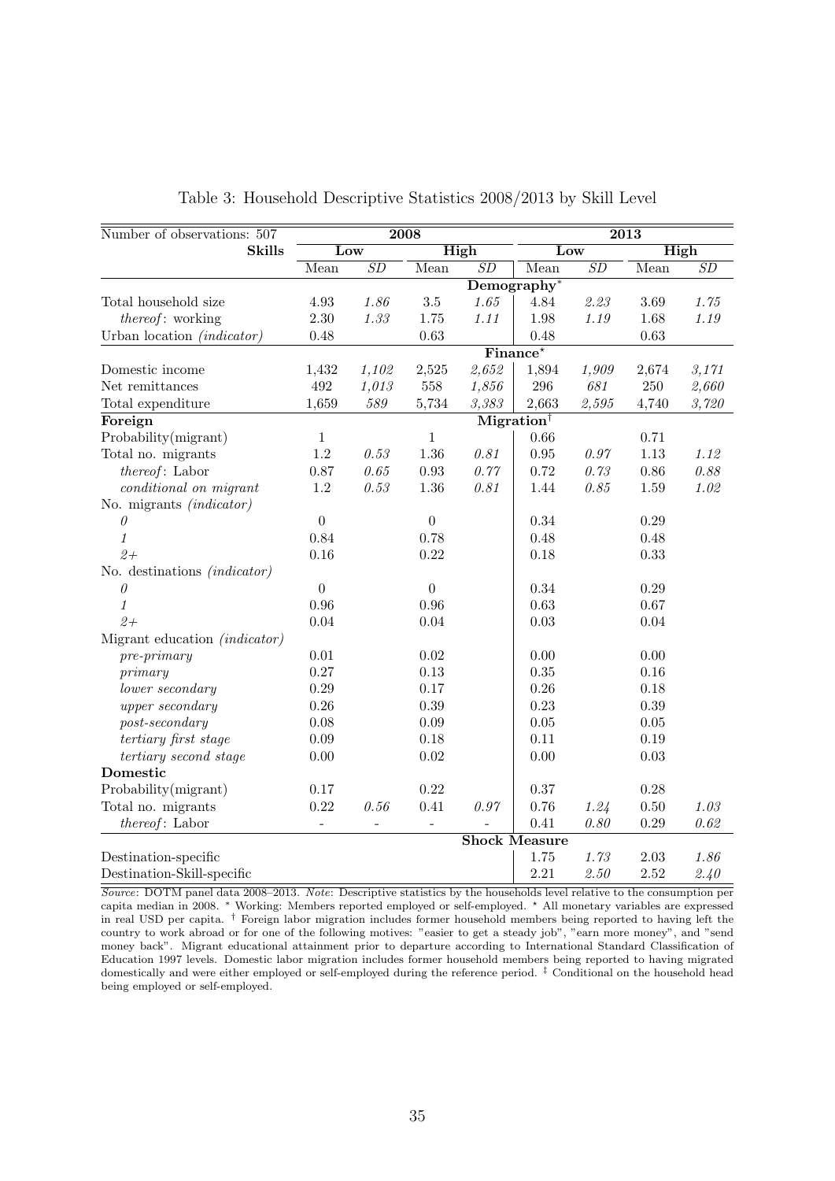Table 3: Household Descriptive Statistics 2008/2013 by Skill Level

| Number of observations: 507 | 2008 | | | | 2013 | | | |
|---|---|---|---|---|---|---|---|---|
| **Skills** | Low | | High | | Low | | High | |
| | Mean | *SD* | Mean | *SD* | Mean | *SD* | Mean | *SD* |
| | **Demography*** | | | | | | | |
| Total household size | 4.93 | *1.86* | 3.5 | *1.65* | 4.84 | *2.23* | 3.69 | *1.75* |
| *thereof*: working | 2.30 | *1.33* | 1.75 | *1.11* | 1.98 | *1.19* | 1.68 | *1.19* |
| Urban location *(indicator)* | 0.48 | | 0.63 | | 0.48 | | 0.63 | |
| | **Finance⋆** | | | | | | | |
| Domestic income | 1,432 | *1,102* | 2,525 | *2,652* | 1,894 | *1,909* | 2,674 | *3,171* |
| Net remittances | 492 | *1,013* | 558 | *1,856* | 296 | *681* | 250 | *2,660* |
| Total expenditure | 1,659 | *589* | 5,734 | *3,383* | 2,663 | *2,595* | 4,740 | *3,720* |
| **Foreign** | **Migration†** | | | | | | | |
| Probability(migrant) | 1 | | 1 | | 0.66 | | 0.71 | |
| Total no. migrants | 1.2 | *0.53* | 1.36 | *0.81* | 0.95 | *0.97* | 1.13 | *1.12* |
| *thereof*: Labor | 0.87 | *0.65* | 0.93 | *0.77* | 0.72 | *0.73* | 0.86 | *0.88* |
| *conditional on migrant* | 1.2 | *0.53* | 1.36 | *0.81* | 1.44 | *0.85* | 1.59 | *1.02* |
| No. migrants *(indicator)* | | | | | | | | |
| *0* | 0 | | 0 | | 0.34 | | 0.29 | |
| *1* | 0.84 | | 0.78 | | 0.48 | | 0.48 | |
| *2+* | 0.16 | | 0.22 | | 0.18 | | 0.33 | |
| No. destinations *(indicator)* | | | | | | | | |
| *0* | 0 | | 0 | | 0.34 | | 0.29 | |
| *1* | 0.96 | | 0.96 | | 0.63 | | 0.67 | |
| *2+* | 0.04 | | 0.04 | | 0.03 | | 0.04 | |
| Migrant education *(indicator)* | | | | | | | | |
| *pre-primary* | 0.01 | | 0.02 | | 0.00 | | 0.00 | |
| *primary* | 0.27 | | 0.13 | | 0.35 | | 0.16 | |
| *lower secondary* | 0.29 | | 0.17 | | 0.26 | | 0.18 | |
| *upper secondary* | 0.26 | | 0.39 | | 0.23 | | 0.39 | |
| *post-secondary* | 0.08 | | 0.09 | | 0.05 | | 0.05 | |
| *tertiary first stage* | 0.09 | | 0.18 | | 0.11 | | 0.19 | |
| *tertiary second stage* | 0.00 | | 0.02 | | 0.00 | | 0.03 | |
| **Domestic** | | | | | | | | |
| Probability(migrant) | 0.17 | | 0.22 | | 0.37 | | 0.28 | |
| Total no. migrants | 0.22 | *0.56* | 0.41 | *0.97* | 0.76 | *1.24* | 0.50 | *1.03* |
| *thereof*: Labor | - | - | - | - | 0.41 | *0.80* | 0.29 | *0.62* |
| | **Shock Measure** | | | | | | | |
| Destination-specific | | | | | 1.75 | *1.73* | 2.03 | *1.86* |
| Destination-Skill-specific | | | | | 2.21 | *2.50* | 2.52 | *2.40* |

*Source*: DOTM panel data 2008–2013. *Note*: Descriptive statistics by the households level relative to the consumption per capita median in 2008. * Working: Members reported employed or self-employed. ⋆ All monetary variables are expressed in real USD per capita. † Foreign labor migration includes former household members being reported to having left the country to work abroad or for one of the following motives: "easier to get a steady job", "earn more money", and "send money back". Migrant educational attainment prior to departure according to International Standard Classification of Education 1997 levels. Domestic labor migration includes former household members being reported to having migrated domestically and were either employed or self-employed during the reference period. ‡ Conditional on the household head being employed or self-employed.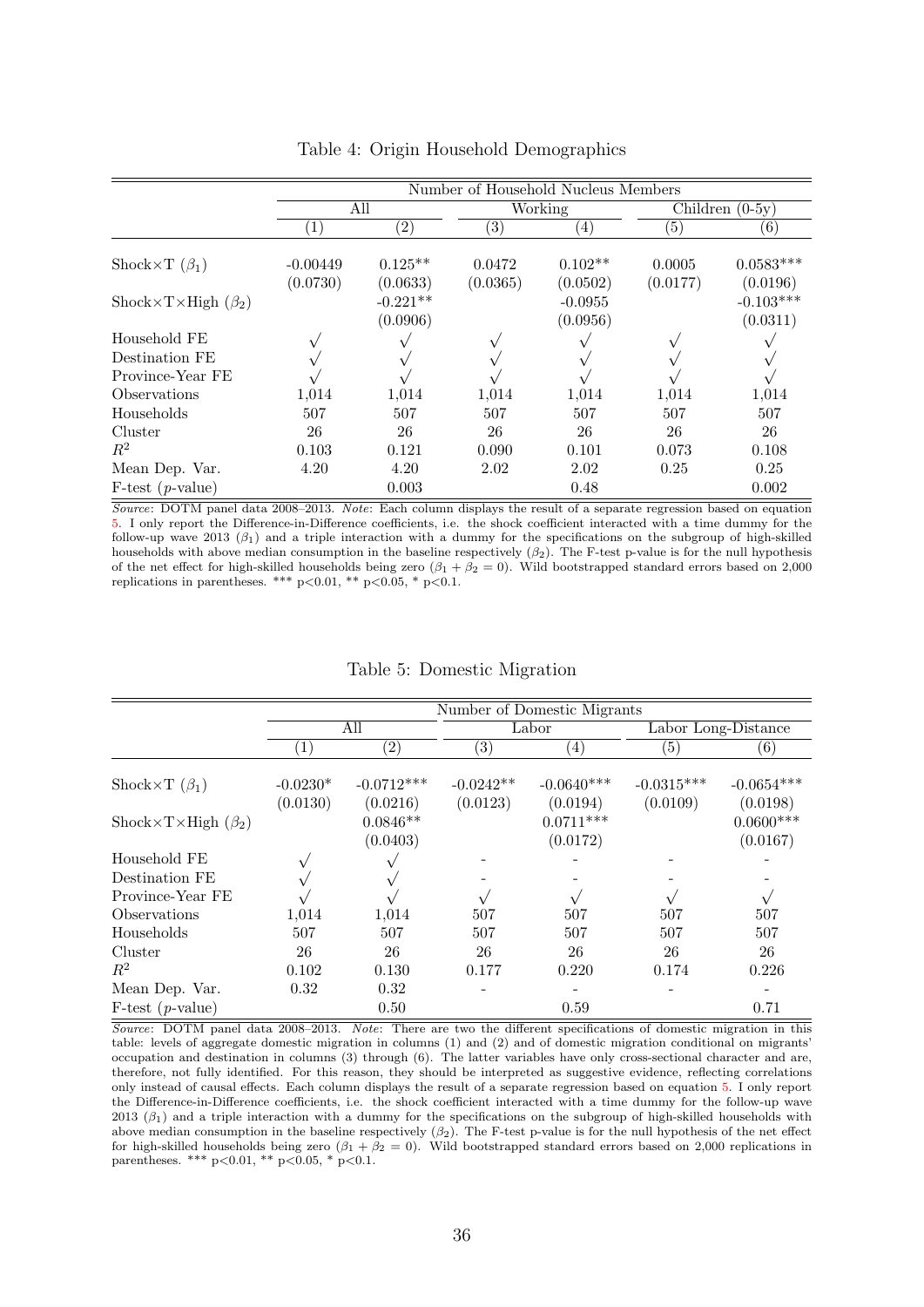Table 4: Origin Household Demographics

| | Number of Household Nucleus Members | | | | | |
|---|---|---|---|---|---|---|
| | All | | Working | | Children (0-5y) | |
| | (1) | (2) | (3) | (4) | (5) | (6) |
| Shock×T ($\beta_1$) | -0.00449 | 0.125** | 0.0472 | 0.102** | 0.0005 | 0.0583*** |
| | (0.0730) | (0.0633) | (0.0365) | (0.0502) | (0.0177) | (0.0196) |
| Shock×T×High ($\beta_2$) | | -0.221** | | -0.0955 | | -0.103*** |
| | | (0.0906) | | (0.0956) | | (0.0311) |
| Household FE | √ | √ | √ | √ | √ | √ |
| Destination FE | √ | √ | √ | √ | √ | √ |
| Province-Year FE | √ | √ | √ | √ | √ | √ |
| Observations | 1,014 | 1,014 | 1,014 | 1,014 | 1,014 | 1,014 |
| Households | 507 | 507 | 507 | 507 | 507 | 507 |
| Cluster | 26 | 26 | 26 | 26 | 26 | 26 |
| $R^2$ | 0.103 | 0.121 | 0.090 | 0.101 | 0.073 | 0.108 |
| Mean Dep. Var. | 4.20 | 4.20 | 2.02 | 2.02 | 0.25 | 0.25 |
| F-test ($p$-value) | | 0.003 | | 0.48 | | 0.002 |

*Source*: DOTM panel data 2008–2013. *Note*: Each column displays the result of a separate regression based on equation 5. I only report the Difference-in-Difference coefficients, i.e. the shock coefficient interacted with a time dummy for the follow-up wave 2013 ($\beta_1$) and a triple interaction with a dummy for the specifications on the subgroup of high-skilled households with above median consumption in the baseline respectively ($\beta_2$). The F-test p-value is for the null hypothesis of the net effect for high-skilled households being zero ($\beta_1 + \beta_2 = 0$). Wild bootstrapped standard errors based on 2,000 replications in parentheses. *** p<0.01, ** p<0.05, * p<0.1.

Table 5: Domestic Migration

| | Number of Domestic Migrants | | | | | |
|---|---|---|---|---|---|---|
| | All | | Labor | | Labor Long-Distance | |
| | (1) | (2) | (3) | (4) | (5) | (6) |
| Shock×T ($\beta_1$) | -0.0230* | -0.0712*** | -0.0242** | -0.0640*** | -0.0315*** | -0.0654*** |
| | (0.0130) | (0.0216) | (0.0123) | (0.0194) | (0.0109) | (0.0198) |
| Shock×T×High ($\beta_2$) | | 0.0846** | | 0.0711*** | | 0.0600*** |
| | | (0.0403) | | (0.0172) | | (0.0167) |
| Household FE | √ | √ | - | - | - | - |
| Destination FE | √ | √ | - | - | - | - |
| Province-Year FE | √ | √ | √ | √ | √ | √ |
| Observations | 1,014 | 1,014 | 507 | 507 | 507 | 507 |
| Households | 507 | 507 | 507 | 507 | 507 | 507 |
| Cluster | 26 | 26 | 26 | 26 | 26 | 26 |
| $R^2$ | 0.102 | 0.130 | 0.177 | 0.220 | 0.174 | 0.226 |
| Mean Dep. Var. | 0.32 | 0.32 | - | - | - | - |
| F-test ($p$-value) | | 0.50 | | 0.59 | | 0.71 |

*Source*: DOTM panel data 2008–2013. *Note*: There are two the different specifications of domestic migration in this table: levels of aggregate domestic migration in columns (1) and (2) and of domestic migration conditional on migrants' occupation and destination in columns (3) through (6). The latter variables have only cross-sectional character and are, therefore, not fully identified. For this reason, they should be interpreted as suggestive evidence, reflecting correlations only instead of causal effects. Each column displays the result of a separate regression based on equation 5. I only report the Difference-in-Difference coefficients, i.e. the shock coefficient interacted with a time dummy for the follow-up wave 2013 ($\beta_1$) and a triple interaction with a dummy for the specifications on the subgroup of high-skilled households with above median consumption in the baseline respectively ($\beta_2$). The F-test p-value is for the null hypothesis of the net effect for high-skilled households being zero ($\beta_1 + \beta_2 = 0$). Wild bootstrapped standard errors based on 2,000 replications in parentheses. *** p<0.01, ** p<0.05, * p<0.1.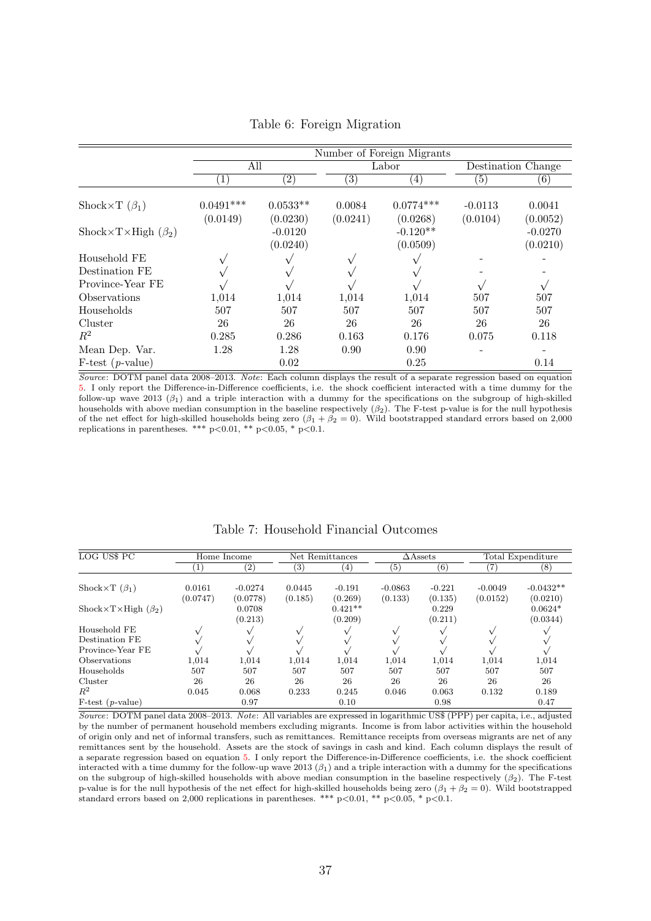Table 6: Foreign Migration

| | Number of Foreign Migrants | | | | | |
|---|---|---|---|---|---|---|
| | All | | Labor | | Destination Change | |
| | (1) | (2) | (3) | (4) | (5) | (6) |
| Shock×T ($\beta_1$) | 0.0491*** | 0.0533** | 0.0084 | 0.0774*** | -0.0113 | 0.0041 |
| | (0.0149) | (0.0230) | (0.0241) | (0.0268) | (0.0104) | (0.0052) |
| Shock×T×High ($\beta_2$) | | -0.0120 | | -0.120** | | -0.0270 |
| | | (0.0240) | | (0.0509) | | (0.0210) |
| Household FE | √ | √ | √ | √ | - | - |
| Destination FE | √ | √ | √ | √ | - | - |
| Province-Year FE | √ | √ | √ | √ | √ | √ |
| Observations | 1,014 | 1,014 | 1,014 | 1,014 | 507 | 507 |
| Households | 507 | 507 | 507 | 507 | 507 | 507 |
| Cluster | 26 | 26 | 26 | 26 | 26 | 26 |
| $R^2$ | 0.285 | 0.286 | 0.163 | 0.176 | 0.075 | 0.118 |
| Mean Dep. Var. | 1.28 | 1.28 | 0.90 | 0.90 | - | - |
| F-test ($p$-value) | | 0.02 | | 0.25 | | 0.14 |

*Source*: DOTM panel data 2008–2013. *Note*: Each column displays the result of a separate regression based on equation 5. I only report the Difference-in-Difference coefficients, i.e. the shock coefficient interacted with a time dummy for the follow-up wave 2013 ($\beta_1$) and a triple interaction with a dummy for the specifications on the subgroup of high-skilled households with above median consumption in the baseline respectively ($\beta_2$). The F-test p-value is for the null hypothesis of the net effect for high-skilled households being zero ($\beta_1 + \beta_2 = 0$). Wild bootstrapped standard errors based on 2,000 replications in parentheses. *** p<0.01, ** p<0.05, * p<0.1.

Table 7: Household Financial Outcomes

| LOG US$ PC | Home Income | | Net Remittances | | ΔAssets | | Total Expenditure | |
|---|---|---|---|---|---|---|---|---|
| | (1) | (2) | (3) | (4) | (5) | (6) | (7) | (8) |
| Shock×T ($\beta_1$) | 0.0161 | -0.0274 | 0.0445 | -0.191 | -0.0863 | -0.221 | -0.0049 | -0.0432** |
| | (0.0747) | (0.0778) | (0.185) | (0.269) | (0.133) | (0.135) | (0.0152) | (0.0210) |
| Shock×T×High ($\beta_2$) | | 0.0708 | | 0.421** | | 0.229 | | 0.0624* |
| | | (0.213) | | (0.209) | | (0.211) | | (0.0344) |
| Household FE | √ | √ | √ | √ | √ | √ | √ | √ |
| Destination FE | √ | √ | √ | √ | √ | √ | √ | √ |
| Province-Year FE | √ | √ | √ | √ | √ | √ | √ | √ |
| Observations | 1,014 | 1,014 | 1,014 | 1,014 | 1,014 | 1,014 | 1,014 | 1,014 |
| Households | 507 | 507 | 507 | 507 | 507 | 507 | 507 | 507 |
| Cluster | 26 | 26 | 26 | 26 | 26 | 26 | 26 | 26 |
| $R^2$ | 0.045 | 0.068 | 0.233 | 0.245 | 0.046 | 0.063 | 0.132 | 0.189 |
| F-test ($p$-value) | | 0.97 | | 0.10 | | 0.98 | | 0.47 |

*Source*: DOTM panel data 2008–2013. *Note*: All variables are expressed in logarithmic US$ (PPP) per capita, i.e., adjusted by the number of permanent household members excluding migrants. Income is from labor activities within the household of origin only and net of informal transfers, such as remittances. Remittance receipts from overseas migrants are net of any remittances sent by the household. Assets are the stock of savings in cash and kind. Each column displays the result of a separate regression based on equation 5. I only report the Difference-in-Difference coefficients, i.e. the shock coefficient interacted with a time dummy for the follow-up wave 2013 ($\beta_1$) and a triple interaction with a dummy for the specifications on the subgroup of high-skilled households with above median consumption in the baseline respectively ($\beta_2$). The F-test p-value is for the null hypothesis of the net effect for high-skilled households being zero ($\beta_1 + \beta_2 = 0$). Wild bootstrapped standard errors based on 2,000 replications in parentheses. *** p<0.01, ** p<0.05, * p<0.1.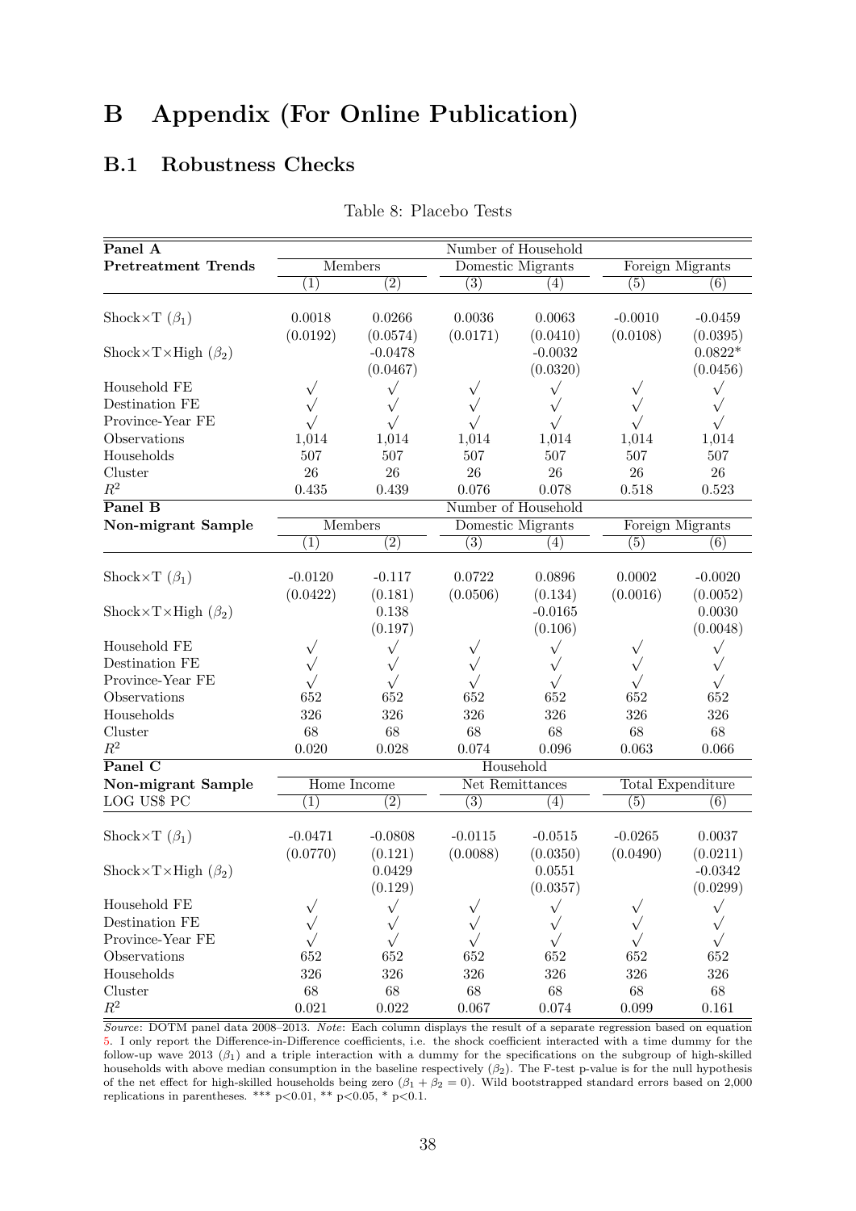# B Appendix (For Online Publication)

## B.1 Robustness Checks

Table 8: Placebo Tests

| **Panel A** | Number of Household | | | | | |
|---|---|---|---|---|---|---|
| **Pretreatment Trends** | Members | | Domestic Migrants | | Foreign Migrants | |
| | (1) | (2) | (3) | (4) | (5) | (6) |
| Shock×T ($\beta_1$) | 0.0018 | 0.0266 | 0.0036 | 0.0063 | -0.0010 | -0.0459 |
| | (0.0192) | (0.0574) | (0.0171) | (0.0410) | (0.0108) | (0.0395) |
| Shock×T×High ($\beta_2$) | | -0.0478 | | -0.0032 | | 0.0822* |
| | | (0.0467) | | (0.0320) | | (0.0456) |
| Household FE | √ | √ | √ | √ | √ | √ |
| Destination FE | √ | √ | √ | √ | √ | √ |
| Province-Year FE | √ | √ | √ | √ | √ | √ |
| Observations | 1,014 | 1,014 | 1,014 | 1,014 | 1,014 | 1,014 |
| Households | 507 | 507 | 507 | 507 | 507 | 507 |
| Cluster | 26 | 26 | 26 | 26 | 26 | 26 |
| $R^2$ | 0.435 | 0.439 | 0.076 | 0.078 | 0.518 | 0.523 |
| **Panel B** | Number of Household | | | | | |
| **Non-migrant Sample** | Members | | Domestic Migrants | | Foreign Migrants | |
| | (1) | (2) | (3) | (4) | (5) | (6) |
| Shock×T ($\beta_1$) | -0.0120 | -0.117 | 0.0722 | 0.0896 | 0.0002 | -0.0020 |
| | (0.0422) | (0.181) | (0.0506) | (0.134) | (0.0016) | (0.0052) |
| Shock×T×High ($\beta_2$) | | 0.138 | | -0.0165 | | 0.0030 |
| | | (0.197) | | (0.106) | | (0.0048) |
| Household FE | √ | √ | √ | √ | √ | √ |
| Destination FE | √ | √ | √ | √ | √ | √ |
| Province-Year FE | √ | √ | √ | √ | √ | √ |
| Observations | 652 | 652 | 652 | 652 | 652 | 652 |
| Households | 326 | 326 | 326 | 326 | 326 | 326 |
| Cluster | 68 | 68 | 68 | 68 | 68 | 68 |
| $R^2$ | 0.020 | 0.028 | 0.074 | 0.096 | 0.063 | 0.066 |
| **Panel C** | Household | | | | | |
| **Non-migrant Sample** | Home Income | | Net Remittances | | Total Expenditure | |
| LOG US$ PC | (1) | (2) | (3) | (4) | (5) | (6) |
| Shock×T ($\beta_1$) | -0.0471 | -0.0808 | -0.0115 | -0.0515 | -0.0265 | 0.0037 |
| | (0.0770) | (0.121) | (0.0088) | (0.0350) | (0.0490) | (0.0211) |
| Shock×T×High ($\beta_2$) | | 0.0429 | | 0.0551 | | -0.0342 |
| | | (0.129) | | (0.0357) | | (0.0299) |
| Household FE | √ | √ | √ | √ | √ | √ |
| Destination FE | √ | √ | √ | √ | √ | √ |
| Province-Year FE | √ | √ | √ | √ | √ | √ |
| Observations | 652 | 652 | 652 | 652 | 652 | 652 |
| Households | 326 | 326 | 326 | 326 | 326 | 326 |
| Cluster | 68 | 68 | 68 | 68 | 68 | 68 |
| $R^2$ | 0.021 | 0.022 | 0.067 | 0.074 | 0.099 | 0.161 |

*Source*: DOTM panel data 2008–2013. *Note*: Each column displays the result of a separate regression based on equation 5. I only report the Difference-in-Difference coefficients, i.e. the shock coefficient interacted with a time dummy for the follow-up wave 2013 ($\beta_1$) and a triple interaction with a dummy for the specifications on the subgroup of high-skilled households with above median consumption in the baseline respectively ($\beta_2$). The F-test p-value is for the null hypothesis of the net effect for high-skilled households being zero ($\beta_1 + \beta_2 = 0$). Wild bootstrapped standard errors based on 2,000 replications in parentheses. *** p<0.01, ** p<0.05, * p<0.1.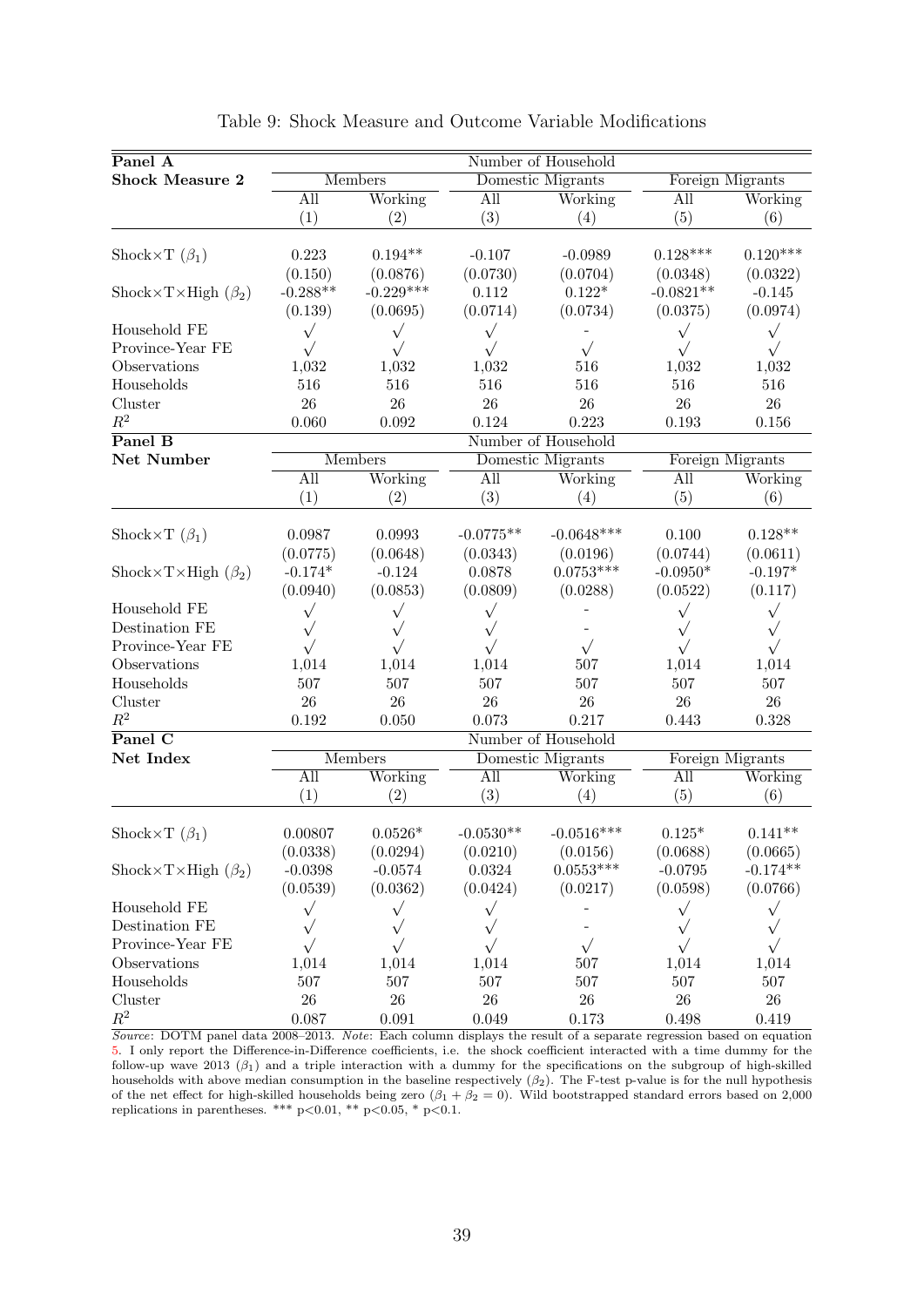Table 9: Shock Measure and Outcome Variable Modifications

| **Panel A** | Number of Household | | | | | |
|---|---|---|---|---|---|---|
| **Shock Measure 2** | Members | | Domestic Migrants | | Foreign Migrants | |
| | All | Working | All | Working | All | Working |
| | (1) | (2) | (3) | (4) | (5) | (6) |
| Shock×T ($\beta_1$) | 0.223 | 0.194** | -0.107 | -0.0989 | 0.128*** | 0.120*** |
| | (0.150) | (0.0876) | (0.0730) | (0.0704) | (0.0348) | (0.0322) |
| Shock×T×High ($\beta_2$) | -0.288** | -0.229*** | 0.112 | 0.122* | -0.0821** | -0.145 |
| | (0.139) | (0.0695) | (0.0714) | (0.0734) | (0.0375) | (0.0974) |
| Household FE | √ | √ | √ | - | √ | √ |
| Province-Year FE | √ | √ | √ | √ | √ | √ |
| Observations | 1,032 | 1,032 | 1,032 | 516 | 1,032 | 1,032 |
| Households | 516 | 516 | 516 | 516 | 516 | 516 |
| Cluster | 26 | 26 | 26 | 26 | 26 | 26 |
| $R^2$ | 0.060 | 0.092 | 0.124 | 0.223 | 0.193 | 0.156 |
| **Panel B** | Number of Household | | | | | |
| **Net Number** | Members | | Domestic Migrants | | Foreign Migrants | |
| | All | Working | All | Working | All | Working |
| | (1) | (2) | (3) | (4) | (5) | (6) |
| Shock×T ($\beta_1$) | 0.0987 | 0.0993 | -0.0775** | -0.0648*** | 0.100 | 0.128** |
| | (0.0775) | (0.0648) | (0.0343) | (0.0196) | (0.0744) | (0.0611) |
| Shock×T×High ($\beta_2$) | -0.174* | -0.124 | 0.0878 | 0.0753*** | -0.0950* | -0.197* |
| | (0.0940) | (0.0853) | (0.0809) | (0.0288) | (0.0522) | (0.117) |
| Household FE | √ | √ | √ | - | √ | √ |
| Destination FE | √ | √ | √ | - | √ | √ |
| Province-Year FE | √ | √ | √ | √ | √ | √ |
| Observations | 1,014 | 1,014 | 1,014 | 507 | 1,014 | 1,014 |
| Households | 507 | 507 | 507 | 507 | 507 | 507 |
| Cluster | 26 | 26 | 26 | 26 | 26 | 26 |
| $R^2$ | 0.192 | 0.050 | 0.073 | 0.217 | 0.443 | 0.328 |
| **Panel C** | Number of Household | | | | | |
| **Net Index** | Members | | Domestic Migrants | | Foreign Migrants | |
| | All | Working | All | Working | All | Working |
| | (1) | (2) | (3) | (4) | (5) | (6) |
| Shock×T ($\beta_1$) | 0.00807 | 0.0526* | -0.0530** | -0.0516*** | 0.125* | 0.141** |
| | (0.0338) | (0.0294) | (0.0210) | (0.0156) | (0.0688) | (0.0665) |
| Shock×T×High ($\beta_2$) | -0.0398 | -0.0574 | 0.0324 | 0.0553*** | -0.0795 | -0.174** |
| | (0.0539) | (0.0362) | (0.0424) | (0.0217) | (0.0598) | (0.0766) |
| Household FE | √ | √ | √ | - | √ | √ |
| Destination FE | √ | √ | √ | - | √ | √ |
| Province-Year FE | √ | √ | √ | √ | √ | √ |
| Observations | 1,014 | 1,014 | 1,014 | 507 | 1,014 | 1,014 |
| Households | 507 | 507 | 507 | 507 | 507 | 507 |
| Cluster | 26 | 26 | 26 | 26 | 26 | 26 |
| $R^2$ | 0.087 | 0.091 | 0.049 | 0.173 | 0.498 | 0.419 |

*Source*: DOTM panel data 2008–2013. *Note*: Each column displays the result of a separate regression based on equation 5. I only report the Difference-in-Difference coefficients, i.e. the shock coefficient interacted with a time dummy for the follow-up wave 2013 ($\beta_1$) and a triple interaction with a dummy for the specifications on the subgroup of high-skilled households with above median consumption in the baseline respectively ($\beta_2$). The F-test p-value is for the null hypothesis of the net effect for high-skilled households being zero ($\beta_1 + \beta_2 = 0$). Wild bootstrapped standard errors based on 2,000 replications in parentheses. *** p<0.01, ** p<0.05, * p<0.1.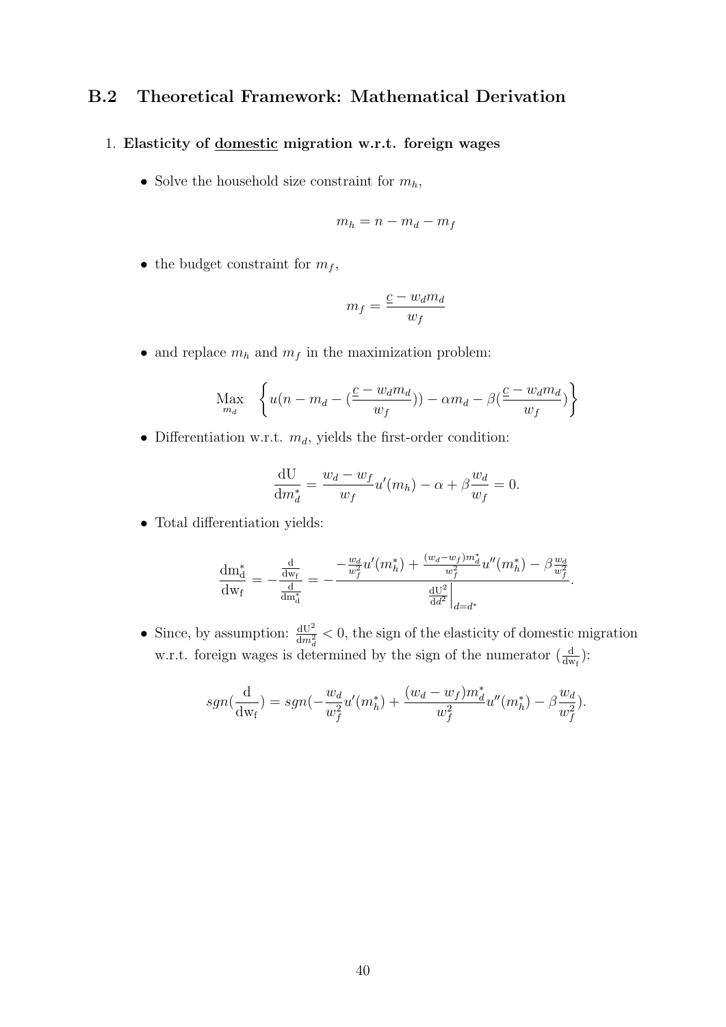## B.2 Theoretical Framework: Mathematical Derivation

1. **Elasticity of domestic migration w.r.t. foreign wages**

- Solve the household size constraint for $m_h$,

$$m_h = n - m_d - m_f$$

- the budget constraint for $m_f$,

$$m_f = \frac{\underline{c} - w_d m_d}{w_f}$$

- and replace $m_h$ and $m_f$ in the maximization problem:

$$\underset{m_d}{\text{Max}} \quad \left\{ u(n - m_d - (\frac{\underline{c} - w_d m_d}{w_f})) - \alpha m_d - \beta(\frac{\underline{c} - w_d m_d}{w_f}) \right\}$$

- Differentiation w.r.t. $m_d$, yields the first-order condition:

$$\frac{\mathrm{dU}}{\mathrm{d}m_d^*} = \frac{w_d - w_f}{w_f} u'(m_h) - \alpha + \beta \frac{w_d}{w_f} = 0.$$

- Total differentiation yields:

$$\frac{\mathrm{dm_d^*}}{\mathrm{dw_f}} = -\frac{\frac{\mathrm{d}}{\mathrm{dw_f}}}{\frac{\mathrm{d}}{\mathrm{dm_d^*}}} = -\frac{-\frac{w_d}{w_f^2} u'(m_h^*) + \frac{(w_d - w_f) m_d^*}{w_f^2} u''(m_h^*) - \beta \frac{w_d}{w_f^2}}{\left.\frac{\mathrm{dU}^2}{\mathrm{d}d^2}\right|_{d=d^*}}.$$

- Since, by assumption: $\frac{\mathrm{dU}^2}{\mathrm{d}m_d^2} < 0$, the sign of the elasticity of domestic migration w.r.t. foreign wages is determined by the sign of the numerator ($\frac{\mathrm{d}}{\mathrm{dw_f}}$):

$$sgn(\frac{\mathrm{d}}{\mathrm{dw_f}}) = sgn(-\frac{w_d}{w_f^2} u'(m_h^*) + \frac{(w_d - w_f) m_d^*}{w_f^2} u''(m_h^*) - \beta \frac{w_d}{w_f^2}).$$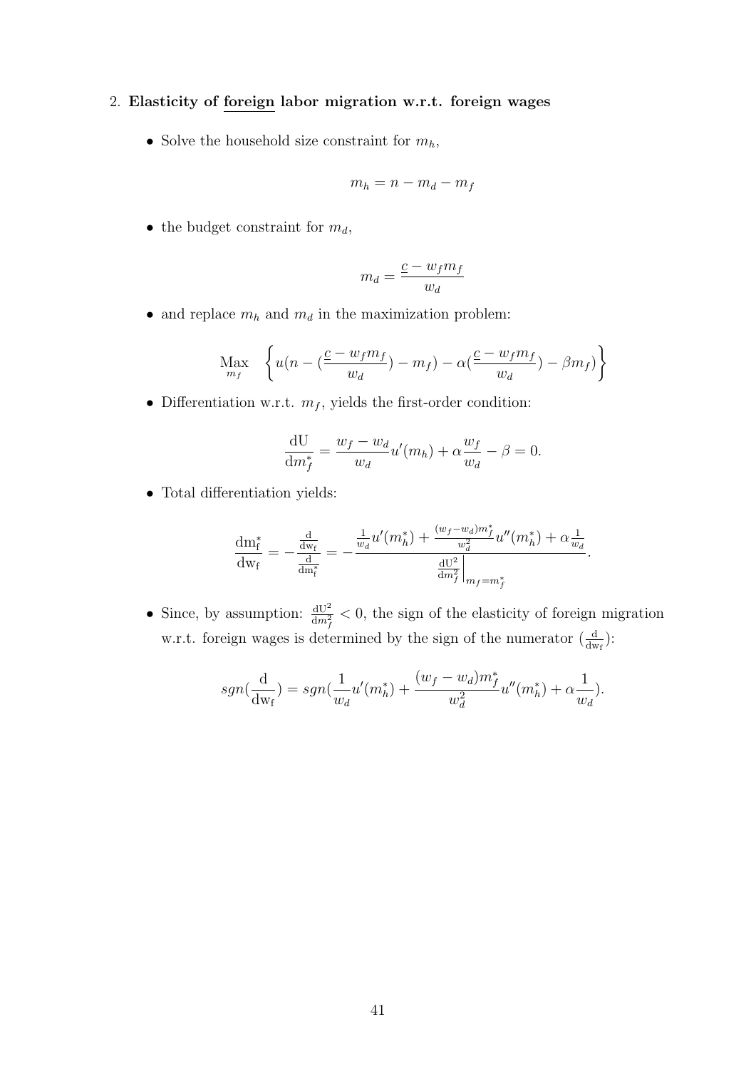2. **Elasticity of <u>foreign</u> labor migration w.r.t. foreign wages**

- Solve the household size constraint for $m_h$,

$$m_h = n - m_d - m_f$$

- the budget constraint for $m_d$,

$$m_d = \frac{\underline{c} - w_f m_f}{w_d}$$

- and replace $m_h$ and $m_d$ in the maximization problem:

$$\underset{m_f}{\text{Max}} \quad \left\{ u(n - (\frac{\underline{c} - w_f m_f}{w_d}) - m_f) - \alpha(\frac{\underline{c} - w_f m_f}{w_d}) - \beta m_f) \right\}$$

- Differentiation w.r.t. $m_f$, yields the first-order condition:

$$\frac{\mathrm{dU}}{\mathrm{d}m_f^*} = \frac{w_f - w_d}{w_d} u'(m_h) + \alpha \frac{w_f}{w_d} - \beta = 0.$$

- Total differentiation yields:

$$\frac{\mathrm{dm_f^*}}{\mathrm{dw_f}} = -\frac{\frac{\mathrm{d}}{\mathrm{dw_f}}}{\frac{\mathrm{d}}{\mathrm{dm_f^*}}} = -\frac{\frac{1}{w_d} u'(m_h^*) + \frac{(w_f - w_d) m_f^*}{w_d^2} u''(m_h^*) + \alpha \frac{1}{w_d}}{\left. \frac{\mathrm{dU}^2}{\mathrm{d}m_f^2} \right|_{m_f = m_f^*}}.$$

- Since, by assumption: $\frac{\mathrm{dU}^2}{\mathrm{d}m_f^2} < 0$, the sign of the elasticity of foreign migration w.r.t. foreign wages is determined by the sign of the numerator ($\frac{\mathrm{d}}{\mathrm{dw_f}}$):

$$sgn(\frac{\mathrm{d}}{\mathrm{dw_f}}) = sgn(\frac{1}{w_d} u'(m_h^*) + \frac{(w_f - w_d) m_f^*}{w_d^2} u''(m_h^*) + \alpha \frac{1}{w_d}).$$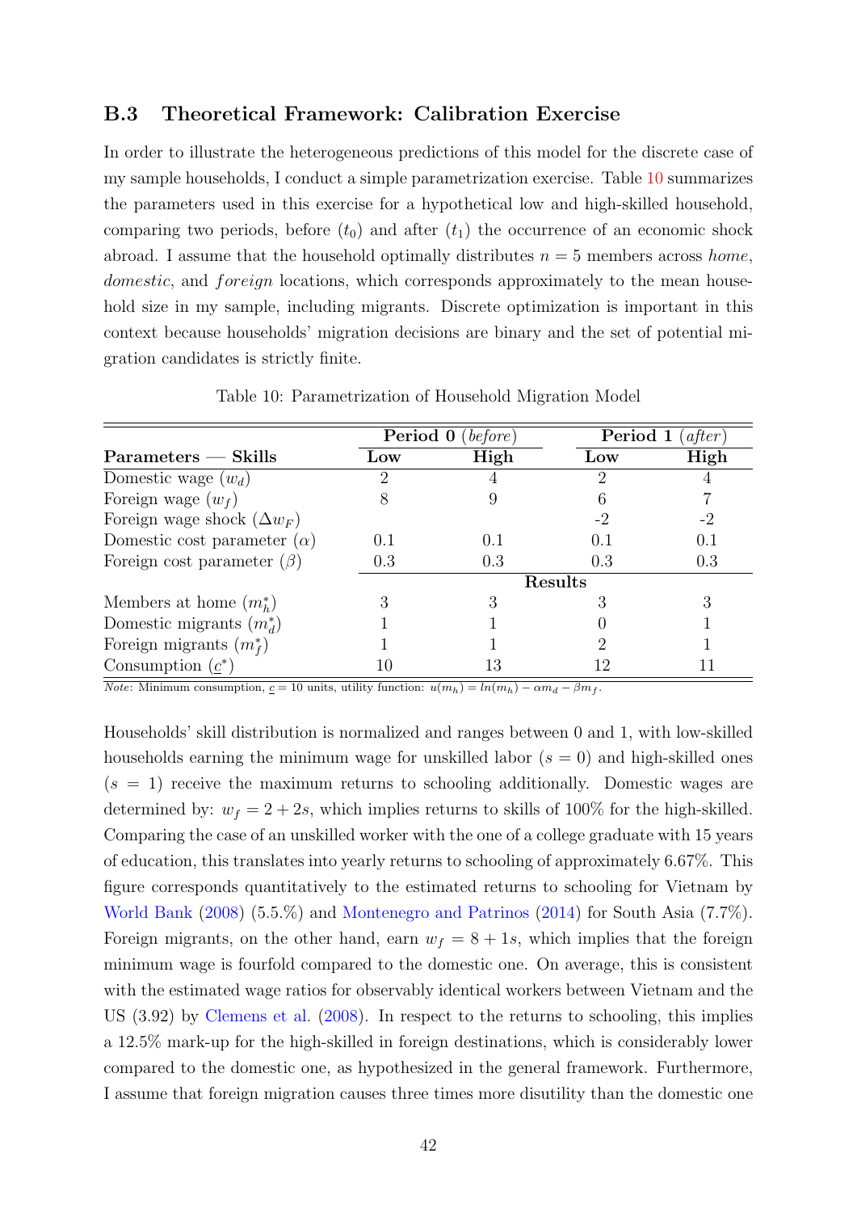### B.3 Theoretical Framework: Calibration Exercise

In order to illustrate the heterogeneous predictions of this model for the discrete case of my sample households, I conduct a simple parametrization exercise. Table 10 summarizes the parameters used in this exercise for a hypothetical low and high-skilled household, comparing two periods, before ($t_0$) and after ($t_1$) the occurrence of an economic shock abroad. I assume that the household optimally distributes $n = 5$ members across *home*, *domestic*, and *foreign* locations, which corresponds approximately to the mean household size in my sample, including migrants. Discrete optimization is important in this context because households' migration decisions are binary and the set of potential migration candidates is strictly finite.

Table 10: Parametrization of Household Migration Model

| | **Period 0** (*before*) | | **Period 1** (*after*) | |
|---|---|---|---|---|
| **Parameters — Skills** | **Low** | **High** | **Low** | **High** |
| Domestic wage ($w_d$) | 2 | 4 | 2 | 4 |
| Foreign wage ($w_f$) | 8 | 9 | 6 | 7 |
| Foreign wage shock ($\Delta w_F$) | | | -2 | -2 |
| Domestic cost parameter ($\alpha$) | 0.1 | 0.1 | 0.1 | 0.1 |
| Foreign cost parameter ($\beta$) | 0.3 | 0.3 | 0.3 | 0.3 |
| | **Results** | | | |
| Members at home ($m_h^*$) | 3 | 3 | 3 | 3 |
| Domestic migrants ($m_d^*$) | 1 | 1 | 0 | 1 |
| Foreign migrants ($m_f^*$) | 1 | 1 | 2 | 1 |
| Consumption ($\underline{c}^*$) | 10 | 13 | 12 | 11 |

*Note*: Minimum consumption, $\underline{c} = 10$ units, utility function: $u(m_h) = ln(m_h) - \alpha m_d - \beta m_f$.

Households' skill distribution is normalized and ranges between 0 and 1, with low-skilled households earning the minimum wage for unskilled labor ($s = 0$) and high-skilled ones ($s = 1$) receive the maximum returns to schooling additionally. Domestic wages are determined by: $w_f = 2 + 2s$, which implies returns to skills of 100% for the high-skilled. Comparing the case of an unskilled worker with the one of a college graduate with 15 years of education, this translates into yearly returns to schooling of approximately 6.67%. This figure corresponds quantitatively to the estimated returns to schooling for Vietnam by World Bank (2008) (5.5.%) and Montenegro and Patrinos (2014) for South Asia (7.7%). Foreign migrants, on the other hand, earn $w_f = 8 + 1s$, which implies that the foreign minimum wage is fourfold compared to the domestic one. On average, this is consistent with the estimated wage ratios for observably identical workers between Vietnam and the US (3.92) by Clemens et al. (2008). In respect to the returns to schooling, this implies a 12.5% mark-up for the high-skilled in foreign destinations, which is considerably lower compared to the domestic one, as hypothesized in the general framework. Furthermore, I assume that foreign migration causes three times more disutility than the domestic one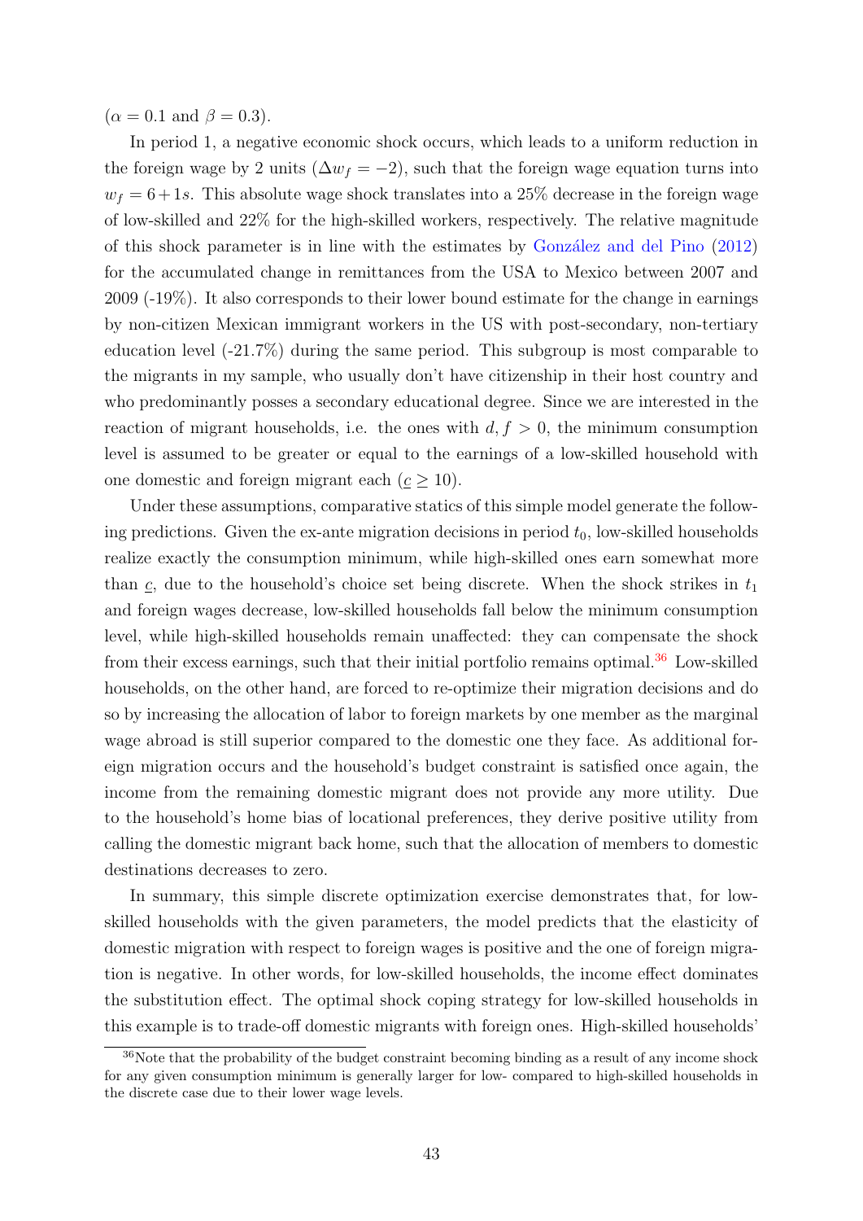($\alpha = 0.1$ and $\beta = 0.3$).

In period 1, a negative economic shock occurs, which leads to a uniform reduction in the foreign wage by 2 units ($\Delta w_f = -2$), such that the foreign wage equation turns into $w_f = 6 + 1s$. This absolute wage shock translates into a 25% decrease in the foreign wage of low-skilled and 22% for the high-skilled workers, respectively. The relative magnitude of this shock parameter is in line with the estimates by González and del Pino (2012) for the accumulated change in remittances from the USA to Mexico between 2007 and 2009 (-19%). It also corresponds to their lower bound estimate for the change in earnings by non-citizen Mexican immigrant workers in the US with post-secondary, non-tertiary education level (-21.7%) during the same period. This subgroup is most comparable to the migrants in my sample, who usually don't have citizenship in their host country and who predominantly posses a secondary educational degree. Since we are interested in the reaction of migrant households, i.e. the ones with $d, f > 0$, the minimum consumption level is assumed to be greater or equal to the earnings of a low-skilled household with one domestic and foreign migrant each ($\underline{c} \geq 10$).

Under these assumptions, comparative statics of this simple model generate the following predictions. Given the ex-ante migration decisions in period $t_0$, low-skilled households realize exactly the consumption minimum, while high-skilled ones earn somewhat more than $\underline{c}$, due to the household's choice set being discrete. When the shock strikes in $t_1$ and foreign wages decrease, low-skilled households fall below the minimum consumption level, while high-skilled households remain unaffected: they can compensate the shock from their excess earnings, such that their initial portfolio remains optimal.[36] Low-skilled households, on the other hand, are forced to re-optimize their migration decisions and do so by increasing the allocation of labor to foreign markets by one member as the marginal wage abroad is still superior compared to the domestic one they face. As additional foreign migration occurs and the household's budget constraint is satisfied once again, the income from the remaining domestic migrant does not provide any more utility. Due to the household's home bias of locational preferences, they derive positive utility from calling the domestic migrant back home, such that the allocation of members to domestic destinations decreases to zero.

In summary, this simple discrete optimization exercise demonstrates that, for low-skilled households with the given parameters, the model predicts that the elasticity of domestic migration with respect to foreign wages is positive and the one of foreign migration is negative. In other words, for low-skilled households, the income effect dominates the substitution effect. The optimal shock coping strategy for low-skilled households in this example is to trade-off domestic migrants with foreign ones. High-skilled households'

[36] Note that the probability of the budget constraint becoming binding as a result of any income shock for any given consumption minimum is generally larger for low- compared to high-skilled households in the discrete case due to their lower wage levels.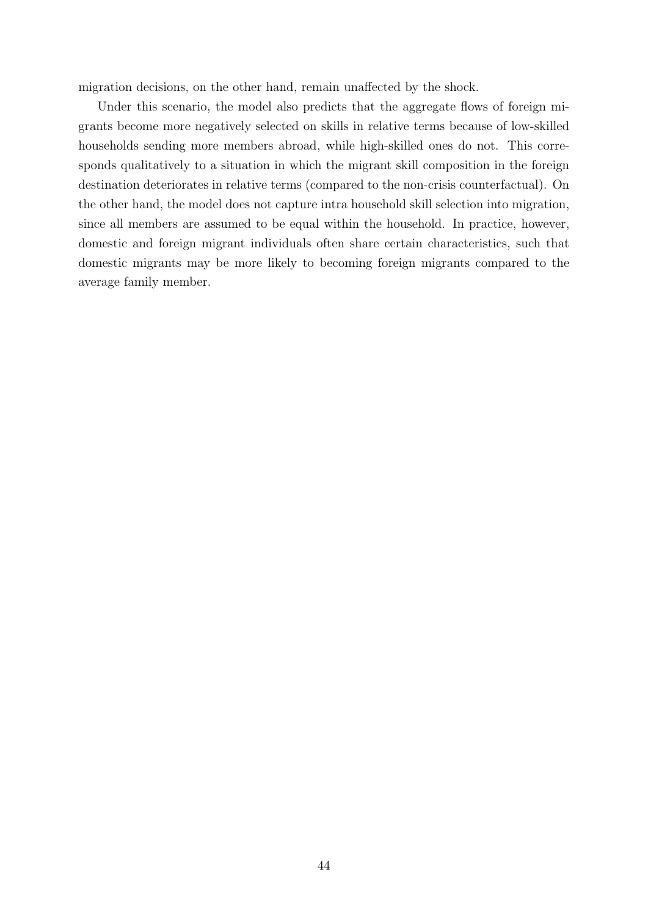migration decisions, on the other hand, remain unaffected by the shock.

Under this scenario, the model also predicts that the aggregate flows of foreign migrants become more negatively selected on skills in relative terms because of low-skilled households sending more members abroad, while high-skilled ones do not. This corresponds qualitatively to a situation in which the migrant skill composition in the foreign destination deteriorates in relative terms (compared to the non-crisis counterfactual). On the other hand, the model does not capture intra household skill selection into migration, since all members are assumed to be equal within the household. In practice, however, domestic and foreign migrant individuals often share certain characteristics, such that domestic migrants may be more likely to becoming foreign migrants compared to the average family member.